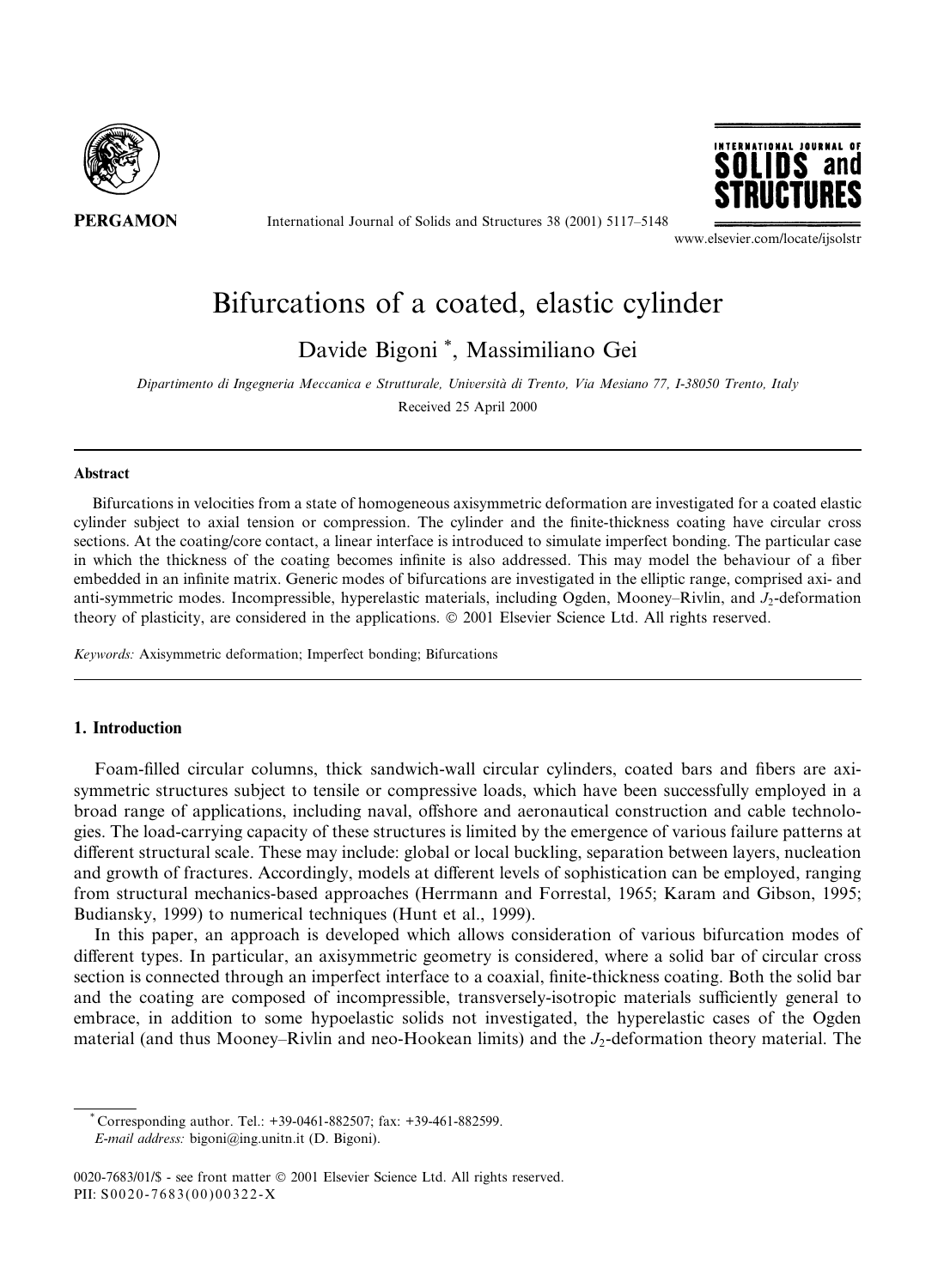# Bifurcations of a coated, elastic cylinder

Davide Bigoni *, Massimiliano Gei

*Dipartimento di Ingegneria Meccanica e Strutturale, Università di Trento, Via Mesiano 77, I-38050 Trento, Italy*

Received 25 April 2000

## Abstract

Bifurcations in velocities from a state of homogeneous axisymmetric deformation are investigated for a coated elastic cylinder subject to axial tension or compression. The cylinder and the finite-thickness coating have circular cross sections. At the coating/core contact, a linear interface is introduced to simulate imperfect bonding. The particular case in which the thickness of the coating becomes infinite is also addressed. This may model the behaviour of a fiber embedded in an infinite matrix. Generic modes of bifurcations are investigated in the elliptic range, comprised axi- and anti-symmetric modes. Incompressible, hyperelastic materials, including Ogden, Mooney–Rivlin, and $J_2$-deformation theory of plasticity, are considered in the applications. © 2001 Elsevier Science Ltd. All rights reserved.

*Keywords:* Axisymmetric deformation; Imperfect bonding; Bifurcations

## 1. Introduction

Foam-filled circular columns, thick sandwich-wall circular cylinders, coated bars and fibers are axisymmetric structures subject to tensile or compressive loads, which have been successfully employed in a broad range of applications, including naval, offshore and aeronautical construction and cable technologies. The load-carrying capacity of these structures is limited by the emergence of various failure patterns at different structural scale. These may include: global or local buckling, separation between layers, nucleation and growth of fractures. Accordingly, models at different levels of sophistication can be employed, ranging from structural mechanics-based approaches (Herrmann and Forrestal, 1965; Karam and Gibson, 1995; Budiansky, 1999) to numerical techniques (Hunt et al., 1999).

In this paper, an approach is developed which allows consideration of various bifurcation modes of different types. In particular, an axisymmetric geometry is considered, where a solid bar of circular cross section is connected through an imperfect interface to a coaxial, finite-thickness coating. Both the solid bar and the coating are composed of incompressible, transversely-isotropic materials sufficiently general to embrace, in addition to some hypoelastic solids not investigated, the hyperelastic cases of the Ogden material (and thus Mooney–Rivlin and neo-Hookean limits) and the $J_2$-deformation theory material. The

* Corresponding author. Tel.: +39-0461-882507; fax: +39-461-882599.
*E-mail address:* bigoni@ing.unitn.it (D. Bigoni).

0020-7683/01/$ - see front matter © 2001 Elsevier Science Ltd. All rights reserved.
PII: S0020-7683(00)00322-X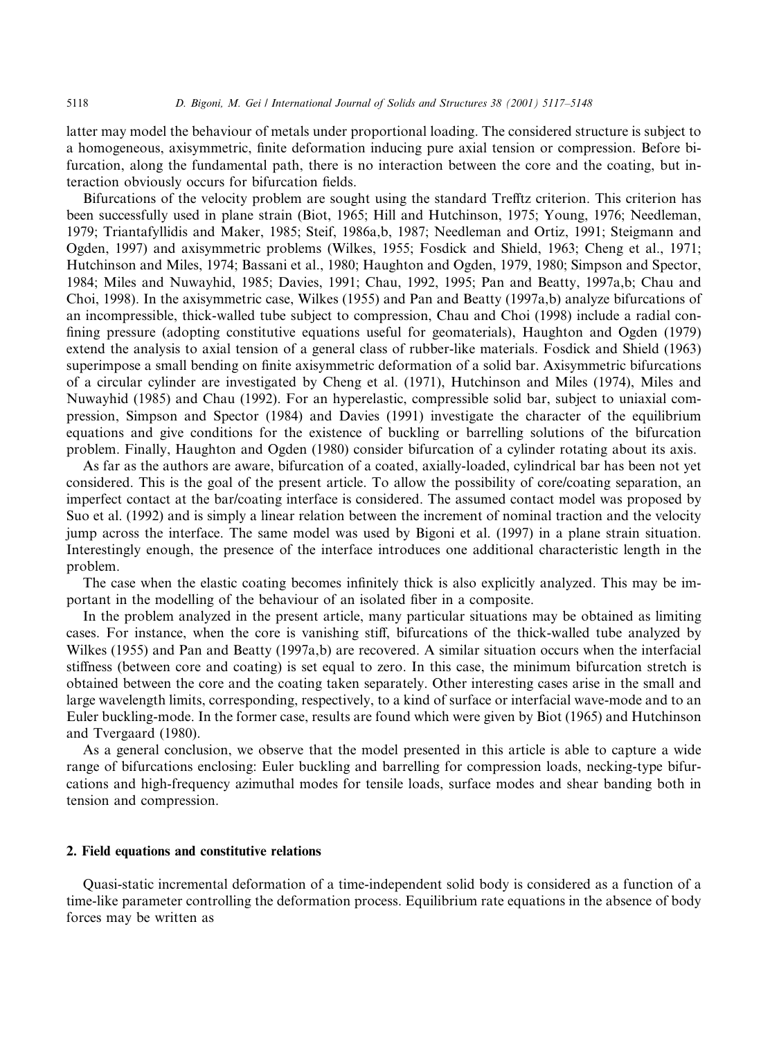latter may model the behaviour of metals under proportional loading. The considered structure is subject to a homogeneous, axisymmetric, finite deformation inducing pure axial tension or compression. Before bifurcation, along the fundamental path, there is no interaction between the core and the coating, but interaction obviously occurs for bifurcation fields.

Bifurcations of the velocity problem are sought using the standard Trefftz criterion. This criterion has been successfully used in plane strain (Biot, 1965; Hill and Hutchinson, 1975; Young, 1976; Needleman, 1979; Triantafyllidis and Maker, 1985; Steif, 1986a,b, 1987; Needleman and Ortiz, 1991; Steigmann and Ogden, 1997) and axisymmetric problems (Wilkes, 1955; Fosdick and Shield, 1963; Cheng et al., 1971; Hutchinson and Miles, 1974; Bassani et al., 1980; Haughton and Ogden, 1979, 1980; Simpson and Spector, 1984; Miles and Nuwayhid, 1985; Davies, 1991; Chau, 1992, 1995; Pan and Beatty, 1997a,b; Chau and Choi, 1998). In the axisymmetric case, Wilkes (1955) and Pan and Beatty (1997a,b) analyze bifurcations of an incompressible, thick-walled tube subject to compression, Chau and Choi (1998) include a radial confining pressure (adopting constitutive equations useful for geomaterials), Haughton and Ogden (1979) extend the analysis to axial tension of a general class of rubber-like materials. Fosdick and Shield (1963) superimpose a small bending on finite axisymmetric deformation of a solid bar. Axisymmetric bifurcations of a circular cylinder are investigated by Cheng et al. (1971), Hutchinson and Miles (1974), Miles and Nuwayhid (1985) and Chau (1992). For an hyperelastic, compressible solid bar, subject to uniaxial compression, Simpson and Spector (1984) and Davies (1991) investigate the character of the equilibrium equations and give conditions for the existence of buckling or barrelling solutions of the bifurcation problem. Finally, Haughton and Ogden (1980) consider bifurcation of a cylinder rotating about its axis.

As far as the authors are aware, bifurcation of a coated, axially-loaded, cylindrical bar has been not yet considered. This is the goal of the present article. To allow the possibility of core/coating separation, an imperfect contact at the bar/coating interface is considered. The assumed contact model was proposed by Suo et al. (1992) and is simply a linear relation between the increment of nominal traction and the velocity jump across the interface. The same model was used by Bigoni et al. (1997) in a plane strain situation. Interestingly enough, the presence of the interface introduces one additional characteristic length in the problem.

The case when the elastic coating becomes infinitely thick is also explicitly analyzed. This may be important in the modelling of the behaviour of an isolated fiber in a composite.

In the problem analyzed in the present article, many particular situations may be obtained as limiting cases. For instance, when the core is vanishing stiff, bifurcations of the thick-walled tube analyzed by Wilkes (1955) and Pan and Beatty (1997a,b) are recovered. A similar situation occurs when the interfacial stiffness (between core and coating) is set equal to zero. In this case, the minimum bifurcation stretch is obtained between the core and the coating taken separately. Other interesting cases arise in the small and large wavelength limits, corresponding, respectively, to a kind of surface or interfacial wave-mode and to an Euler buckling-mode. In the former case, results are found which were given by Biot (1965) and Hutchinson and Tvergaard (1980).

As a general conclusion, we observe that the model presented in this article is able to capture a wide range of bifurcations enclosing: Euler buckling and barrelling for compression loads, necking-type bifurcations and high-frequency azimuthal modes for tensile loads, surface modes and shear banding both in tension and compression.

## 2. Field equations and constitutive relations

Quasi-static incremental deformation of a time-independent solid body is considered as a function of a time-like parameter controlling the deformation process. Equilibrium rate equations in the absence of body forces may be written as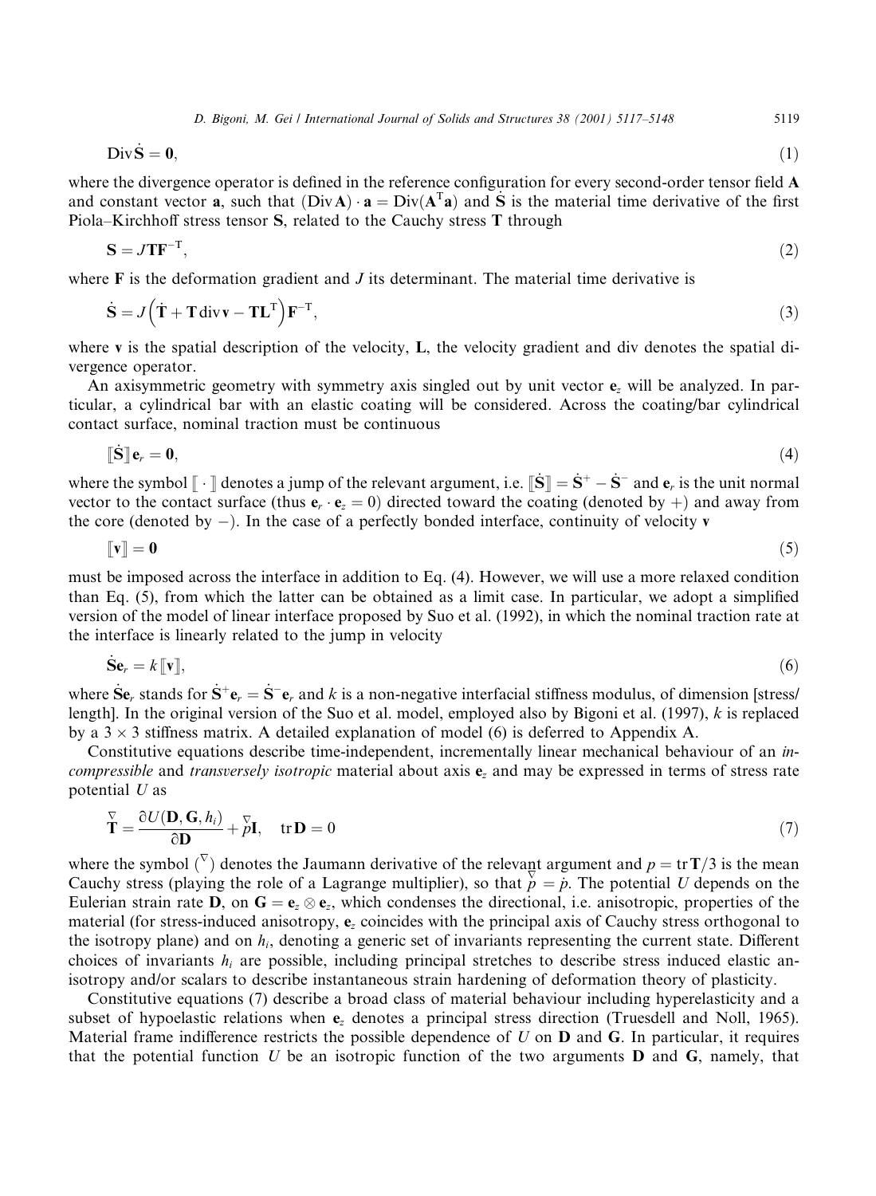$$\mathrm{Div}\dot{\mathbf{S}} = \mathbf{0}, \tag{1}$$

where the divergence operator is defined in the reference configuration for every second-order tensor field $\mathbf{A}$ and constant vector $\mathbf{a}$, such that $(\mathrm{Div}\,\mathbf{A}) \cdot \mathbf{a} = \mathrm{Div}(\mathbf{A}^{\mathrm{T}}\mathbf{a})$ and $\dot{\mathbf{S}}$ is the material time derivative of the first Piola–Kirchhoff stress tensor $\mathbf{S}$, related to the Cauchy stress $\mathbf{T}$ through

$$\mathbf{S} = J\mathbf{T}\mathbf{F}^{-\mathrm{T}}, \tag{2}$$

where $\mathbf{F}$ is the deformation gradient and $J$ its determinant. The material time derivative is

$$\dot{\mathbf{S}} = J\left(\dot{\mathbf{T}} + \mathbf{T}\,\mathrm{div}\,\mathbf{v} - \mathbf{T}\mathbf{L}^{\mathrm{T}}\right)\mathbf{F}^{-\mathrm{T}}, \tag{3}$$

where $\mathbf{v}$ is the spatial description of the velocity, $\mathbf{L}$, the velocity gradient and div denotes the spatial divergence operator.

An axisymmetric geometry with symmetry axis singled out by unit vector $\mathbf{e}_z$ will be analyzed. In particular, a cylindrical bar with an elastic coating will be considered. Across the coating/bar cylindrical contact surface, nominal traction must be continuous

$$[\![\dot{\mathbf{S}}]\!]\,\mathbf{e}_r = \mathbf{0}, \tag{4}$$

where the symbol $[\![\cdot]\!]$ denotes a jump of the relevant argument, i.e. $[\![\dot{\mathbf{S}}]\!] = \dot{\mathbf{S}}^{+} - \dot{\mathbf{S}}^{-}$ and $\mathbf{e}_r$ is the unit normal vector to the contact surface (thus $\mathbf{e}_r \cdot \mathbf{e}_z = 0$) directed toward the coating (denoted by $+$) and away from the core (denoted by $-$). In the case of a perfectly bonded interface, continuity of velocity $\mathbf{v}$

$$[\![\mathbf{v}]\!] = \mathbf{0} \tag{5}$$

must be imposed across the interface in addition to Eq. (4). However, we will use a more relaxed condition than Eq. (5), from which the latter can be obtained as a limit case. In particular, we adopt a simplified version of the model of linear interface proposed by Suo et al. (1992), in which the nominal traction rate at the interface is linearly related to the jump in velocity

$$\dot{\mathbf{S}}\mathbf{e}_r = k[\![\mathbf{v}]\!], \tag{6}$$

where $\dot{\mathbf{S}}\mathbf{e}_r$ stands for $\dot{\mathbf{S}}^{+}\mathbf{e}_r = \dot{\mathbf{S}}^{-}\mathbf{e}_r$ and $k$ is a non-negative interfacial stiffness modulus, of dimension [stress/length]. In the original version of the Suo et al. model, employed also by Bigoni et al. (1997), $k$ is replaced by a $3 \times 3$ stiffness matrix. A detailed explanation of model (6) is deferred to Appendix A.

Constitutive equations describe time-independent, incrementally linear mechanical behaviour of an *incompressible* and *transversely isotropic* material about axis $\mathbf{e}_z$ and may be expressed in terms of stress rate potential $U$ as

$$\overset{\nabla}{\mathbf{T}} = \frac{\partial U(\mathbf{D}, \mathbf{G}, h_i)}{\partial \mathbf{D}} + \overset{\nabla}{p}\mathbf{I}, \quad \mathrm{tr}\,\mathbf{D} = 0 \tag{7}$$

where the symbol $(\overset{\nabla}{\ })$ denotes the Jaumann derivative of the relevant argument and $p = \mathrm{tr}\,\mathbf{T}/3$ is the mean Cauchy stress (playing the role of a Lagrange multiplier), so that $\overset{\nabla}{p} = \dot{p}$. The potential $U$ depends on the Eulerian strain rate $\mathbf{D}$, on $\mathbf{G} = \mathbf{e}_z \otimes \mathbf{e}_z$, which condenses the directional, i.e. anisotropic, properties of the material (for stress-induced anisotropy, $\mathbf{e}_z$ coincides with the principal axis of Cauchy stress orthogonal to the isotropy plane) and on $h_i$, denoting a generic set of invariants representing the current state. Different choices of invariants $h_i$ are possible, including principal stretches to describe stress induced elastic anisotropy and/or scalars to describe instantaneous strain hardening of deformation theory of plasticity.

Constitutive equations (7) describe a broad class of material behaviour including hyperelasticity and a subset of hypoelastic relations when $\mathbf{e}_z$ denotes a principal stress direction (Truesdell and Noll, 1965). Material frame indifference restricts the possible dependence of $U$ on $\mathbf{D}$ and $\mathbf{G}$. In particular, it requires that the potential function $U$ be an isotropic function of the two arguments $\mathbf{D}$ and $\mathbf{G}$, namely, that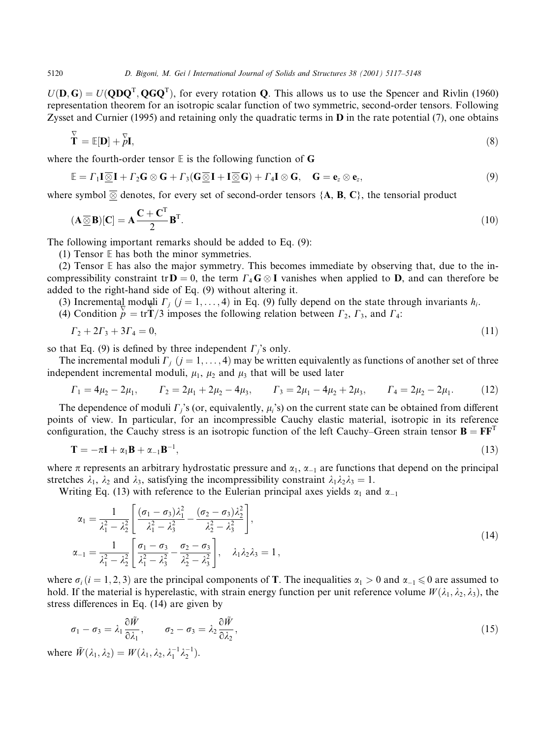$U(\mathbf{D}, \mathbf{G}) = U(\mathbf{Q}\mathbf{D}\mathbf{Q}^T, \mathbf{Q}\mathbf{G}\mathbf{Q}^T)$, for every rotation $\mathbf{Q}$. This allows us to use the Spencer and Rivlin (1960) representation theorem for an isotropic scalar function of two symmetric, second-order tensors. Following Zysset and Curnier (1995) and retaining only the quadratic terms in $\mathbf{D}$ in the rate potential (7), one obtains

$$\overset{\nabla}{\mathbf{T}} = \mathbb{E}[\mathbf{D}] + \overset{\nabla}{p}\mathbf{I}, \tag{8}$$

where the fourth-order tensor $\mathbb{E}$ is the following function of $\mathbf{G}$

$$\mathbb{E} = \Gamma_1 \mathbf{I} \overline{\underline{\otimes}} \mathbf{I} + \Gamma_2 \mathbf{G} \otimes \mathbf{G} + \Gamma_3 (\mathbf{G} \overline{\underline{\otimes}} \mathbf{I} + \mathbf{I} \overline{\underline{\otimes}} \mathbf{G}) + \Gamma_4 \mathbf{I} \otimes \mathbf{G}, \quad \mathbf{G} = \mathbf{e}_z \otimes \mathbf{e}_z, \tag{9}$$

where symbol $\overline{\underline{\otimes}}$ denotes, for every set of second-order tensors $\{\mathbf{A}, \mathbf{B}, \mathbf{C}\}$, the tensorial product

$$(\mathbf{A} \overline{\underline{\otimes}} \mathbf{B})[\mathbf{C}] = \mathbf{A} \frac{\mathbf{C} + \mathbf{C}^T}{2} \mathbf{B}^T. \tag{10}$$

The following important remarks should be added to Eq. (9):

(1) Tensor $\mathbb{E}$ has both the minor symmetries.

(2) Tensor $\mathbb{E}$ has also the major symmetry. This becomes immediate by observing that, due to the incompressibility constraint $\operatorname{tr}\mathbf{D} = 0$, the term $\Gamma_4 \mathbf{G} \otimes \mathbf{I}$ vanishes when applied to $\mathbf{D}$, and can therefore be added to the right-hand side of Eq. (9) without altering it.

(3) Incremental moduli $\Gamma_j$ $(j = 1, \ldots, 4)$ in Eq. (9) fully depend on the state through invariants $h_i$.

(4) Condition $\overset{\nabla}{p} = \operatorname{tr}\overset{\nabla}{\mathbf{T}}/3$ imposes the following relation between $\Gamma_2$, $\Gamma_3$, and $\Gamma_4$:

$$\Gamma_2 + 2\Gamma_3 + 3\Gamma_4 = 0, \tag{11}$$

so that Eq. (9) is defined by three independent $\Gamma_j$'s only.

The incremental moduli $\Gamma_j$ $(j = 1, \ldots, 4)$ may be written equivalently as functions of another set of three independent incremental moduli, $\mu_1$, $\mu_2$ and $\mu_3$ that will be used later

$$\Gamma_1 = 4\mu_2 - 2\mu_1, \qquad \Gamma_2 = 2\mu_1 + 2\mu_2 - 4\mu_3, \qquad \Gamma_3 = 2\mu_1 - 4\mu_2 + 2\mu_3, \qquad \Gamma_4 = 2\mu_2 - 2\mu_1. \tag{12}$$

The dependence of moduli $\Gamma_j$'s (or, equivalently, $\mu_i$'s) on the current state can be obtained from different points of view. In particular, for an incompressible Cauchy elastic material, isotropic in its reference configuration, the Cauchy stress is an isotropic function of the left Cauchy–Green strain tensor $\mathbf{B} = \mathbf{F}\mathbf{F}^T$

$$\mathbf{T} = -\pi\mathbf{I} + \alpha_1 \mathbf{B} + \alpha_{-1} \mathbf{B}^{-1}, \tag{13}$$

where $\pi$ represents an arbitrary hydrostatic pressure and $\alpha_1$, $\alpha_{-1}$ are functions that depend on the principal stretches $\lambda_1$, $\lambda_2$ and $\lambda_3$, satisfying the incompressibility constraint $\lambda_1\lambda_2\lambda_3 = 1$.

Writing Eq. (13) with reference to the Eulerian principal axes yields $\alpha_1$ and $\alpha_{-1}$

$$\begin{aligned}
\alpha_1 &= \frac{1}{\lambda_1^2 - \lambda_2^2} \left[ \frac{(\sigma_1 - \sigma_3)\lambda_1^2}{\lambda_1^2 - \lambda_3^2} - \frac{(\sigma_2 - \sigma_3)\lambda_2^2}{\lambda_2^2 - \lambda_3^2} \right], \\
\alpha_{-1} &= \frac{1}{\lambda_1^2 - \lambda_2^2} \left[ \frac{\sigma_1 - \sigma_3}{\lambda_1^2 - \lambda_3^2} - \frac{\sigma_2 - \sigma_3}{\lambda_2^2 - \lambda_3^2} \right], \quad \lambda_1\lambda_2\lambda_3 = 1,
\end{aligned} \tag{14}$$

where $\sigma_i$ $(i = 1, 2, 3)$ are the principal components of $\mathbf{T}$. The inequalities $\alpha_1 > 0$ and $\alpha_{-1} \leqslant 0$ are assumed to hold. If the material is hyperelastic, with strain energy function per unit reference volume $W(\lambda_1, \lambda_2, \lambda_3)$, the stress differences in Eq. (14) are given by

$$\sigma_1 - \sigma_3 = \lambda_1 \frac{\partial \tilde{W}}{\partial \lambda_1}, \qquad \sigma_2 - \sigma_3 = \lambda_2 \frac{\partial \tilde{W}}{\partial \lambda_2}, \tag{15}$$

where $\tilde{W}(\lambda_1, \lambda_2) = W(\lambda_1, \lambda_2, \lambda_1^{-1}\lambda_2^{-1})$.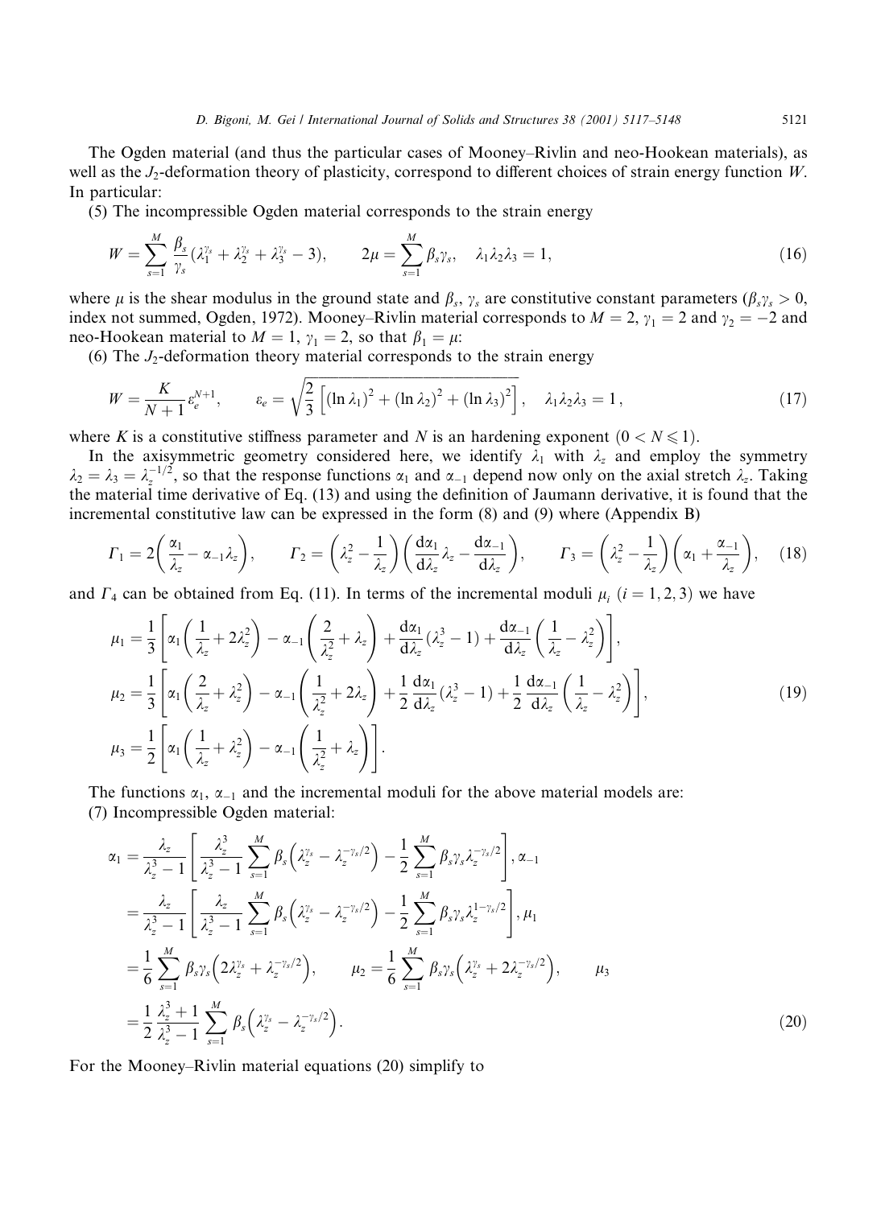The Ogden material (and thus the particular cases of Mooney–Rivlin and neo-Hookean materials), as well as the $J_2$-deformation theory of plasticity, correspond to different choices of strain energy function $W$. In particular:

(5) The incompressible Ogden material corresponds to the strain energy

$$W = \sum_{s=1}^{M} \frac{\beta_s}{\gamma_s}\left(\lambda_1^{\gamma_s} + \lambda_2^{\gamma_s} + \lambda_3^{\gamma_s} - 3\right), \qquad 2\mu = \sum_{s=1}^{M} \beta_s \gamma_s, \quad \lambda_1\lambda_2\lambda_3 = 1, \tag{16}$$

where $\mu$ is the shear modulus in the ground state and $\beta_s$, $\gamma_s$ are constitutive constant parameters ($\beta_s\gamma_s > 0$, index not summed, Ogden, 1972). Mooney–Rivlin material corresponds to $M = 2$, $\gamma_1 = 2$ and $\gamma_2 = -2$ and neo-Hookean material to $M = 1$, $\gamma_1 = 2$, so that $\beta_1 = \mu$:

(6) The $J_2$-deformation theory material corresponds to the strain energy

$$W = \frac{K}{N+1}\varepsilon_e^{N+1}, \qquad \varepsilon_e = \sqrt{\frac{2}{3}\left[(\ln\lambda_1)^2 + (\ln\lambda_2)^2 + (\ln\lambda_3)^2\right]}, \quad \lambda_1\lambda_2\lambda_3 = 1, \tag{17}$$

where $K$ is a constitutive stiffness parameter and $N$ is an hardening exponent ($0 < N \leqslant 1$).

In the axisymmetric geometry considered here, we identify $\lambda_1$ with $\lambda_z$ and employ the symmetry $\lambda_2 = \lambda_3 = \lambda_z^{-1/2}$, so that the response functions $\alpha_1$ and $\alpha_{-1}$ depend now only on the axial stretch $\lambda_z$. Taking the material time derivative of Eq. (13) and using the definition of Jaumann derivative, it is found that the incremental constitutive law can be expressed in the form (8) and (9) where (Appendix B)

$$\Gamma_1 = 2\left(\frac{\alpha_1}{\lambda_z} - \alpha_{-1}\lambda_z\right), \qquad \Gamma_2 = \left(\lambda_z^2 - \frac{1}{\lambda_z}\right)\left(\frac{\mathrm{d}\alpha_1}{\mathrm{d}\lambda_z}\lambda_z - \frac{\mathrm{d}\alpha_{-1}}{\mathrm{d}\lambda_z}\right), \qquad \Gamma_3 = \left(\lambda_z^2 - \frac{1}{\lambda_z}\right)\left(\alpha_1 + \frac{\alpha_{-1}}{\lambda_z}\right), \tag{18}$$

and $\Gamma_4$ can be obtained from Eq. (11). In terms of the incremental moduli $\mu_i$ ($i = 1, 2, 3$) we have

$$\begin{aligned}
\mu_1 &= \frac{1}{3}\left[\alpha_1\left(\frac{1}{\lambda_z} + 2\lambda_z^2\right) - \alpha_{-1}\left(\frac{2}{\lambda_z^2} + \lambda_z\right) + \frac{\mathrm{d}\alpha_1}{\mathrm{d}\lambda_z}(\lambda_z^3 - 1) + \frac{\mathrm{d}\alpha_{-1}}{\mathrm{d}\lambda_z}\left(\frac{1}{\lambda_z} - \lambda_z^2\right)\right], \\
\mu_2 &= \frac{1}{3}\left[\alpha_1\left(\frac{2}{\lambda_z} + \lambda_z^2\right) - \alpha_{-1}\left(\frac{1}{\lambda_z^2} + 2\lambda_z\right) + \frac{1}{2}\frac{\mathrm{d}\alpha_1}{\mathrm{d}\lambda_z}(\lambda_z^3 - 1) + \frac{1}{2}\frac{\mathrm{d}\alpha_{-1}}{\mathrm{d}\lambda_z}\left(\frac{1}{\lambda_z} - \lambda_z^2\right)\right], \\
\mu_3 &= \frac{1}{2}\left[\alpha_1\left(\frac{1}{\lambda_z} + \lambda_z^2\right) - \alpha_{-1}\left(\frac{1}{\lambda_z^2} + \lambda_z\right)\right].
\end{aligned} \tag{19}$$

The functions $\alpha_1$, $\alpha_{-1}$ and the incremental moduli for the above material models are:

(7) Incompressible Ogden material:

$$\begin{aligned}
\alpha_1 &= \frac{\lambda_z}{\lambda_z^3 - 1}\left[\frac{\lambda_z^3}{\lambda_z^3 - 1}\sum_{s=1}^{M}\beta_s\left(\lambda_z^{\gamma_s} - \lambda_z^{-\gamma_s/2}\right) - \frac{1}{2}\sum_{s=1}^{M}\beta_s\gamma_s\lambda_z^{-\gamma_s/2}\right], \alpha_{-1} \\
&= \frac{\lambda_z}{\lambda_z^3 - 1}\left[\frac{\lambda_z}{\lambda_z^3 - 1}\sum_{s=1}^{M}\beta_s\left(\lambda_z^{\gamma_s} - \lambda_z^{-\gamma_s/2}\right) - \frac{1}{2}\sum_{s=1}^{M}\beta_s\gamma_s\lambda_z^{1-\gamma_s/2}\right], \mu_1 \\
&= \frac{1}{6}\sum_{s=1}^{M}\beta_s\gamma_s\left(2\lambda_z^{\gamma_s} + \lambda_z^{-\gamma_s/2}\right), \qquad \mu_2 = \frac{1}{6}\sum_{s=1}^{M}\beta_s\gamma_s\left(\lambda_z^{\gamma_s} + 2\lambda_z^{-\gamma_s/2}\right), \qquad \mu_3 \\
&= \frac{1}{2}\frac{\lambda_z^3 + 1}{\lambda_z^3 - 1}\sum_{s=1}^{M}\beta_s\left(\lambda_z^{\gamma_s} - \lambda_z^{-\gamma_s/2}\right).
\end{aligned} \tag{20}$$

For the Mooney–Rivlin material equations (20) simplify to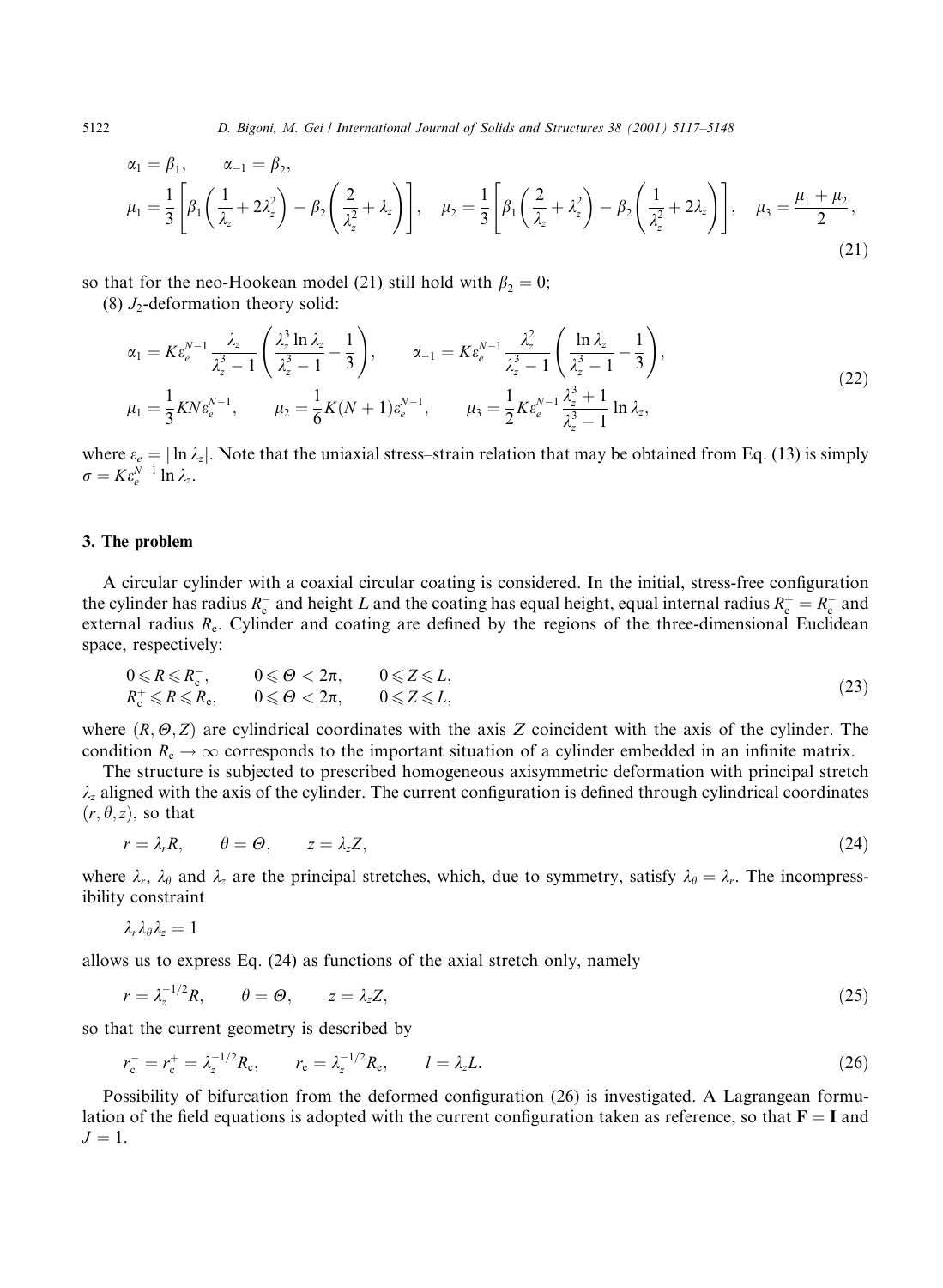$$
\begin{aligned}
&\alpha_1 = \beta_1, \qquad \alpha_{-1} = \beta_2,\\
&\mu_1 = \frac{1}{3}\left[\beta_1\left(\frac{1}{\lambda_z} + 2\lambda_z^2\right) - \beta_2\left(\frac{2}{\lambda_z^2} + \lambda_z\right)\right], \quad \mu_2 = \frac{1}{3}\left[\beta_1\left(\frac{2}{\lambda_z} + \lambda_z^2\right) - \beta_2\left(\frac{1}{\lambda_z^2} + 2\lambda_z\right)\right], \quad \mu_3 = \frac{\mu_1 + \mu_2}{2},
\end{aligned}
\tag{21}
$$

so that for the neo-Hookean model (21) still hold with $\beta_2 = 0$;

(8) $J_2$-deformation theory solid:

$$
\begin{aligned}
&\alpha_1 = K\varepsilon_e^{N-1}\frac{\lambda_z}{\lambda_z^3 - 1}\left(\frac{\lambda_z^3 \ln \lambda_z}{\lambda_z^3 - 1} - \frac{1}{3}\right), \qquad \alpha_{-1} = K\varepsilon_e^{N-1}\frac{\lambda_z^2}{\lambda_z^3 - 1}\left(\frac{\ln \lambda_z}{\lambda_z^3 - 1} - \frac{1}{3}\right),\\
&\mu_1 = \frac{1}{3}KN\varepsilon_e^{N-1}, \qquad \mu_2 = \frac{1}{6}K(N+1)\varepsilon_e^{N-1}, \qquad \mu_3 = \frac{1}{2}K\varepsilon_e^{N-1}\frac{\lambda_z^3 + 1}{\lambda_z^3 - 1}\ln \lambda_z,
\end{aligned}
\tag{22}
$$

where $\varepsilon_e = |\ln \lambda_z|$. Note that the uniaxial stress–strain relation that may be obtained from Eq. (13) is simply $\sigma = K\varepsilon_e^{N-1}\ln \lambda_z$.

## 3. The problem

A circular cylinder with a coaxial circular coating is considered. In the initial, stress-free configuration the cylinder has radius $R_c^-$ and height $L$ and the coating has equal height, equal internal radius $R_c^+ = R_c^-$ and external radius $R_e$. Cylinder and coating are defined by the regions of the three-dimensional Euclidean space, respectively:

$$
\begin{aligned}
&0 \leqslant R \leqslant R_c^-, \qquad 0 \leqslant \Theta < 2\pi, \qquad 0 \leqslant Z \leqslant L,\\
&R_c^+ \leqslant R \leqslant R_e, \qquad 0 \leqslant \Theta < 2\pi, \qquad 0 \leqslant Z \leqslant L,
\end{aligned}
\tag{23}
$$

where $(R, \Theta, Z)$ are cylindrical coordinates with the axis $Z$ coincident with the axis of the cylinder. The condition $R_e \to \infty$ corresponds to the important situation of a cylinder embedded in an infinite matrix.

The structure is subjected to prescribed homogeneous axisymmetric deformation with principal stretch $\lambda_z$ aligned with the axis of the cylinder. The current configuration is defined through cylindrical coordinates $(r, \theta, z)$, so that

$$
r = \lambda_r R, \qquad \theta = \Theta, \qquad z = \lambda_z Z, \tag{24}
$$

where $\lambda_r$, $\lambda_\theta$ and $\lambda_z$ are the principal stretches, which, due to symmetry, satisfy $\lambda_\theta = \lambda_r$. The incompressibility constraint

$$
\lambda_r \lambda_\theta \lambda_z = 1
$$

allows us to express Eq. (24) as functions of the axial stretch only, namely

$$
r = \lambda_z^{-1/2} R, \qquad \theta = \Theta, \qquad z = \lambda_z Z, \tag{25}
$$

so that the current geometry is described by

$$
r_c^- = r_c^+ = \lambda_z^{-1/2} R_c, \qquad r_e = \lambda_z^{-1/2} R_e, \qquad l = \lambda_z L. \tag{26}
$$

Possibility of bifurcation from the deformed configuration (26) is investigated. A Lagrangean formulation of the field equations is adopted with the current configuration taken as reference, so that $\mathbf{F} = \mathbf{I}$ and $J = 1$.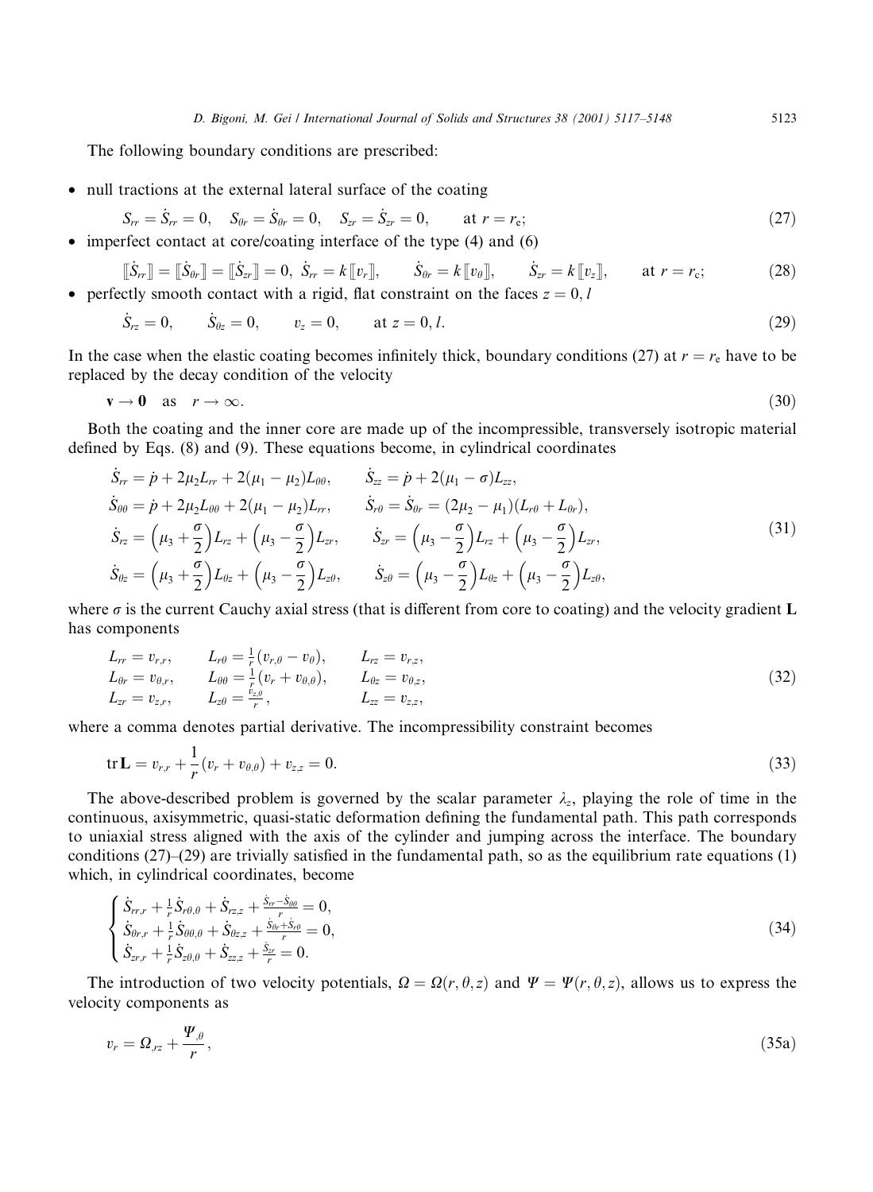The following boundary conditions are prescribed:

- null tractions at the external lateral surface of the coating

$$S_{rr} = \dot{S}_{rr} = 0, \quad S_{\theta r} = \dot{S}_{\theta r} = 0, \quad S_{zr} = \dot{S}_{zr} = 0, \qquad \text{at } r = r_e; \tag{27}$$

- imperfect contact at core/coating interface of the type (4) and (6)

$$[\![\dot{S}_{rr}]\!] = [\![\dot{S}_{\theta r}]\!] = [\![\dot{S}_{zr}]\!] = 0, \; \dot{S}_{rr} = k[\![v_r]\!], \qquad \dot{S}_{\theta r} = k[\![v_\theta]\!], \qquad \dot{S}_{zr} = k[\![v_z]\!], \qquad \text{at } r = r_c; \tag{28}$$

- perfectly smooth contact with a rigid, flat constraint on the faces $z = 0, l$

$$\dot{S}_{rz} = 0, \qquad \dot{S}_{\theta z} = 0, \qquad v_z = 0, \qquad \text{at } z = 0, l. \tag{29}$$

In the case when the elastic coating becomes infinitely thick, boundary conditions (27) at $r = r_e$ have to be replaced by the decay condition of the velocity

$$\mathbf{v} \to \mathbf{0} \quad \text{as} \quad r \to \infty. \tag{30}$$

Both the coating and the inner core are made up of the incompressible, transversely isotropic material defined by Eqs. (8) and (9). These equations become, in cylindrical coordinates

$$\begin{aligned}
&\dot{S}_{rr} = \dot{p} + 2\mu_2 L_{rr} + 2(\mu_1 - \mu_2)L_{\theta\theta}, \qquad \dot{S}_{zz} = \dot{p} + 2(\mu_1 - \sigma)L_{zz},\\
&\dot{S}_{\theta\theta} = \dot{p} + 2\mu_2 L_{\theta\theta} + 2(\mu_1 - \mu_2)L_{rr}, \qquad \dot{S}_{r\theta} = \dot{S}_{\theta r} = (2\mu_2 - \mu_1)(L_{r\theta} + L_{\theta r}),\\
&\dot{S}_{rz} = \left(\mu_3 + \frac{\sigma}{2}\right)L_{rz} + \left(\mu_3 - \frac{\sigma}{2}\right)L_{zr}, \qquad \dot{S}_{zr} = \left(\mu_3 - \frac{\sigma}{2}\right)L_{rz} + \left(\mu_3 - \frac{\sigma}{2}\right)L_{zr},\\
&\dot{S}_{\theta z} = \left(\mu_3 + \frac{\sigma}{2}\right)L_{\theta z} + \left(\mu_3 - \frac{\sigma}{2}\right)L_{z\theta}, \qquad \dot{S}_{z\theta} = \left(\mu_3 - \frac{\sigma}{2}\right)L_{\theta z} + \left(\mu_3 - \frac{\sigma}{2}\right)L_{z\theta},
\end{aligned} \tag{31}$$

where $\sigma$ is the current Cauchy axial stress (that is different from core to coating) and the velocity gradient $\mathbf{L}$ has components

$$\begin{aligned}
&L_{rr} = v_{r,r}, \qquad L_{r\theta} = \tfrac{1}{r}(v_{r,\theta} - v_\theta), \qquad L_{rz} = v_{r,z},\\
&L_{\theta r} = v_{\theta,r}, \qquad L_{\theta\theta} = \tfrac{1}{r}(v_r + v_{\theta,\theta}), \qquad L_{\theta z} = v_{\theta,z},\\
&L_{zr} = v_{z,r}, \qquad L_{z\theta} = \tfrac{v_{z,\theta}}{r}, \qquad L_{zz} = v_{z,z},
\end{aligned} \tag{32}$$

where a comma denotes partial derivative. The incompressibility constraint becomes

$$\operatorname{tr}\mathbf{L} = v_{r,r} + \frac{1}{r}(v_r + v_{\theta,\theta}) + v_{z,z} = 0. \tag{33}$$

The above-described problem is governed by the scalar parameter $\lambda_z$, playing the role of time in the continuous, axisymmetric, quasi-static deformation defining the fundamental path. This path corresponds to uniaxial stress aligned with the axis of the cylinder and jumping across the interface. The boundary conditions (27)–(29) are trivially satisfied in the fundamental path, so as the equilibrium rate equations (1) which, in cylindrical coordinates, become

$$\begin{cases}
\dot{S}_{rr,r} + \frac{1}{r}\dot{S}_{r\theta,\theta} + \dot{S}_{rz,z} + \frac{\dot{S}_{rr} - \dot{S}_{\theta\theta}}{r} = 0,\\
\dot{S}_{\theta r,r} + \frac{1}{r}\dot{S}_{\theta\theta,\theta} + \dot{S}_{\theta z,z} + \frac{\dot{S}_{\theta r} + \dot{S}_{r\theta}}{r} = 0,\\
\dot{S}_{zr,r} + \frac{1}{r}\dot{S}_{z\theta,\theta} + \dot{S}_{zz,z} + \frac{\dot{S}_{zr}}{r} = 0.
\end{cases} \tag{34}$$

The introduction of two velocity potentials, $\Omega = \Omega(r, \theta, z)$ and $\Psi = \Psi(r, \theta, z)$, allows us to express the velocity components as

$$v_r = \Omega_{,rz} + \frac{\Psi_{,\theta}}{r}, \tag{35a}$$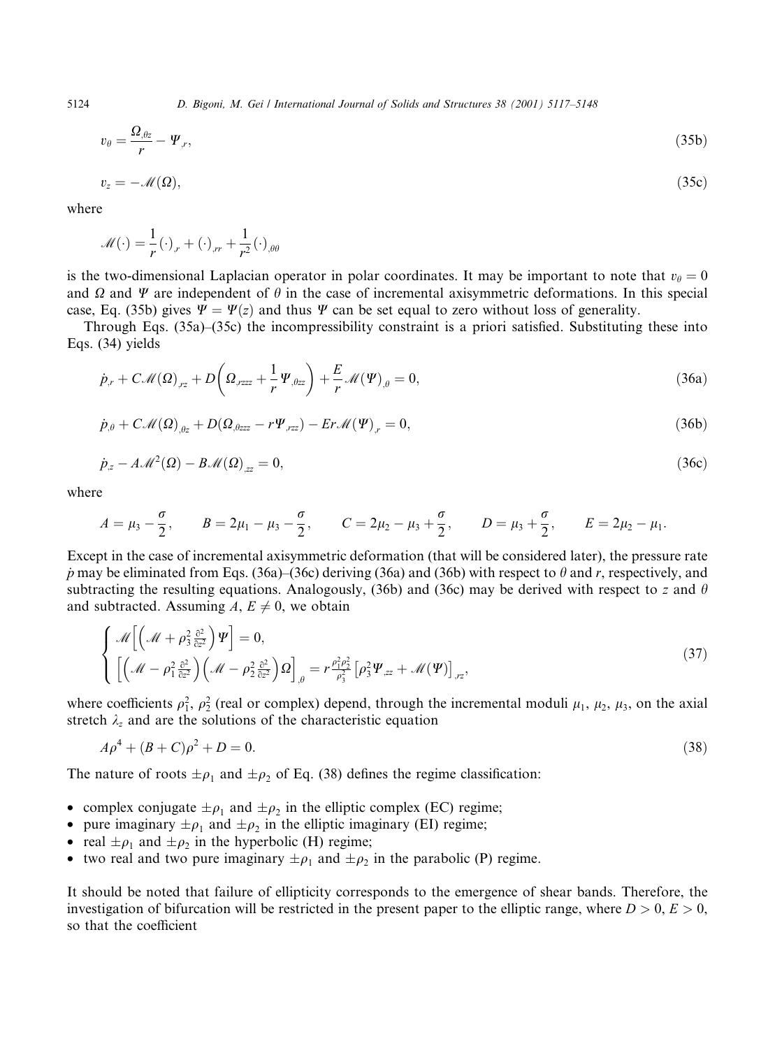$$v_\theta = \frac{\Omega_{,\theta z}}{r} - \Psi_{,r}, \tag{35b}$$

$$v_z = -\mathscr{M}(\Omega), \tag{35c}$$

where

$$\mathscr{M}(\cdot) = \frac{1}{r}(\cdot)_{,r} + (\cdot)_{,rr} + \frac{1}{r^2}(\cdot)_{,\theta\theta}$$

is the two-dimensional Laplacian operator in polar coordinates. It may be important to note that $v_\theta = 0$ and $\Omega$ and $\Psi$ are independent of $\theta$ in the case of incremental axisymmetric deformations. In this special case, Eq. (35b) gives $\Psi = \Psi(z)$ and thus $\Psi$ can be set equal to zero without loss of generality.

Through Eqs. (35a)–(35c) the incompressibility constraint is a priori satisfied. Substituting these into Eqs. (34) yields

$$\dot{p}_{,r} + C\mathscr{M}(\Omega)_{,rz} + D\left(\Omega_{,rzzz} + \frac{1}{r}\Psi_{,\theta zz}\right) + \frac{E}{r}\mathscr{M}(\Psi)_{,\theta} = 0, \tag{36a}$$

$$\dot{p}_{,\theta} + C\mathscr{M}(\Omega)_{,\theta z} + D(\Omega_{,\theta zzz} - r\Psi_{,rzz}) - Er\mathscr{M}(\Psi)_{,r} = 0, \tag{36b}$$

$$\dot{p}_{,z} - A\mathscr{M}^2(\Omega) - B\mathscr{M}(\Omega)_{,zz} = 0, \tag{36c}$$

where

$$A = \mu_3 - \frac{\sigma}{2}, \qquad B = 2\mu_1 - \mu_3 - \frac{\sigma}{2}, \qquad C = 2\mu_2 - \mu_3 + \frac{\sigma}{2}, \qquad D = \mu_3 + \frac{\sigma}{2}, \qquad E = 2\mu_2 - \mu_1.$$

Except in the case of incremental axisymmetric deformation (that will be considered later), the pressure rate $\dot{p}$ may be eliminated from Eqs. (36a)–(36c) deriving (36a) and (36b) with respect to $\theta$ and $r$, respectively, and subtracting the resulting equations. Analogously, (36b) and (36c) may be derived with respect to $z$ and $\theta$ and subtracted. Assuming $A, E \neq 0$, we obtain

$$\begin{cases} \mathscr{M}\left[\left(\mathscr{M} + \rho_3^2 \frac{\partial^2}{\partial z^2}\right)\Psi\right] = 0, \\ \left[\left(\mathscr{M} - \rho_1^2 \frac{\partial^2}{\partial z^2}\right)\left(\mathscr{M} - \rho_2^2 \frac{\partial^2}{\partial z^2}\right)\Omega\right]_{,\theta} = r\frac{\rho_1^2\rho_2^2}{\rho_3^2}\left[\rho_3^2\Psi_{,zz} + \mathscr{M}(\Psi)\right]_{,rz}, \end{cases} \tag{37}$$

where coefficients $\rho_1^2$, $\rho_2^2$ (real or complex) depend, through the incremental moduli $\mu_1$, $\mu_2$, $\mu_3$, on the axial stretch $\lambda_z$ and are the solutions of the characteristic equation

$$A\rho^4 + (B + C)\rho^2 + D = 0. \tag{38}$$

The nature of roots $\pm\rho_1$ and $\pm\rho_2$ of Eq. (38) defines the regime classification:

- complex conjugate $\pm\rho_1$ and $\pm\rho_2$ in the elliptic complex (EC) regime;
- pure imaginary $\pm\rho_1$ and $\pm\rho_2$ in the elliptic imaginary (EI) regime;
- real $\pm\rho_1$ and $\pm\rho_2$ in the hyperbolic (H) regime;
- two real and two pure imaginary $\pm\rho_1$ and $\pm\rho_2$ in the parabolic (P) regime.

It should be noted that failure of ellipticity corresponds to the emergence of shear bands. Therefore, the investigation of bifurcation will be restricted in the present paper to the elliptic range, where $D > 0$, $E > 0$, so that the coefficient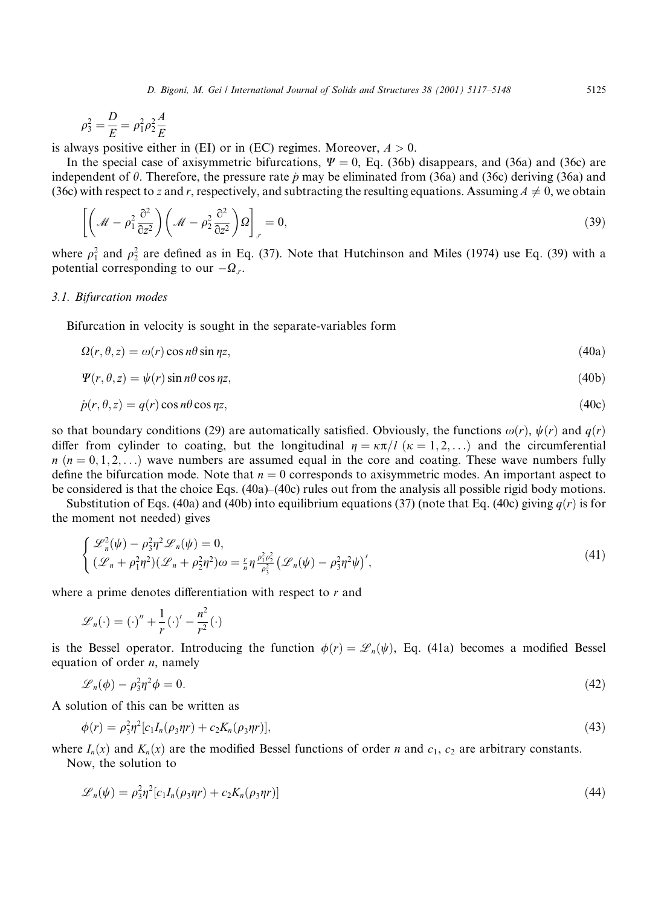$$\rho_3^2 = \frac{D}{E} = \rho_1^2 \rho_2^2 \frac{A}{E}$$

is always positive either in (EI) or in (EC) regimes. Moreover, $A > 0$.

In the special case of axisymmetric bifurcations, $\Psi = 0$, Eq. (36b) disappears, and (36a) and (36c) are independent of $\theta$. Therefore, the pressure rate $\dot{p}$ may be eliminated from (36a) and (36c) deriving (36a) and (36c) with respect to $z$ and $r$, respectively, and subtracting the resulting equations. Assuming $A \neq 0$, we obtain

$$\left[\left(\mathscr{M} - \rho_1^2 \frac{\partial^2}{\partial z^2}\right)\left(\mathscr{M} - \rho_2^2 \frac{\partial^2}{\partial z^2}\right)\Omega\right]_{,r} = 0, \tag{39}$$

where $\rho_1^2$ and $\rho_2^2$ are defined as in Eq. (37). Note that Hutchinson and Miles (1974) use Eq. (39) with a potential corresponding to our $-\Omega_{,r}$.

### 3.1. Bifurcation modes

Bifurcation in velocity is sought in the separate-variables form

$$\Omega(r,\theta,z) = \omega(r)\cos n\theta \sin \eta z, \tag{40a}$$

$$\Psi(r,\theta,z) = \psi(r)\sin n\theta \cos \eta z, \tag{40b}$$

$$\dot{p}(r,\theta,z) = q(r)\cos n\theta \cos \eta z, \tag{40c}$$

so that boundary conditions (29) are automatically satisfied. Obviously, the functions $\omega(r)$, $\psi(r)$ and $q(r)$ differ from cylinder to coating, but the longitudinal $\eta = \kappa\pi/l$ ($\kappa = 1, 2, \ldots$) and the circumferential $n$ ($n = 0, 1, 2, \ldots$) wave numbers are assumed equal in the core and coating. These wave numbers fully define the bifurcation mode. Note that $n = 0$ corresponds to axisymmetric modes. An important aspect to be considered is that the choice Eqs. (40a)–(40c) rules out from the analysis all possible rigid body motions.

Substitution of Eqs. (40a) and (40b) into equilibrium equations (37) (note that Eq. (40c) giving $q(r)$ is for the moment not needed) gives

$$\begin{cases} \mathscr{L}_n^2(\psi) - \rho_3^2\eta^2 \mathscr{L}_n(\psi) = 0, \\ (\mathscr{L}_n + \rho_1^2\eta^2)(\mathscr{L}_n + \rho_2^2\eta^2)\omega = \frac{r}{n}\eta \frac{\rho_1^2\rho_2^2}{\rho_3^2}\left(\mathscr{L}_n(\psi) - \rho_3^2\eta^2\psi\right)', \end{cases} \tag{41}$$

where a prime denotes differentiation with respect to $r$ and

$$\mathscr{L}_n(\cdot) = (\cdot)'' + \frac{1}{r}(\cdot)' - \frac{n^2}{r^2}(\cdot)$$

is the Bessel operator. Introducing the function $\phi(r) = \mathscr{L}_n(\psi)$, Eq. (41a) becomes a modified Bessel equation of order $n$, namely

$$\mathscr{L}_n(\phi) - \rho_3^2\eta^2\phi = 0. \tag{42}$$

A solution of this can be written as

$$\phi(r) = \rho_3^2\eta^2[c_1 I_n(\rho_3\eta r) + c_2 K_n(\rho_3\eta r)], \tag{43}$$

where $I_n(x)$ and $K_n(x)$ are the modified Bessel functions of order $n$ and $c_1$, $c_2$ are arbitrary constants.

Now, the solution to

$$\mathscr{L}_n(\psi) = \rho_3^2\eta^2[c_1 I_n(\rho_3\eta r) + c_2 K_n(\rho_3\eta r)] \tag{44}$$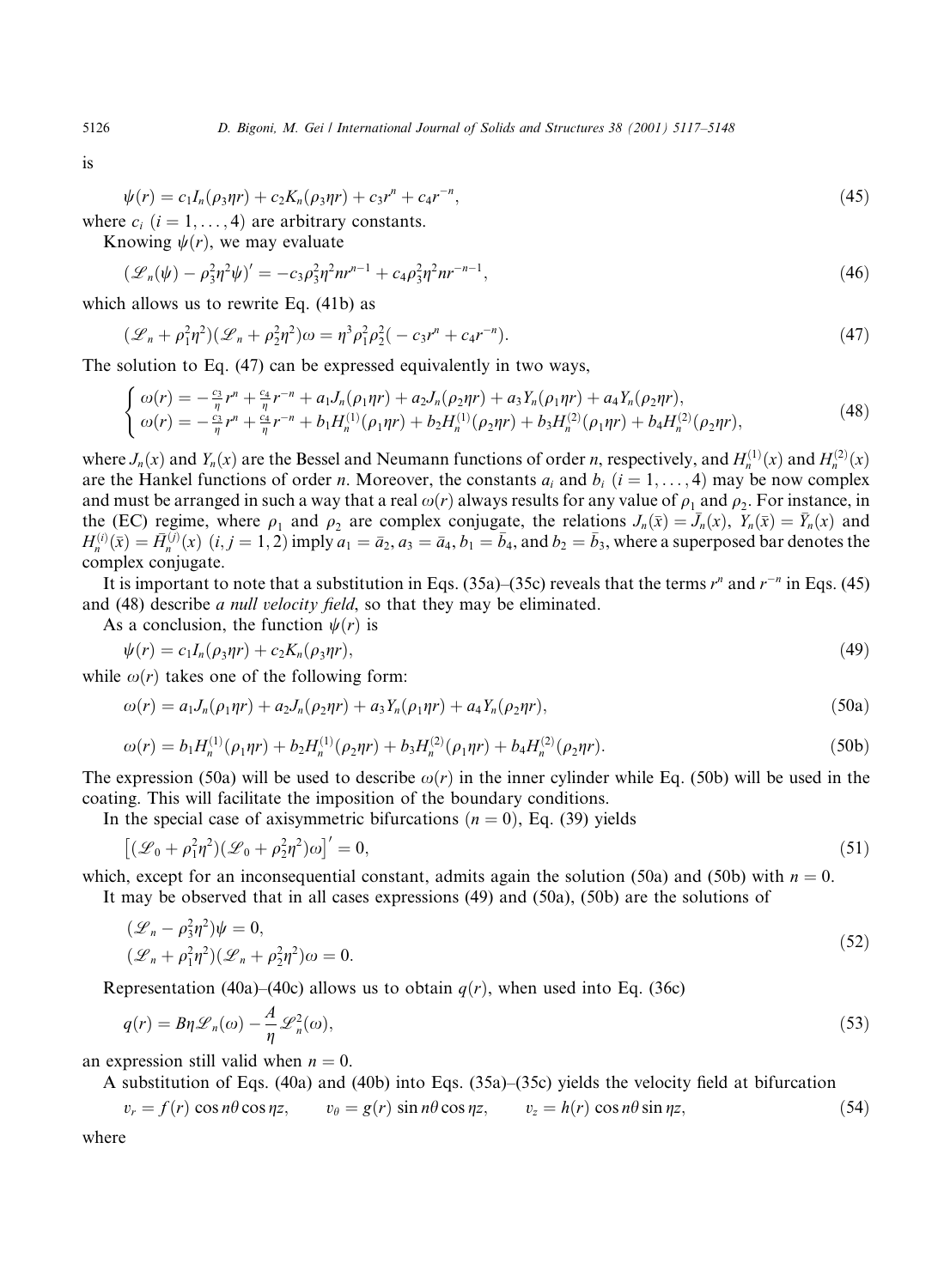is

$$\psi(r) = c_1 I_n(\rho_3 \eta r) + c_2 K_n(\rho_3 \eta r) + c_3 r^n + c_4 r^{-n}, \tag{45}$$

where $c_i$ $(i = 1, \ldots, 4)$ are arbitrary constants.

Knowing $\psi(r)$, we may evaluate

$$(\mathscr{L}_n(\psi) - \rho_3^2 \eta^2 \psi)' = -c_3 \rho_3^2 \eta^2 n r^{n-1} + c_4 \rho_3^2 \eta^2 n r^{-n-1}, \tag{46}$$

which allows us to rewrite Eq. (41b) as

$$(\mathscr{L}_n + \rho_1^2 \eta^2)(\mathscr{L}_n + \rho_2^2 \eta^2)\omega = \eta^3 \rho_1^2 \rho_2^2 (-c_3 r^n + c_4 r^{-n}). \tag{47}$$

The solution to Eq. (47) can be expressed equivalently in two ways,

$$\begin{cases} \omega(r) = -\frac{c_3}{\eta} r^n + \frac{c_4}{\eta} r^{-n} + a_1 J_n(\rho_1 \eta r) + a_2 J_n(\rho_2 \eta r) + a_3 Y_n(\rho_1 \eta r) + a_4 Y_n(\rho_2 \eta r), \\ \omega(r) = -\frac{c_3}{\eta} r^n + \frac{c_4}{\eta} r^{-n} + b_1 H_n^{(1)}(\rho_1 \eta r) + b_2 H_n^{(1)}(\rho_2 \eta r) + b_3 H_n^{(2)}(\rho_1 \eta r) + b_4 H_n^{(2)}(\rho_2 \eta r), \end{cases} \tag{48}$$

where $J_n(x)$ and $Y_n(x)$ are the Bessel and Neumann functions of order $n$, respectively, and $H_n^{(1)}(x)$ and $H_n^{(2)}(x)$ are the Hankel functions of order $n$. Moreover, the constants $a_i$ and $b_i$ $(i = 1, \ldots, 4)$ may be now complex and must be arranged in such a way that a real $\omega(r)$ always results for any value of $\rho_1$ and $\rho_2$. For instance, in the (EC) regime, where $\rho_1$ and $\rho_2$ are complex conjugate, the relations $J_n(\bar{x}) = \bar{J}_n(x)$, $Y_n(\bar{x}) = \bar{Y}_n(x)$ and $H_n^{(i)}(\bar{x}) = \bar{H}_n^{(j)}(x)$ $(i, j = 1, 2)$ imply $a_1 = \bar{a}_2$, $a_3 = \bar{a}_4$, $b_1 = \bar{b}_4$, and $b_2 = \bar{b}_3$, where a superposed bar denotes the complex conjugate.

It is important to note that a substitution in Eqs. (35a)–(35c) reveals that the terms $r^n$ and $r^{-n}$ in Eqs. (45) and (48) describe *a null velocity field*, so that they may be eliminated.

As a conclusion, the function $\psi(r)$ is

$$\psi(r) = c_1 I_n(\rho_3 \eta r) + c_2 K_n(\rho_3 \eta r), \tag{49}$$

while $\omega(r)$ takes one of the following form:

$$\omega(r) = a_1 J_n(\rho_1 \eta r) + a_2 J_n(\rho_2 \eta r) + a_3 Y_n(\rho_1 \eta r) + a_4 Y_n(\rho_2 \eta r), \tag{50a}$$

$$\omega(r) = b_1 H_n^{(1)}(\rho_1 \eta r) + b_2 H_n^{(1)}(\rho_2 \eta r) + b_3 H_n^{(2)}(\rho_1 \eta r) + b_4 H_n^{(2)}(\rho_2 \eta r). \tag{50b}$$

The expression (50a) will be used to describe $\omega(r)$ in the inner cylinder while Eq. (50b) will be used in the coating. This will facilitate the imposition of the boundary conditions.

In the special case of axisymmetric bifurcations $(n = 0)$, Eq. (39) yields

$$\left[(\mathscr{L}_0 + \rho_1^2 \eta^2)(\mathscr{L}_0 + \rho_2^2 \eta^2)\omega\right]' = 0, \tag{51}$$

which, except for an inconsequential constant, admits again the solution (50a) and (50b) with $n = 0$.

It may be observed that in all cases expressions (49) and (50a), (50b) are the solutions of

$$\begin{aligned} &(\mathscr{L}_n - \rho_3^2 \eta^2)\psi = 0, \\ &(\mathscr{L}_n + \rho_1^2 \eta^2)(\mathscr{L}_n + \rho_2^2 \eta^2)\omega = 0. \end{aligned} \tag{52}$$

Representation (40a)–(40c) allows us to obtain $q(r)$, when used into Eq. (36c)

$$q(r) = B\eta \mathscr{L}_n(\omega) - \frac{A}{\eta} \mathscr{L}_n^2(\omega), \tag{53}$$

an expression still valid when $n = 0$.

A substitution of Eqs. (40a) and (40b) into Eqs. (35a)–(35c) yields the velocity field at bifurcation

$$v_r = f(r) \cos n\theta \cos \eta z, \qquad v_\theta = g(r) \sin n\theta \cos \eta z, \qquad v_z = h(r) \cos n\theta \sin \eta z, \tag{54}$$

where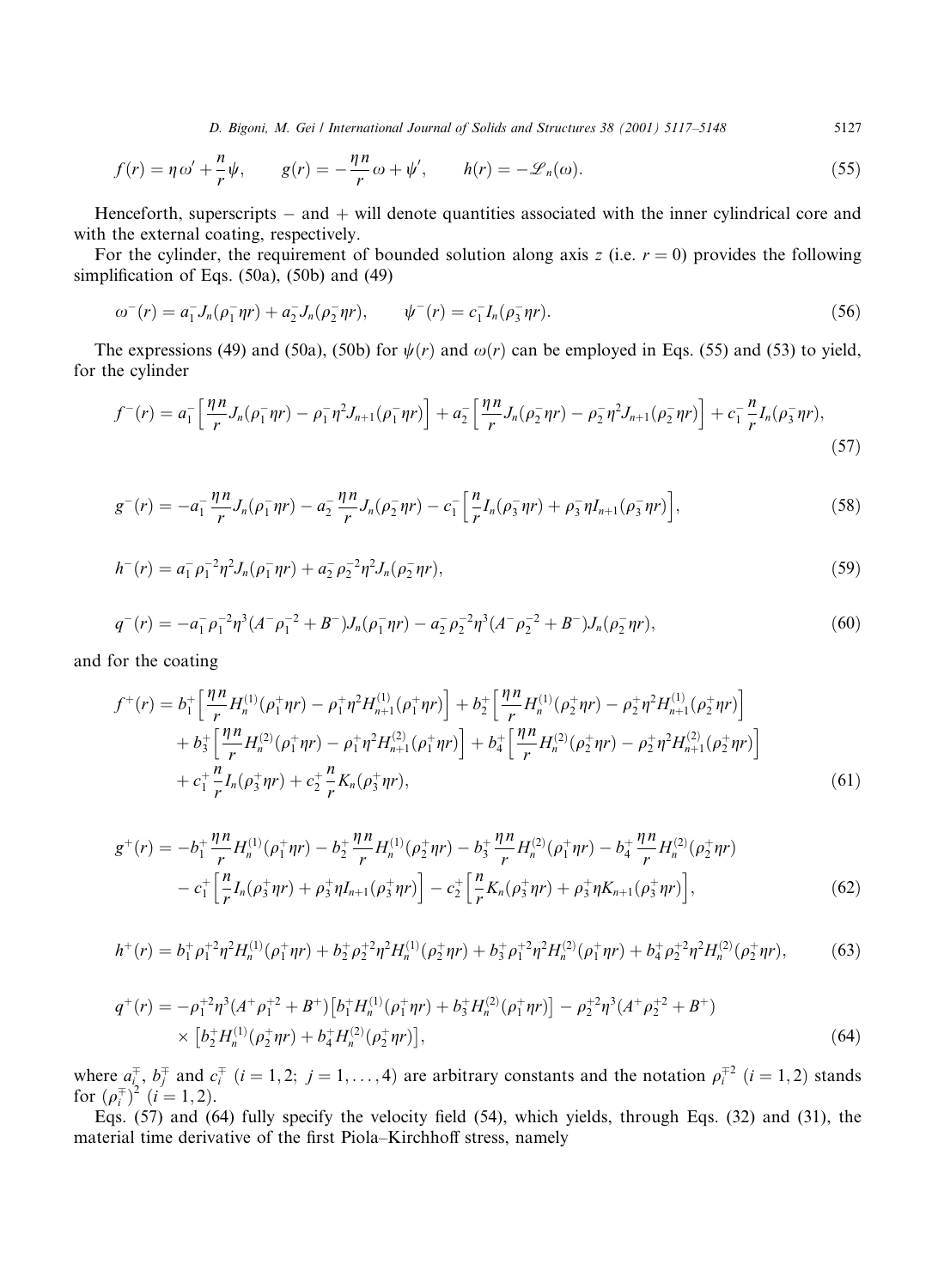$$f(r) = \eta\,\omega' + \frac{n}{r}\psi, \qquad g(r) = -\frac{\eta n}{r}\omega + \psi', \qquad h(r) = -\mathscr{L}_n(\omega). \tag{55}$$

Henceforth, superscripts − and + will denote quantities associated with the inner cylindrical core and with the external coating, respectively.

For the cylinder, the requirement of bounded solution along axis $z$ (i.e. $r = 0$) provides the following simplification of Eqs. (50a), (50b) and (49)

$$\omega^-(r) = a_1^- J_n(\rho_1^- \eta r) + a_2^- J_n(\rho_2^- \eta r), \qquad \psi^-(r) = c_1^- I_n(\rho_3^- \eta r). \tag{56}$$

The expressions (49) and (50a), (50b) for $\psi(r)$ and $\omega(r)$ can be employed in Eqs. (55) and (53) to yield, for the cylinder

$$f^-(r) = a_1^-\left[\frac{\eta n}{r} J_n(\rho_1^- \eta r) - \rho_1^- \eta^2 J_{n+1}(\rho_1^- \eta r)\right] + a_2^-\left[\frac{\eta n}{r} J_n(\rho_2^- \eta r) - \rho_2^- \eta^2 J_{n+1}(\rho_2^- \eta r)\right] + c_1^- \frac{n}{r} I_n(\rho_3^- \eta r), \tag{57}$$

$$g^-(r) = -a_1^- \frac{\eta n}{r} J_n(\rho_1^- \eta r) - a_2^- \frac{\eta n}{r} J_n(\rho_2^- \eta r) - c_1^-\left[\frac{n}{r} I_n(\rho_3^- \eta r) + \rho_3^- \eta I_{n+1}(\rho_3^- \eta r)\right], \tag{58}$$

$$h^-(r) = a_1^- \rho_1^{-2} \eta^2 J_n(\rho_1^- \eta r) + a_2^- \rho_2^{-2} \eta^2 J_n(\rho_2^- \eta r), \tag{59}$$

$$q^-(r) = -a_1^- \rho_1^{-2} \eta^3 (A^- \rho_1^{-2} + B^-) J_n(\rho_1^- \eta r) - a_2^- \rho_2^{-2} \eta^3 (A^- \rho_2^{-2} + B^-) J_n(\rho_2^- \eta r), \tag{60}$$

and for the coating

$$\begin{aligned} f^+(r) = {} & b_1^+\left[\frac{\eta n}{r} H_n^{(1)}(\rho_1^+ \eta r) - \rho_1^+ \eta^2 H_{n+1}^{(1)}(\rho_1^+ \eta r)\right] + b_2^+\left[\frac{\eta n}{r} H_n^{(1)}(\rho_2^+ \eta r) - \rho_2^+ \eta^2 H_{n+1}^{(1)}(\rho_2^+ \eta r)\right] \\ & + b_3^+\left[\frac{\eta n}{r} H_n^{(2)}(\rho_1^+ \eta r) - \rho_1^+ \eta^2 H_{n+1}^{(2)}(\rho_1^+ \eta r)\right] + b_4^+\left[\frac{\eta n}{r} H_n^{(2)}(\rho_2^+ \eta r) - \rho_2^+ \eta^2 H_{n+1}^{(2)}(\rho_2^+ \eta r)\right] \\ & + c_1^+ \frac{n}{r} I_n(\rho_3^+ \eta r) + c_2^+ \frac{n}{r} K_n(\rho_3^+ \eta r), \end{aligned} \tag{61}$$

$$\begin{aligned} g^+(r) = {} & -b_1^+ \frac{\eta n}{r} H_n^{(1)}(\rho_1^+ \eta r) - b_2^+ \frac{\eta n}{r} H_n^{(1)}(\rho_2^+ \eta r) - b_3^+ \frac{\eta n}{r} H_n^{(2)}(\rho_1^+ \eta r) - b_4^+ \frac{\eta n}{r} H_n^{(2)}(\rho_2^+ \eta r) \\ & - c_1^+\left[\frac{n}{r} I_n(\rho_3^+ \eta r) + \rho_3^+ \eta I_{n+1}(\rho_3^+ \eta r)\right] - c_2^+\left[\frac{n}{r} K_n(\rho_3^+ \eta r) + \rho_3^+ \eta K_{n+1}(\rho_3^+ \eta r)\right], \end{aligned} \tag{62}$$

$$h^+(r) = b_1^+ \rho_1^{+2} \eta^2 H_n^{(1)}(\rho_1^+ \eta r) + b_2^+ \rho_2^{+2} \eta^2 H_n^{(1)}(\rho_2^+ \eta r) + b_3^+ \rho_1^{+2} \eta^2 H_n^{(2)}(\rho_1^+ \eta r) + b_4^+ \rho_2^{+2} \eta^2 H_n^{(2)}(\rho_2^+ \eta r), \tag{63}$$

$$\begin{aligned} q^+(r) = {} & -\rho_1^{+2} \eta^3 (A^+ \rho_1^{+2} + B^+)\left[b_1^+ H_n^{(1)}(\rho_1^+ \eta r) + b_3^+ H_n^{(2)}(\rho_1^+ \eta r)\right] - \rho_2^{+2} \eta^3 (A^+ \rho_2^{+2} + B^+) \\ & \times \left[b_2^+ H_n^{(1)}(\rho_2^+ \eta r) + b_4^+ H_n^{(2)}(\rho_2^+ \eta r)\right], \end{aligned} \tag{64}$$

where $a_i^{\mp}$, $b_j^{\mp}$ and $c_i^{\mp}$ ($i = 1, 2;\ j = 1, \ldots, 4$) are arbitrary constants and the notation $\rho_i^{\mp 2}$ ($i = 1, 2$) stands for $(\rho_i^{\mp})^2$ ($i = 1, 2$).

Eqs. (57) and (64) fully specify the velocity field (54), which yields, through Eqs. (32) and (31), the material time derivative of the first Piola–Kirchhoff stress, namely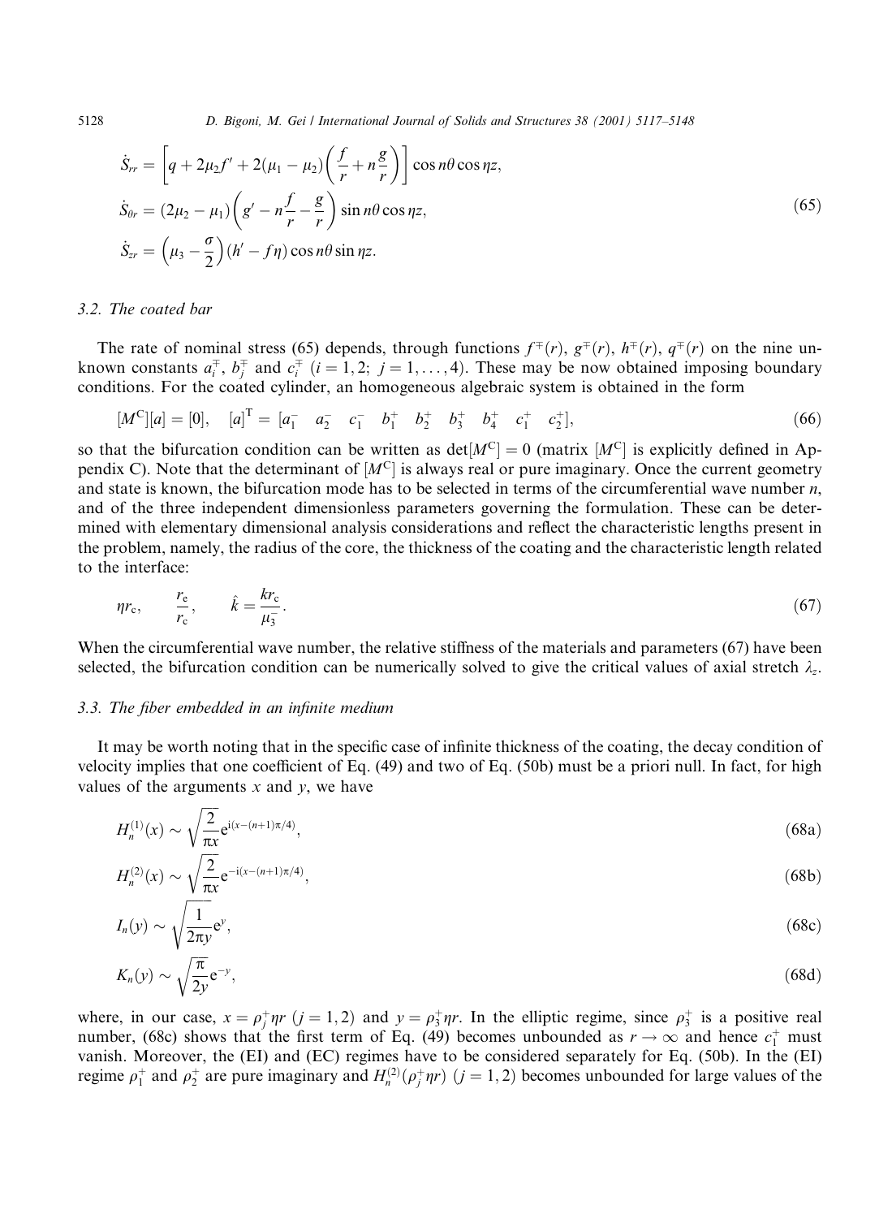$$
\begin{aligned}
\dot{S}_{rr} &= \left[q + 2\mu_2 f' + 2(\mu_1 - \mu_2)\left(\frac{f}{r} + n\frac{g}{r}\right)\right]\cos n\theta \cos \eta z,\\
\dot{S}_{\theta r} &= (2\mu_2 - \mu_1)\left(g' - n\frac{f}{r} - \frac{g}{r}\right)\sin n\theta \cos \eta z,\\
\dot{S}_{zr} &= \left(\mu_3 - \frac{\sigma}{2}\right)(h' - f\eta)\cos n\theta \sin \eta z.
\end{aligned}
\tag{65}
$$

### 3.2. The coated bar

The rate of nominal stress (65) depends, through functions $f^{\mp}(r)$, $g^{\mp}(r)$, $h^{\mp}(r)$, $q^{\mp}(r)$ on the nine unknown constants $a_i^{\mp}$, $b_j^{\mp}$ and $c_i^{\mp}$ $(i = 1, 2;\ j = 1, \ldots, 4)$. These may be now obtained imposing boundary conditions. For the coated cylinder, an homogeneous algebraic system is obtained in the form

$$
[M^{\mathrm{C}}][a] = [0], \quad [a]^{\mathrm{T}} = [a_1^- \quad a_2^- \quad c_1^- \quad b_1^+ \quad b_2^+ \quad b_3^+ \quad b_4^+ \quad c_1^+ \quad c_2^+],
\tag{66}
$$

so that the bifurcation condition can be written as $\det[M^{\mathrm{C}}] = 0$ (matrix $[M^{\mathrm{C}}]$ is explicitly defined in Appendix C). Note that the determinant of $[M^{\mathrm{C}}]$ is always real or pure imaginary. Once the current geometry and state is known, the bifurcation mode has to be selected in terms of the circumferential wave number $n$, and of the three independent dimensionless parameters governing the formulation. These can be determined with elementary dimensional analysis considerations and reflect the characteristic lengths present in the problem, namely, the radius of the core, the thickness of the coating and the characteristic length related to the interface:

$$
\eta r_{\mathrm{c}}, \qquad \frac{r_{\mathrm{e}}}{r_{\mathrm{c}}}, \qquad \hat{k} = \frac{k r_{\mathrm{c}}}{\mu_3^-}.
\tag{67}
$$

When the circumferential wave number, the relative stiffness of the materials and parameters (67) have been selected, the bifurcation condition can be numerically solved to give the critical values of axial stretch $\lambda_z$.

### 3.3. The fiber embedded in an infinite medium

It may be worth noting that in the specific case of infinite thickness of the coating, the decay condition of velocity implies that one coefficient of Eq. (49) and two of Eq. (50b) must be a priori null. In fact, for high values of the arguments $x$ and $y$, we have

$$
H_n^{(1)}(x) \sim \sqrt{\frac{2}{\pi x}}\mathrm{e}^{\mathrm{i}(x-(n+1)\pi/4)},
\tag{68a}
$$

$$
H_n^{(2)}(x) \sim \sqrt{\frac{2}{\pi x}}\mathrm{e}^{-\mathrm{i}(x-(n+1)\pi/4)},
\tag{68b}
$$

$$
I_n(y) \sim \sqrt{\frac{1}{2\pi y}}\mathrm{e}^{y},
\tag{68c}
$$

$$
K_n(y) \sim \sqrt{\frac{\pi}{2y}}\mathrm{e}^{-y},
\tag{68d}
$$

where, in our case, $x = \rho_j^+ \eta r$ $(j = 1, 2)$ and $y = \rho_3^+ \eta r$. In the elliptic regime, since $\rho_3^+$ is a positive real number, (68c) shows that the first term of Eq. (49) becomes unbounded as $r \to \infty$ and hence $c_1^+$ must vanish. Moreover, the (EI) and (EC) regimes have to be considered separately for Eq. (50b). In the (EI) regime $\rho_1^+$ and $\rho_2^+$ are pure imaginary and $H_n^{(2)}(\rho_j^+ \eta r)$ $(j = 1, 2)$ becomes unbounded for large values of the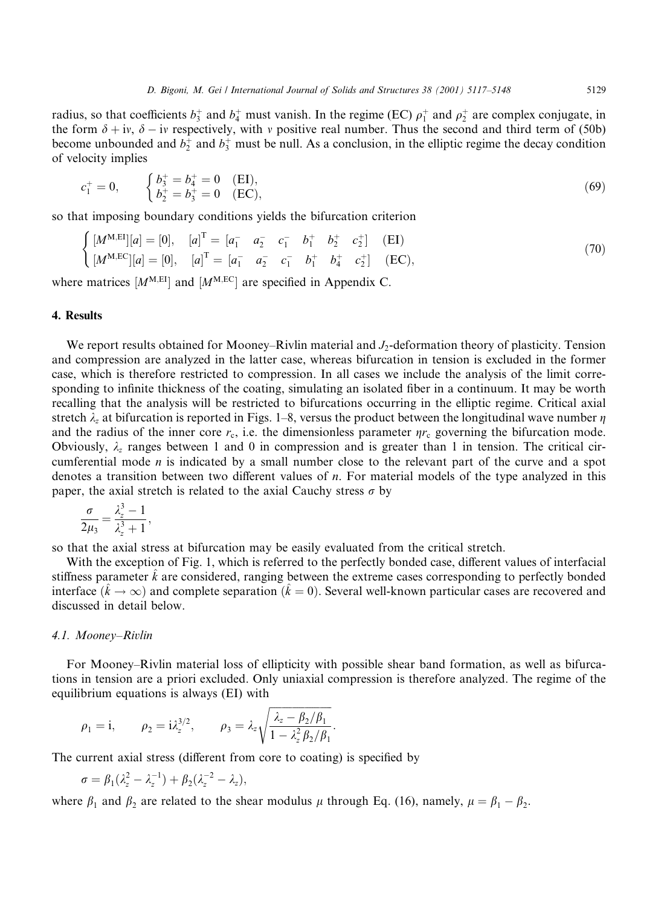radius, so that coefficients $b_3^+$ and $b_4^+$ must vanish. In the regime (EC) $\rho_1^+$ and $\rho_2^+$ are complex conjugate, in the form $\delta + \mathrm{i}v$, $\delta - \mathrm{i}v$ respectively, with $v$ positive real number. Thus the second and third term of (50b) become unbounded and $b_2^+$ and $b_3^+$ must be null. As a conclusion, in the elliptic regime the decay condition of velocity implies

$$
c_1^+ = 0, \qquad \begin{cases} b_3^+ = b_4^+ = 0 & \text{(EI)}, \\ b_2^+ = b_3^+ = 0 & \text{(EC)}, \end{cases} \tag{69}
$$

so that imposing boundary conditions yields the bifurcation criterion

$$
\begin{cases} [M^{\mathrm{M,EI}}][a] = [0], \quad [a]^{\mathrm{T}} = [a_1^- \quad a_2^- \quad c_1^- \quad b_1^+ \quad b_2^+ \quad c_2^+] & \text{(EI)} \\ [M^{\mathrm{M,EC}}][a] = [0], \quad [a]^{\mathrm{T}} = [a_1^- \quad a_2^- \quad c_1^- \quad b_1^+ \quad b_4^+ \quad c_2^+] & \text{(EC)}, \end{cases} \tag{70}
$$

where matrices $[M^{\mathrm{M,EI}}]$ and $[M^{\mathrm{M,EC}}]$ are specified in Appendix C.

## 4. Results

We report results obtained for Mooney–Rivlin material and $J_2$-deformation theory of plasticity. Tension and compression are analyzed in the latter case, whereas bifurcation in tension is excluded in the former case, which is therefore restricted to compression. In all cases we include the analysis of the limit corresponding to infinite thickness of the coating, simulating an isolated fiber in a continuum. It may be worth recalling that the analysis will be restricted to bifurcations occurring in the elliptic regime. Critical axial stretch $\lambda_z$ at bifurcation is reported in Figs. 1–8, versus the product between the longitudinal wave number $\eta$ and the radius of the inner core $r_c$, i.e. the dimensionless parameter $\eta r_c$ governing the bifurcation mode. Obviously, $\lambda_z$ ranges between 1 and 0 in compression and is greater than 1 in tension. The critical circumferential mode $n$ is indicated by a small number close to the relevant part of the curve and a spot denotes a transition between two different values of $n$. For material models of the type analyzed in this paper, the axial stretch is related to the axial Cauchy stress $\sigma$ by

$$
\frac{\sigma}{2\mu_3} = \frac{\lambda_z^3 - 1}{\lambda_z^3 + 1},
$$

so that the axial stress at bifurcation may be easily evaluated from the critical stretch.

With the exception of Fig. 1, which is referred to the perfectly bonded case, different values of interfacial stiffness parameter $\hat{k}$ are considered, ranging between the extreme cases corresponding to perfectly bonded interface ($\hat{k} \to \infty$) and complete separation ($\hat{k} = 0$). Several well-known particular cases are recovered and discussed in detail below.

### 4.1. Mooney–Rivlin

For Mooney–Rivlin material loss of ellipticity with possible shear band formation, as well as bifurcations in tension are a priori excluded. Only uniaxial compression is therefore analyzed. The regime of the equilibrium equations is always (EI) with

$$
\rho_1 = \mathrm{i}, \qquad \rho_2 = \mathrm{i}\lambda_z^{3/2}, \qquad \rho_3 = \lambda_z \sqrt{\frac{\lambda_z - \beta_2/\beta_1}{1 - \lambda_z^2 \beta_2/\beta_1}}.
$$

The current axial stress (different from core to coating) is specified by

$$
\sigma = \beta_1(\lambda_z^2 - \lambda_z^{-1}) + \beta_2(\lambda_z^{-2} - \lambda_z),
$$

where $\beta_1$ and $\beta_2$ are related to the shear modulus $\mu$ through Eq. (16), namely, $\mu = \beta_1 - \beta_2$.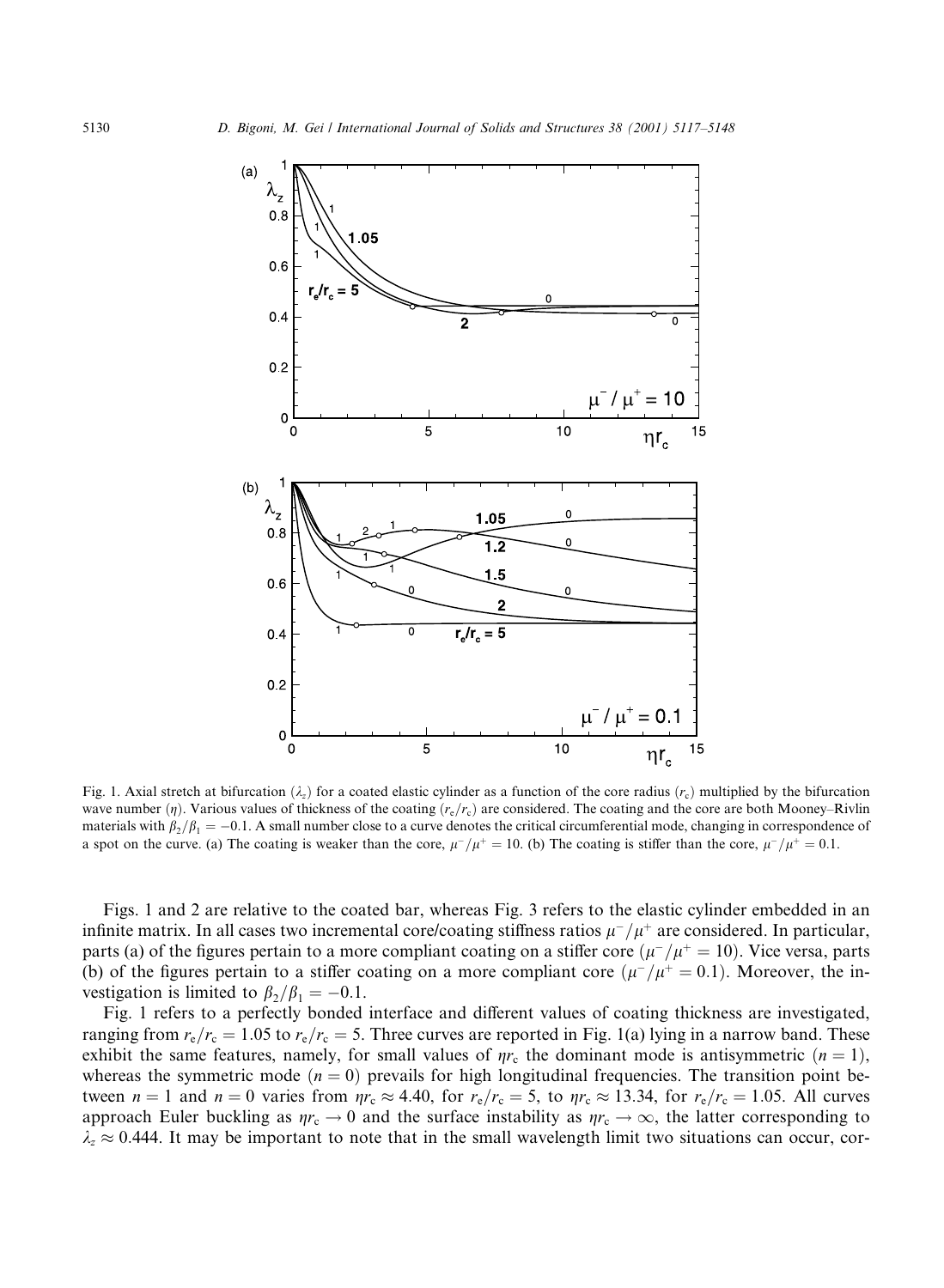Fig. 1. Axial stretch at bifurcation ($\lambda_z$) for a coated elastic cylinder as a function of the core radius ($r_c$) multiplied by the bifurcation wave number ($\eta$). Various values of thickness of the coating ($r_e/r_c$) are considered. The coating and the core are both Mooney–Rivlin materials with $\beta_2/\beta_1 = -0.1$. A small number close to a curve denotes the critical circumferential mode, changing in correspondence of a spot on the curve. (a) The coating is weaker than the core, $\mu^-/\mu^+ = 10$. (b) The coating is stiffer than the core, $\mu^-/\mu^+ = 0.1$.

Figs. 1 and 2 are relative to the coated bar, whereas Fig. 3 refers to the elastic cylinder embedded in an infinite matrix. In all cases two incremental core/coating stiffness ratios $\mu^-/\mu^+$ are considered. In particular, parts (a) of the figures pertain to a more compliant coating on a stiffer core ($\mu^-/\mu^+ = 10$). Vice versa, parts (b) of the figures pertain to a stiffer coating on a more compliant core ($\mu^-/\mu^+ = 0.1$). Moreover, the investigation is limited to $\beta_2/\beta_1 = -0.1$.

Fig. 1 refers to a perfectly bonded interface and different values of coating thickness are investigated, ranging from $r_e/r_c = 1.05$ to $r_e/r_c = 5$. Three curves are reported in Fig. 1(a) lying in a narrow band. These exhibit the same features, namely, for small values of $\eta r_c$ the dominant mode is antisymmetric ($n = 1$), whereas the symmetric mode ($n = 0$) prevails for high longitudinal frequencies. The transition point between $n = 1$ and $n = 0$ varies from $\eta r_c \approx 4.40$, for $r_e/r_c = 5$, to $\eta r_c \approx 13.34$, for $r_e/r_c = 1.05$. All curves approach Euler buckling as $\eta r_c \to 0$ and the surface instability as $\eta r_c \to \infty$, the latter corresponding to $\lambda_z \approx 0.444$. It may be important to note that in the small wavelength limit two situations can occur, cor-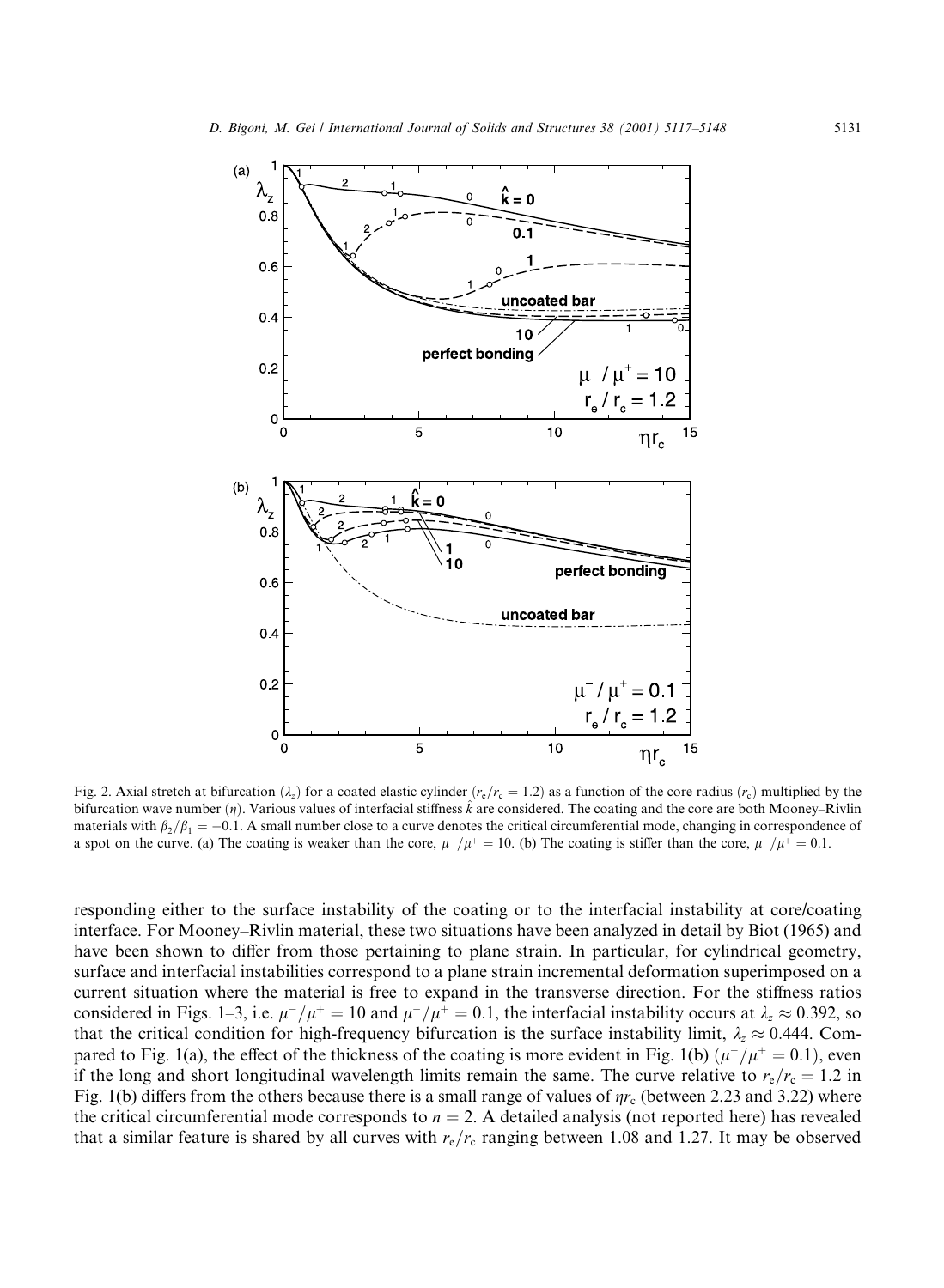Fig. 2. Axial stretch at bifurcation ($\lambda_z$) for a coated elastic cylinder ($r_e/r_c = 1.2$) as a function of the core radius ($r_c$) multiplied by the bifurcation wave number ($\eta$). Various values of interfacial stiffness $\hat{k}$ are considered. The coating and the core are both Mooney–Rivlin materials with $\beta_2/\beta_1 = -0.1$. A small number close to a curve denotes the critical circumferential mode, changing in correspondence of a spot on the curve. (a) The coating is weaker than the core, $\mu^-/\mu^+ = 10$. (b) The coating is stiffer than the core, $\mu^-/\mu^+ = 0.1$.

responding either to the surface instability of the coating or to the interfacial instability at core/coating interface. For Mooney–Rivlin material, these two situations have been analyzed in detail by Biot (1965) and have been shown to differ from those pertaining to plane strain. In particular, for cylindrical geometry, surface and interfacial instabilities correspond to a plane strain incremental deformation superimposed on a current situation where the material is free to expand in the transverse direction. For the stiffness ratios considered in Figs. 1–3, i.e. $\mu^-/\mu^+ = 10$ and $\mu^-/\mu^+ = 0.1$, the interfacial instability occurs at $\lambda_z \approx 0.392$, so that the critical condition for high-frequency bifurcation is the surface instability limit, $\lambda_z \approx 0.444$. Compared to Fig. 1(a), the effect of the thickness of the coating is more evident in Fig. 1(b) ($\mu^-/\mu^+ = 0.1$), even if the long and short longitudinal wavelength limits remain the same. The curve relative to $r_e/r_c = 1.2$ in Fig. 1(b) differs from the others because there is a small range of values of $\eta r_c$ (between 2.23 and 3.22) where the critical circumferential mode corresponds to $n = 2$. A detailed analysis (not reported here) has revealed that a similar feature is shared by all curves with $r_e/r_c$ ranging between 1.08 and 1.27. It may be observed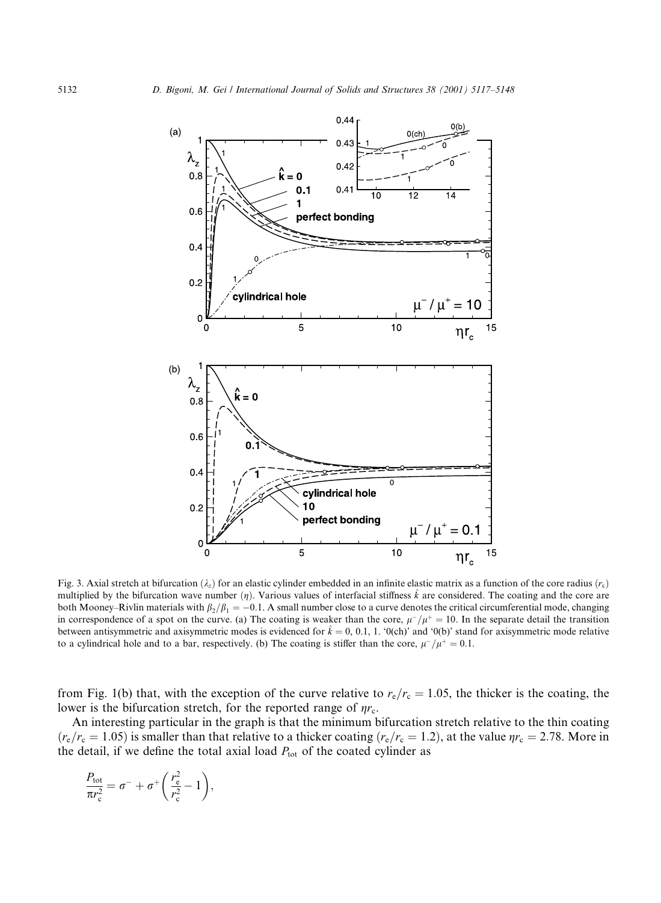Fig. 3. Axial stretch at bifurcation ($\lambda_z$) for an elastic cylinder embedded in an infinite elastic matrix as a function of the core radius ($r_c$) multiplied by the bifurcation wave number ($\eta$). Various values of interfacial stiffness $\hat{k}$ are considered. The coating and the core are both Mooney–Rivlin materials with $\beta_2/\beta_1 = -0.1$. A small number close to a curve denotes the critical circumferential mode, changing in correspondence of a spot on the curve. (a) The coating is weaker than the core, $\mu^-/\mu^+ = 10$. In the separate detail the transition between antisymmetric and axisymmetric modes is evidenced for $\hat{k} = 0$, 0.1, 1. '0(ch)' and '0(b)' stand for axisymmetric mode relative to a cylindrical hole and to a bar, respectively. (b) The coating is stiffer than the core, $\mu^-/\mu^+ = 0.1$.

from Fig. 1(b) that, with the exception of the curve relative to $r_e/r_c = 1.05$, the thicker is the coating, the lower is the bifurcation stretch, for the reported range of $\eta r_c$.

An interesting particular in the graph is that the minimum bifurcation stretch relative to the thin coating ($r_e/r_c = 1.05$) is smaller than that relative to a thicker coating ($r_e/r_c = 1.2$), at the value $\eta r_c = 2.78$. More in the detail, if we define the total axial load $P_{\text{tot}}$ of the coated cylinder as

$$\frac{P_{\text{tot}}}{\pi r_c^2} = \sigma^- + \sigma^+ \left( \frac{r_e^2}{r_c^2} - 1 \right),$$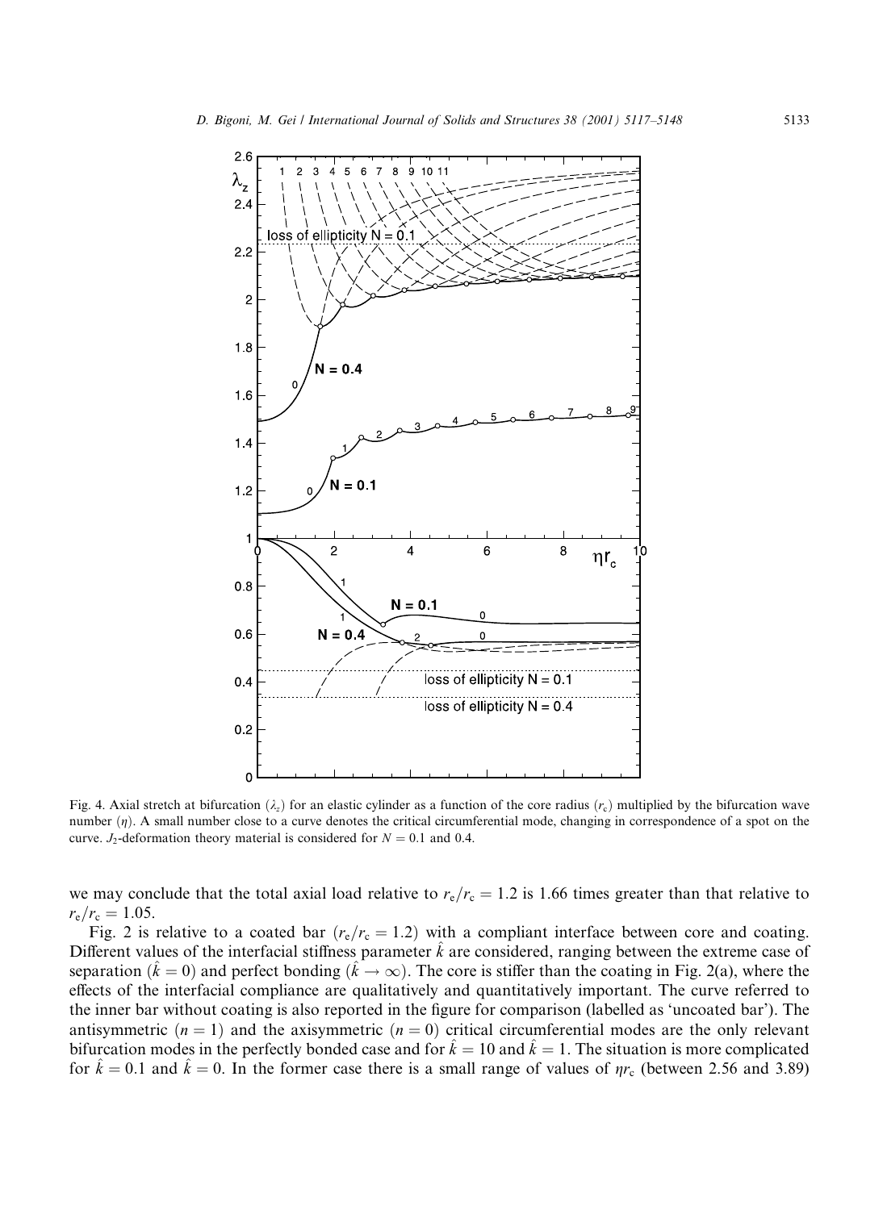Fig. 4. Axial stretch at bifurcation ($\lambda_z$) for an elastic cylinder as a function of the core radius ($r_c$) multiplied by the bifurcation wave number ($\eta$). A small number close to a curve denotes the critical circumferential mode, changing in correspondence of a spot on the curve. $J_2$-deformation theory material is considered for $N = 0.1$ and 0.4.

we may conclude that the total axial load relative to $r_e/r_c = 1.2$ is 1.66 times greater than that relative to $r_e/r_c = 1.05$.

Fig. 2 is relative to a coated bar ($r_e/r_c = 1.2$) with a compliant interface between core and coating. Different values of the interfacial stiffness parameter $\hat{k}$ are considered, ranging between the extreme case of separation ($\hat{k} = 0$) and perfect bonding ($\hat{k} \to \infty$). The core is stiffer than the coating in Fig. 2(a), where the effects of the interfacial compliance are qualitatively and quantitatively important. The curve referred to the inner bar without coating is also reported in the figure for comparison (labelled as 'uncoated bar'). The antisymmetric ($n = 1$) and the axisymmetric ($n = 0$) critical circumferential modes are the only relevant bifurcation modes in the perfectly bonded case and for $\hat{k} = 10$ and $\hat{k} = 1$. The situation is more complicated for $\hat{k} = 0.1$ and $\hat{k} = 0$. In the former case there is a small range of values of $\eta r_c$ (between 2.56 and 3.89)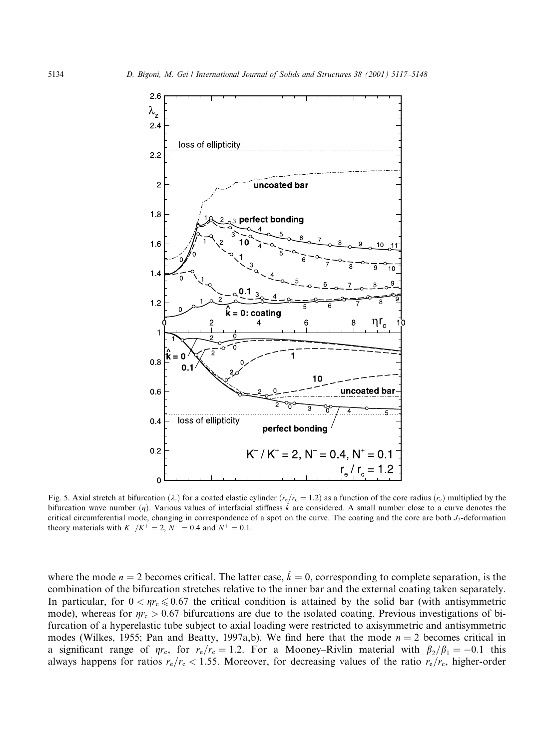Fig. 5. Axial stretch at bifurcation ($\lambda_z$) for a coated elastic cylinder ($r_e/r_c = 1.2$) as a function of the core radius ($r_c$) multiplied by the bifurcation wave number ($\eta$). Various values of interfacial stiffness $\hat{k}$ are considered. A small number close to a curve denotes the critical circumferential mode, changing in correspondence of a spot on the curve. The coating and the core are both $J_2$-deformation theory materials with $K^-/K^+ = 2$, $N^- = 0.4$ and $N^+ = 0.1$.

where the mode $n = 2$ becomes critical. The latter case, $\hat{k} = 0$, corresponding to complete separation, is the combination of the bifurcation stretches relative to the inner bar and the external coating taken separately. In particular, for $0 < \eta r_c \leqslant 0.67$ the critical condition is attained by the solid bar (with antisymmetric mode), whereas for $\eta r_c > 0.67$ bifurcations are due to the isolated coating. Previous investigations of bifurcation of a hyperelastic tube subject to axial loading were restricted to axisymmetric and antisymmetric modes (Wilkes, 1955; Pan and Beatty, 1997a,b). We find here that the mode $n = 2$ becomes critical in a significant range of $\eta r_c$, for $r_e/r_c = 1.2$. For a Mooney–Rivlin material with $\beta_2/\beta_1 = -0.1$ this always happens for ratios $r_e/r_c < 1.55$. Moreover, for decreasing values of the ratio $r_e/r_c$, higher-order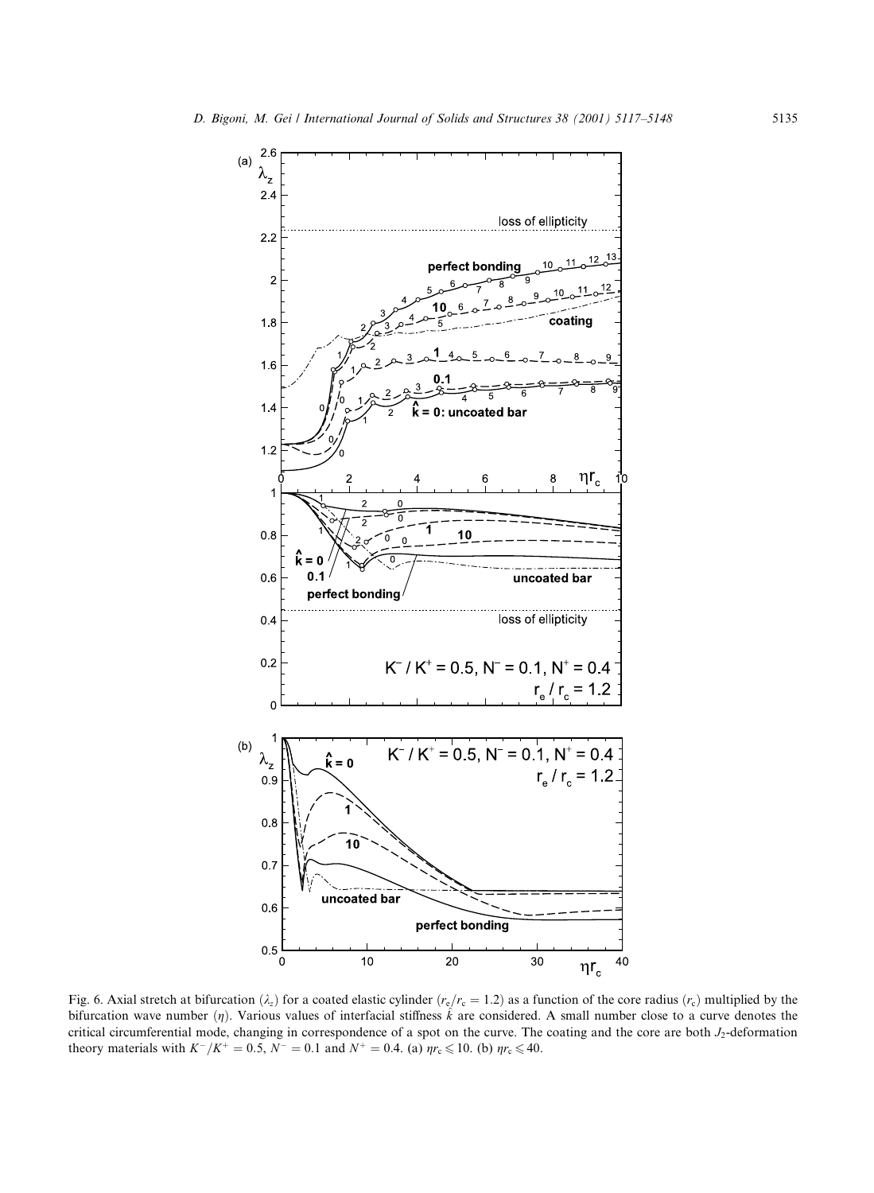Fig. 6. Axial stretch at bifurcation ($\lambda_z$) for a coated elastic cylinder ($r_e/r_c = 1.2$) as a function of the core radius ($r_c$) multiplied by the bifurcation wave number ($\eta$). Various values of interfacial stiffness $\hat{k}$ are considered. A small number close to a curve denotes the critical circumferential mode, changing in correspondence of a spot on the curve. The coating and the core are both $J_2$-deformation theory materials with $K^-/K^+ = 0.5$, $N^- = 0.1$ and $N^+ = 0.4$. (a) $\eta r_c \leqslant 10$. (b) $\eta r_c \leqslant 40$.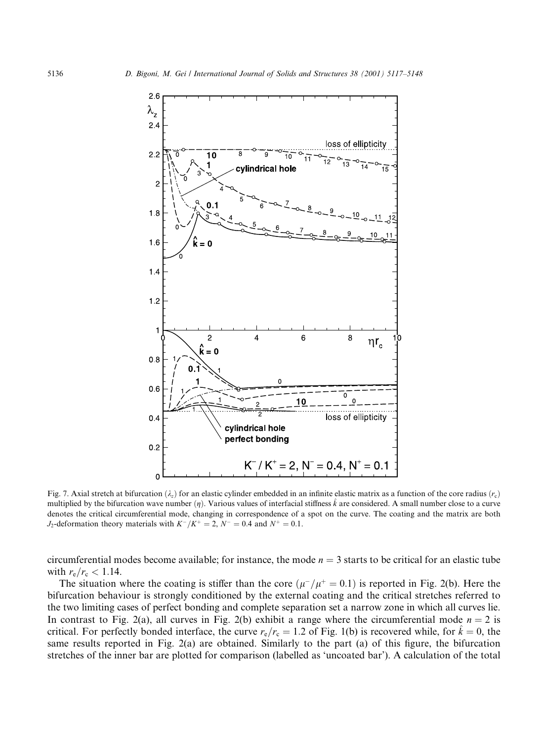Fig. 7. Axial stretch at bifurcation ($\lambda_z$) for an elastic cylinder embedded in an infinite elastic matrix as a function of the core radius ($r_c$) multiplied by the bifurcation wave number ($\eta$). Various values of interfacial stiffness $\hat{k}$ are considered. A small number close to a curve denotes the critical circumferential mode, changing in correspondence of a spot on the curve. The coating and the matrix are both $J_2$-deformation theory materials with $K^-/K^+ = 2$, $N^- = 0.4$ and $N^+ = 0.1$.

circumferential modes become available; for instance, the mode $n = 3$ starts to be critical for an elastic tube with $r_e/r_c < 1.14$.

The situation where the coating is stiffer than the core ($\mu^-/\mu^+ = 0.1$) is reported in Fig. 2(b). Here the bifurcation behaviour is strongly conditioned by the external coating and the critical stretches referred to the two limiting cases of perfect bonding and complete separation set a narrow zone in which all curves lie. In contrast to Fig. 2(a), all curves in Fig. 2(b) exhibit a range where the circumferential mode $n = 2$ is critical. For perfectly bonded interface, the curve $r_e/r_c = 1.2$ of Fig. 1(b) is recovered while, for $\hat{k} = 0$, the same results reported in Fig. 2(a) are obtained. Similarly to the part (a) of this figure, the bifurcation stretches of the inner bar are plotted for comparison (labelled as 'uncoated bar'). A calculation of the total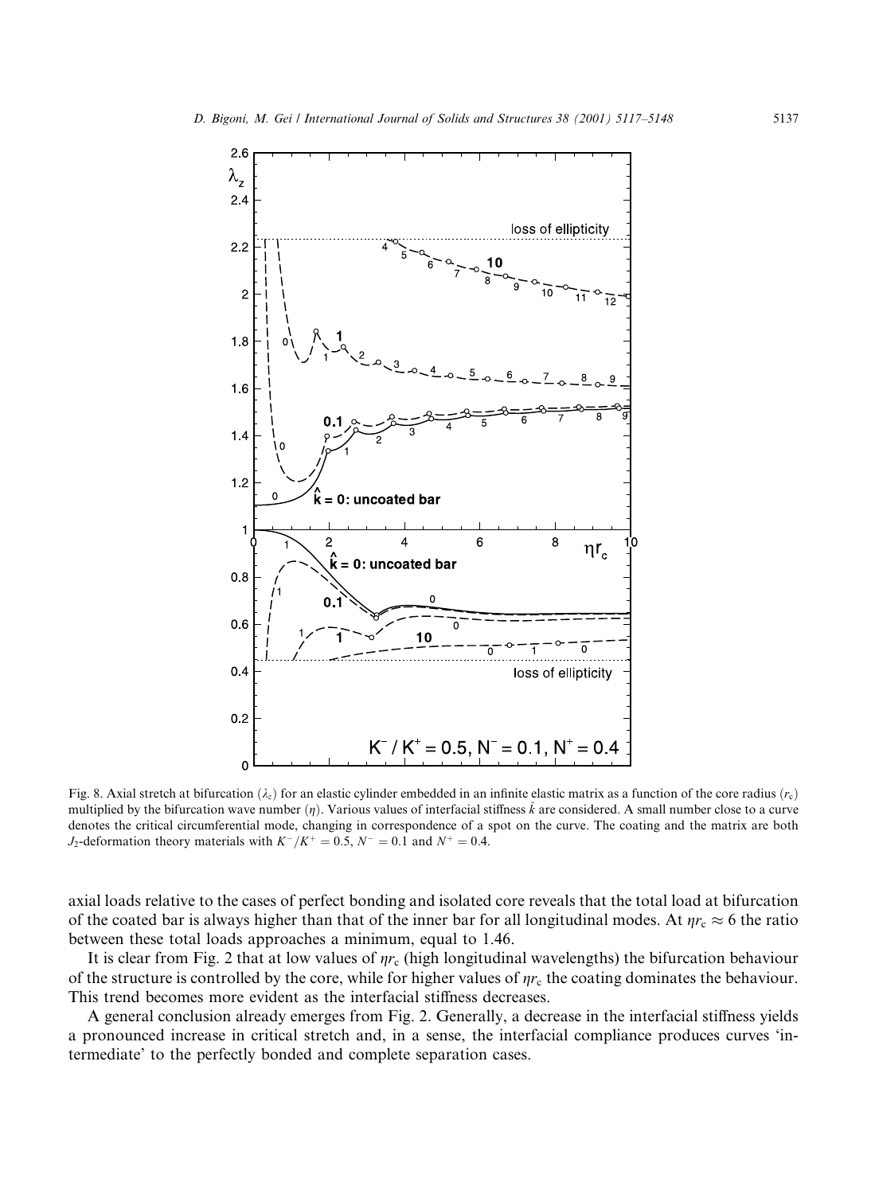Fig. 8. Axial stretch at bifurcation ($\lambda_z$) for an elastic cylinder embedded in an infinite elastic matrix as a function of the core radius ($r_c$) multiplied by the bifurcation wave number ($\eta$). Various values of interfacial stiffness $\hat{k}$ are considered. A small number close to a curve denotes the critical circumferential mode, changing in correspondence of a spot on the curve. The coating and the matrix are both $J_2$-deformation theory materials with $K^-/K^+ = 0.5$, $N^- = 0.1$ and $N^+ = 0.4$.

axial loads relative to the cases of perfect bonding and isolated core reveals that the total load at bifurcation of the coated bar is always higher than that of the inner bar for all longitudinal modes. At $\eta r_c \approx 6$ the ratio between these total loads approaches a minimum, equal to 1.46.

It is clear from Fig. 2 that at low values of $\eta r_c$ (high longitudinal wavelengths) the bifurcation behaviour of the structure is controlled by the core, while for higher values of $\eta r_c$ the coating dominates the behaviour. This trend becomes more evident as the interfacial stiffness decreases.

A general conclusion already emerges from Fig. 2. Generally, a decrease in the interfacial stiffness yields a pronounced increase in critical stretch and, in a sense, the interfacial compliance produces curves 'intermediate' to the perfectly bonded and complete separation cases.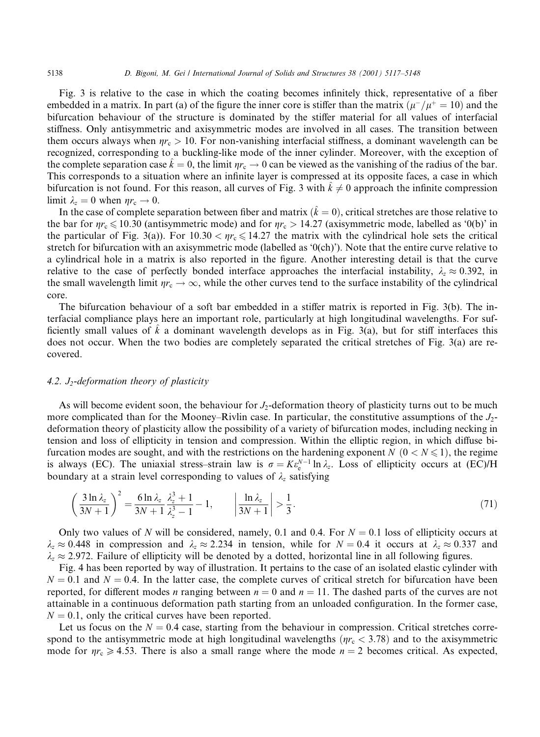Fig. 3 is relative to the case in which the coating becomes infinitely thick, representative of a fiber embedded in a matrix. In part (a) of the figure the inner core is stiffer than the matrix ($\mu^-/\mu^+ = 10$) and the bifurcation behaviour of the structure is dominated by the stiffer material for all values of interfacial stiffness. Only antisymmetric and axisymmetric modes are involved in all cases. The transition between them occurs always when $\eta r_c > 10$. For non-vanishing interfacial stiffness, a dominant wavelength can be recognized, corresponding to a buckling-like mode of the inner cylinder. Moreover, with the exception of the complete separation case $\hat{k} = 0$, the limit $\eta r_c \to 0$ can be viewed as the vanishing of the radius of the bar. This corresponds to a situation where an infinite layer is compressed at its opposite faces, a case in which bifurcation is not found. For this reason, all curves of Fig. 3 with $\hat{k} \neq 0$ approach the infinite compression limit $\lambda_z = 0$ when $\eta r_c \to 0$.

In the case of complete separation between fiber and matrix ($\hat{k} = 0$), critical stretches are those relative to the bar for $\eta r_c \leqslant 10.30$ (antisymmetric mode) and for $\eta r_c > 14.27$ (axisymmetric mode, labelled as '0(b)' in the particular of Fig. 3(a)). For $10.30 < \eta r_c \leqslant 14.27$ the matrix with the cylindrical hole sets the critical stretch for bifurcation with an axisymmetric mode (labelled as '0(ch)'). Note that the entire curve relative to a cylindrical hole in a matrix is also reported in the figure. Another interesting detail is that the curve relative to the case of perfectly bonded interface approaches the interfacial instability, $\lambda_z \approx 0.392$, in the small wavelength limit $\eta r_c \to \infty$, while the other curves tend to the surface instability of the cylindrical core.

The bifurcation behaviour of a soft bar embedded in a stiffer matrix is reported in Fig. 3(b). The interfacial compliance plays here an important role, particularly at high longitudinal wavelengths. For sufficiently small values of $\hat{k}$ a dominant wavelength develops as in Fig. 3(a), but for stiff interfaces this does not occur. When the two bodies are completely separated the critical stretches of Fig. 3(a) are recovered.

### 4.2. $J_2$-deformation theory of plasticity

As will become evident soon, the behaviour for $J_2$-deformation theory of plasticity turns out to be much more complicated than for the Mooney–Rivlin case. In particular, the constitutive assumptions of the $J_2$-deformation theory of plasticity allow the possibility of a variety of bifurcation modes, including necking in tension and loss of ellipticity in tension and compression. Within the elliptic region, in which diffuse bifurcation modes are sought, and with the restrictions on the hardening exponent $N$ ($0 < N \leqslant 1$), the regime is always (EC). The uniaxial stress–strain law is $\sigma = K\varepsilon_e^{N-1}\ln\lambda_z$. Loss of ellipticity occurs at (EC)/H boundary at a strain level corresponding to values of $\lambda_z$ satisfying

$$\left(\frac{3\ln\lambda_z}{3N+1}\right)^2 = \frac{6\ln\lambda_z}{3N+1}\frac{\lambda_z^3+1}{\lambda_z^3-1} - 1, \qquad \left|\frac{\ln\lambda_z}{3N+1}\right| > \frac{1}{3}. \tag{71}$$

Only two values of $N$ will be considered, namely, 0.1 and 0.4. For $N = 0.1$ loss of ellipticity occurs at $\lambda_z \approx 0.448$ in compression and $\lambda_z \approx 2.234$ in tension, while for $N = 0.4$ it occurs at $\lambda_z \approx 0.337$ and $\lambda_z \approx 2.972$. Failure of ellipticity will be denoted by a dotted, horizontal line in all following figures.

Fig. 4 has been reported by way of illustration. It pertains to the case of an isolated elastic cylinder with $N = 0.1$ and $N = 0.4$. In the latter case, the complete curves of critical stretch for bifurcation have been reported, for different modes $n$ ranging between $n = 0$ and $n = 11$. The dashed parts of the curves are not attainable in a continuous deformation path starting from an unloaded configuration. In the former case, $N = 0.1$, only the critical curves have been reported.

Let us focus on the $N = 0.4$ case, starting from the behaviour in compression. Critical stretches correspond to the antisymmetric mode at high longitudinal wavelengths ($\eta r_c < 3.78$) and to the axisymmetric mode for $\eta r_c \geqslant 4.53$. There is also a small range where the mode $n = 2$ becomes critical. As expected,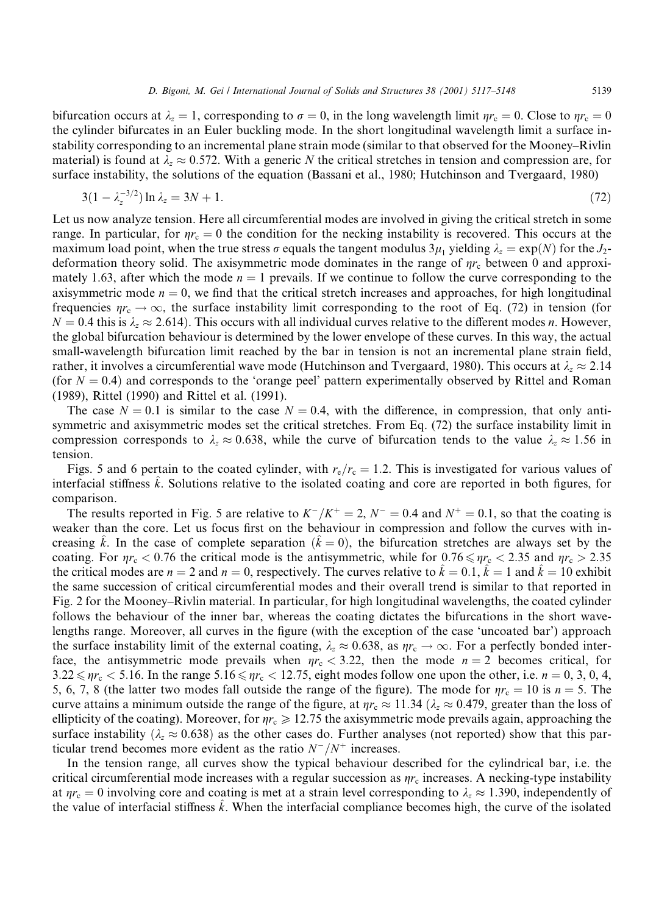bifurcation occurs at $\lambda_z = 1$, corresponding to $\sigma = 0$, in the long wavelength limit $\eta r_c = 0$. Close to $\eta r_c = 0$ the cylinder bifurcates in an Euler buckling mode. In the short longitudinal wavelength limit a surface instability corresponding to an incremental plane strain mode (similar to that observed for the Mooney–Rivlin material) is found at $\lambda_z \approx 0.572$. With a generic $N$ the critical stretches in tension and compression are, for surface instability, the solutions of the equation (Bassani et al., 1980; Hutchinson and Tvergaard, 1980)

$$3(1 - \lambda_z^{-3/2}) \ln \lambda_z = 3N + 1. \tag{72}$$

Let us now analyze tension. Here all circumferential modes are involved in giving the critical stretch in some range. In particular, for $\eta r_c = 0$ the condition for the necking instability is recovered. This occurs at the maximum load point, when the true stress $\sigma$ equals the tangent modulus $3\mu_1$ yielding $\lambda_z = \exp(N)$ for the $J_2$-deformation theory solid. The axisymmetric mode dominates in the range of $\eta r_c$ between 0 and approximately 1.63, after which the mode $n = 1$ prevails. If we continue to follow the curve corresponding to the axisymmetric mode $n = 0$, we find that the critical stretch increases and approaches, for high longitudinal frequencies $\eta r_c \to \infty$, the surface instability limit corresponding to the root of Eq. (72) in tension (for $N = 0.4$ this is $\lambda_z \approx 2.614$). This occurs with all individual curves relative to the different modes $n$. However, the global bifurcation behaviour is determined by the lower envelope of these curves. In this way, the actual small-wavelength bifurcation limit reached by the bar in tension is not an incremental plane strain field, rather, it involves a circumferential wave mode (Hutchinson and Tvergaard, 1980). This occurs at $\lambda_z \approx 2.14$ (for $N = 0.4$) and corresponds to the 'orange peel' pattern experimentally observed by Rittel and Roman (1989), Rittel (1990) and Rittel et al. (1991).

The case $N = 0.1$ is similar to the case $N = 0.4$, with the difference, in compression, that only antisymmetric and axisymmetric modes set the critical stretches. From Eq. (72) the surface instability limit in compression corresponds to $\lambda_z \approx 0.638$, while the curve of bifurcation tends to the value $\lambda_z \approx 1.56$ in tension.

Figs. 5 and 6 pertain to the coated cylinder, with $r_e/r_c = 1.2$. This is investigated for various values of interfacial stiffness $\hat{k}$. Solutions relative to the isolated coating and core are reported in both figures, for comparison.

The results reported in Fig. 5 are relative to $K^-/K^+ = 2$, $N^- = 0.4$ and $N^+ = 0.1$, so that the coating is weaker than the core. Let us focus first on the behaviour in compression and follow the curves with increasing $\hat{k}$. In the case of complete separation ($\hat{k} = 0$), the bifurcation stretches are always set by the coating. For $\eta r_c < 0.76$ the critical mode is the antisymmetric, while for $0.76 \leqslant \eta r_c < 2.35$ and $\eta r_c > 2.35$ the critical modes are $n = 2$ and $n = 0$, respectively. The curves relative to $\hat{k} = 0.1$, $\hat{k} = 1$ and $\hat{k} = 10$ exhibit the same succession of critical circumferential modes and their overall trend is similar to that reported in Fig. 2 for the Mooney–Rivlin material. In particular, for high longitudinal wavelengths, the coated cylinder follows the behaviour of the inner bar, whereas the coating dictates the bifurcations in the short wavelengths range. Moreover, all curves in the figure (with the exception of the case 'uncoated bar') approach the surface instability limit of the external coating, $\lambda_z \approx 0.638$, as $\eta r_c \to \infty$. For a perfectly bonded interface, the antisymmetric mode prevails when $\eta r_c < 3.22$, then the mode $n = 2$ becomes critical, for $3.22 \leqslant \eta r_c < 5.16$. In the range $5.16 \leqslant \eta r_c < 12.75$, eight modes follow one upon the other, i.e. $n = 0$, 3, 0, 4, 5, 6, 7, 8 (the latter two modes fall outside the range of the figure). The mode for $\eta r_c = 10$ is $n = 5$. The curve attains a minimum outside the range of the figure, at $\eta r_c \approx 11.34$ ($\lambda_z \approx 0.479$, greater than the loss of ellipticity of the coating). Moreover, for $\eta r_c \geqslant 12.75$ the axisymmetric mode prevails again, approaching the surface instability ($\lambda_z \approx 0.638$) as the other cases do. Further analyses (not reported) show that this particular trend becomes more evident as the ratio $N^-/N^+$ increases.

In the tension range, all curves show the typical behaviour described for the cylindrical bar, i.e. the critical circumferential mode increases with a regular succession as $\eta r_c$ increases. A necking-type instability at $\eta r_c = 0$ involving core and coating is met at a strain level corresponding to $\lambda_z \approx 1.390$, independently of the value of interfacial stiffness $\hat{k}$. When the interfacial compliance becomes high, the curve of the isolated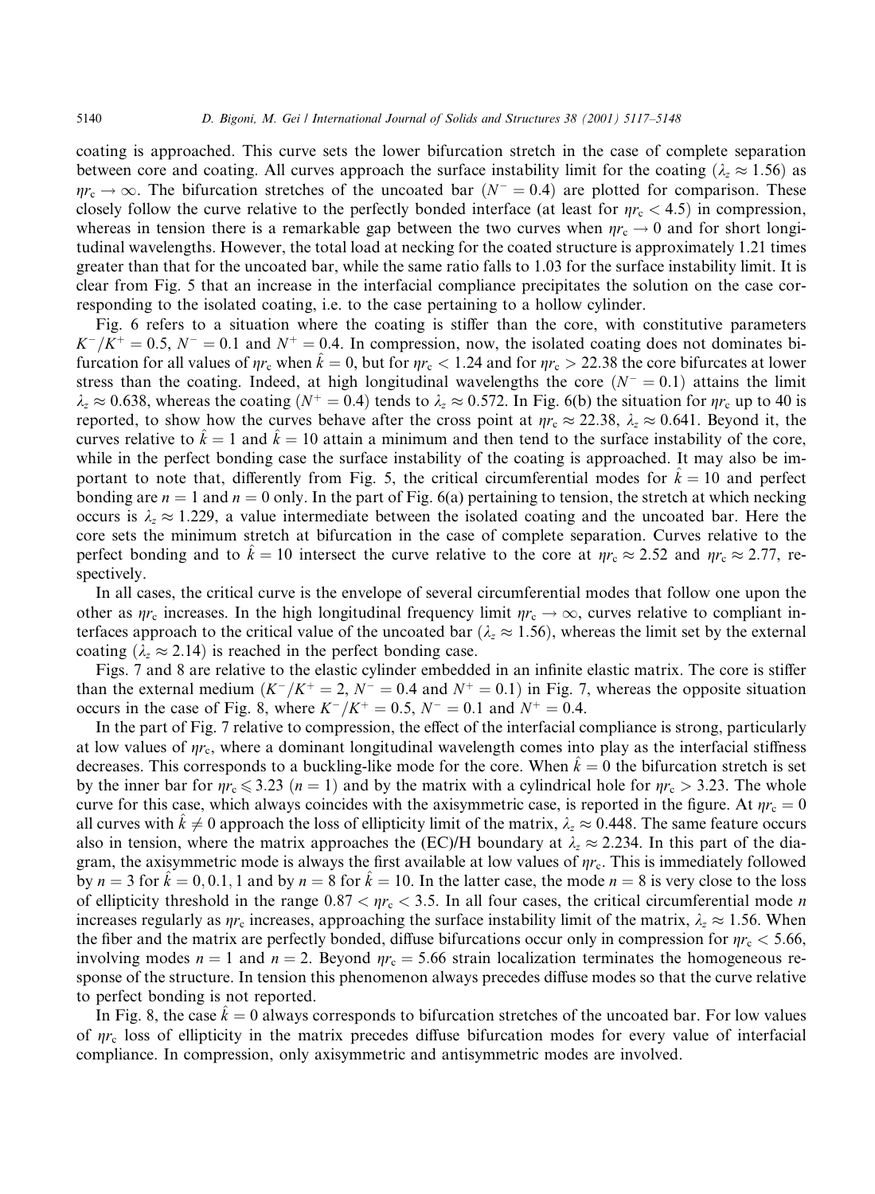coating is approached. This curve sets the lower bifurcation stretch in the case of complete separation between core and coating. All curves approach the surface instability limit for the coating ($\lambda_z \approx 1.56$) as $\eta r_c \to \infty$. The bifurcation stretches of the uncoated bar ($N^- = 0.4$) are plotted for comparison. These closely follow the curve relative to the perfectly bonded interface (at least for $\eta r_c < 4.5$) in compression, whereas in tension there is a remarkable gap between the two curves when $\eta r_c \to 0$ and for short longitudinal wavelengths. However, the total load at necking for the coated structure is approximately 1.21 times greater than that for the uncoated bar, while the same ratio falls to 1.03 for the surface instability limit. It is clear from Fig. 5 that an increase in the interfacial compliance precipitates the solution on the case corresponding to the isolated coating, i.e. to the case pertaining to a hollow cylinder.

Fig. 6 refers to a situation where the coating is stiffer than the core, with constitutive parameters $K^-/K^+ = 0.5$, $N^- = 0.1$ and $N^+ = 0.4$. In compression, now, the isolated coating does not dominates bifurcation for all values of $\eta r_c$ when $\hat{k} = 0$, but for $\eta r_c < 1.24$ and for $\eta r_c > 22.38$ the core bifurcates at lower stress than the coating. Indeed, at high longitudinal wavelengths the core ($N^- = 0.1$) attains the limit $\lambda_z \approx 0.638$, whereas the coating ($N^+ = 0.4$) tends to $\lambda_z \approx 0.572$. In Fig. 6(b) the situation for $\eta r_c$ up to 40 is reported, to show how the curves behave after the cross point at $\eta r_c \approx 22.38$, $\lambda_z \approx 0.641$. Beyond it, the curves relative to $\hat{k} = 1$ and $\hat{k} = 10$ attain a minimum and then tend to the surface instability of the core, while in the perfect bonding case the surface instability of the coating is approached. It may also be important to note that, differently from Fig. 5, the critical circumferential modes for $\hat{k} = 10$ and perfect bonding are $n = 1$ and $n = 0$ only. In the part of Fig. 6(a) pertaining to tension, the stretch at which necking occurs is $\lambda_z \approx 1.229$, a value intermediate between the isolated coating and the uncoated bar. Here the core sets the minimum stretch at bifurcation in the case of complete separation. Curves relative to the perfect bonding and to $\hat{k} = 10$ intersect the curve relative to the core at $\eta r_c \approx 2.52$ and $\eta r_c \approx 2.77$, respectively.

In all cases, the critical curve is the envelope of several circumferential modes that follow one upon the other as $\eta r_c$ increases. In the high longitudinal frequency limit $\eta r_c \to \infty$, curves relative to compliant interfaces approach to the critical value of the uncoated bar ($\lambda_z \approx 1.56$), whereas the limit set by the external coating ($\lambda_z \approx 2.14$) is reached in the perfect bonding case.

Figs. 7 and 8 are relative to the elastic cylinder embedded in an infinite elastic matrix. The core is stiffer than the external medium ($K^-/K^+ = 2$, $N^- = 0.4$ and $N^+ = 0.1$) in Fig. 7, whereas the opposite situation occurs in the case of Fig. 8, where $K^-/K^+ = 0.5$, $N^- = 0.1$ and $N^+ = 0.4$.

In the part of Fig. 7 relative to compression, the effect of the interfacial compliance is strong, particularly at low values of $\eta r_c$, where a dominant longitudinal wavelength comes into play as the interfacial stiffness decreases. This corresponds to a buckling-like mode for the core. When $\hat{k} = 0$ the bifurcation stretch is set by the inner bar for $\eta r_c \leqslant 3.23$ ($n = 1$) and by the matrix with a cylindrical hole for $\eta r_c > 3.23$. The whole curve for this case, which always coincides with the axisymmetric case, is reported in the figure. At $\eta r_c = 0$ all curves with $\hat{k} \neq 0$ approach the loss of ellipticity limit of the matrix, $\lambda_z \approx 0.448$. The same feature occurs also in tension, where the matrix approaches the (EC)/H boundary at $\lambda_z \approx 2.234$. In this part of the diagram, the axisymmetric mode is always the first available at low values of $\eta r_c$. This is immediately followed by $n = 3$ for $\hat{k} = 0, 0.1, 1$ and by $n = 8$ for $\hat{k} = 10$. In the latter case, the mode $n = 8$ is very close to the loss of ellipticity threshold in the range $0.87 < \eta r_c < 3.5$. In all four cases, the critical circumferential mode $n$ increases regularly as $\eta r_c$ increases, approaching the surface instability limit of the matrix, $\lambda_z \approx 1.56$. When the fiber and the matrix are perfectly bonded, diffuse bifurcations occur only in compression for $\eta r_c < 5.66$, involving modes $n = 1$ and $n = 2$. Beyond $\eta r_c = 5.66$ strain localization terminates the homogeneous response of the structure. In tension this phenomenon always precedes diffuse modes so that the curve relative to perfect bonding is not reported.

In Fig. 8, the case $\hat{k} = 0$ always corresponds to bifurcation stretches of the uncoated bar. For low values of $\eta r_c$ loss of ellipticity in the matrix precedes diffuse bifurcation modes for every value of interfacial compliance. In compression, only axisymmetric and antisymmetric modes are involved.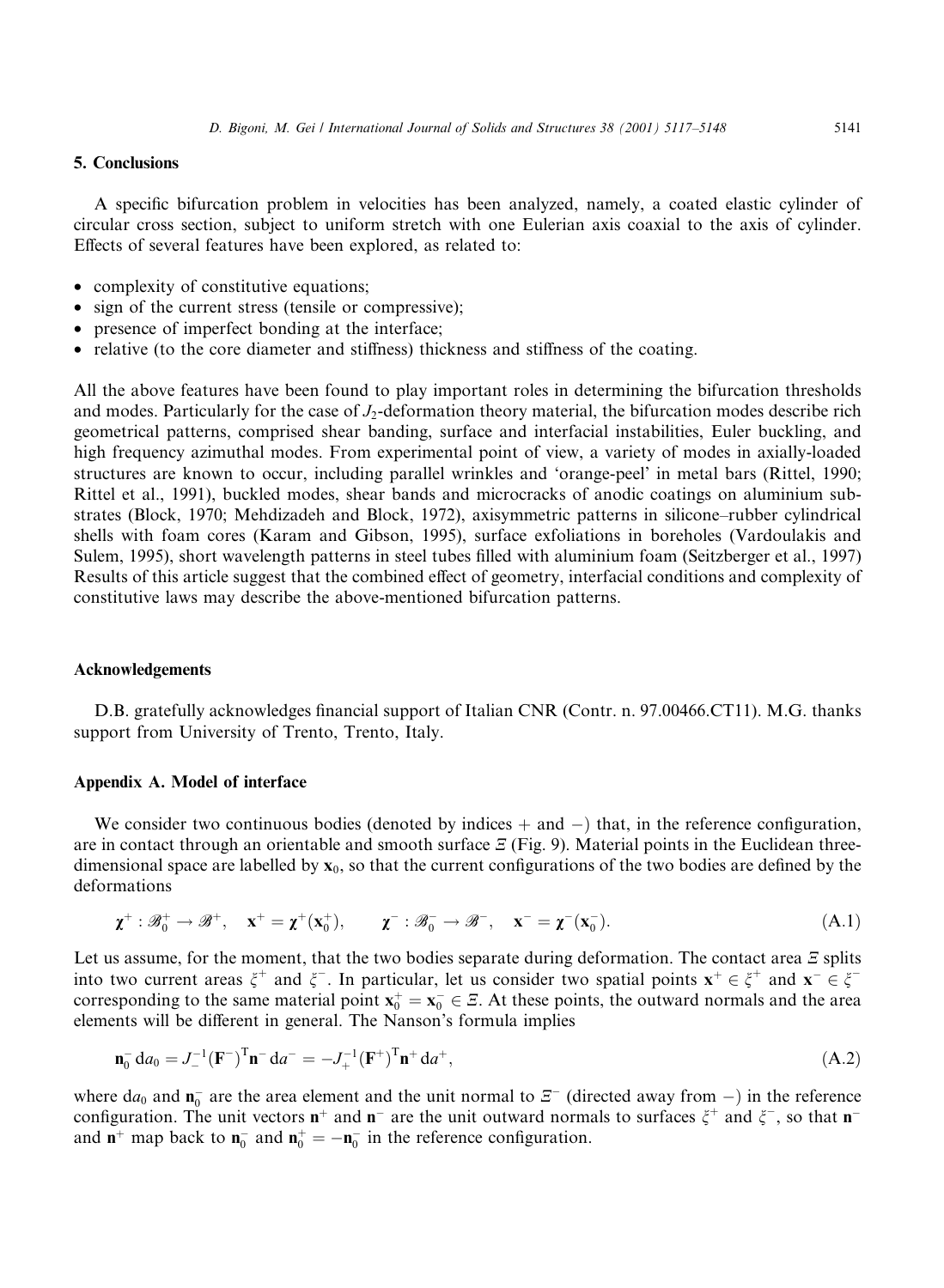## 5. Conclusions

A specific bifurcation problem in velocities has been analyzed, namely, a coated elastic cylinder of circular cross section, subject to uniform stretch with one Eulerian axis coaxial to the axis of cylinder. Effects of several features have been explored, as related to:

- complexity of constitutive equations;
- sign of the current stress (tensile or compressive);
- presence of imperfect bonding at the interface;
- relative (to the core diameter and stiffness) thickness and stiffness of the coating.

All the above features have been found to play important roles in determining the bifurcation thresholds and modes. Particularly for the case of $J_2$-deformation theory material, the bifurcation modes describe rich geometrical patterns, comprised shear banding, surface and interfacial instabilities, Euler buckling, and high frequency azimuthal modes. From experimental point of view, a variety of modes in axially-loaded structures are known to occur, including parallel wrinkles and 'orange-peel' in metal bars (Rittel, 1990; Rittel et al., 1991), buckled modes, shear bands and microcracks of anodic coatings on aluminium substrates (Block, 1970; Mehdizadeh and Block, 1972), axisymmetric patterns in silicone–rubber cylindrical shells with foam cores (Karam and Gibson, 1995), surface exfoliations in boreholes (Vardoulakis and Sulem, 1995), short wavelength patterns in steel tubes filled with aluminium foam (Seitzberger et al., 1997) Results of this article suggest that the combined effect of geometry, interfacial conditions and complexity of constitutive laws may describe the above-mentioned bifurcation patterns.

## Acknowledgements

D.B. gratefully acknowledges financial support of Italian CNR (Contr. n. 97.00466.CT11). M.G. thanks support from University of Trento, Trento, Italy.

## Appendix A. Model of interface

We consider two continuous bodies (denoted by indices + and −) that, in the reference configuration, are in contact through an orientable and smooth surface $\Xi$ (Fig. 9). Material points in the Euclidean three-dimensional space are labelled by $\mathbf{x}_0$, so that the current configurations of the two bodies are defined by the deformations

$$\boldsymbol{\chi}^+ : \mathscr{B}_0^+ \to \mathscr{B}^+, \quad \mathbf{x}^+ = \boldsymbol{\chi}^+(\mathbf{x}_0^+), \qquad \boldsymbol{\chi}^- : \mathscr{B}_0^- \to \mathscr{B}^-, \quad \mathbf{x}^- = \boldsymbol{\chi}^-(\mathbf{x}_0^-). \tag{A.1}$$

Let us assume, for the moment, that the two bodies separate during deformation. The contact area $\Xi$ splits into two current areas $\xi^+$ and $\xi^-$. In particular, let us consider two spatial points $\mathbf{x}^+ \in \xi^+$ and $\mathbf{x}^- \in \xi^-$ corresponding to the same material point $\mathbf{x}_0^+ = \mathbf{x}_0^- \in \Xi$. At these points, the outward normals and the area elements will be different in general. The Nanson's formula implies

$$\mathbf{n}_0^- \, da_0 = J_-^{-1}(\mathbf{F}^-)^{\mathrm{T}}\mathbf{n}^- \, da^- = -J_+^{-1}(\mathbf{F}^+)^{\mathrm{T}}\mathbf{n}^+ \, da^+, \tag{A.2}$$

where $da_0$ and $\mathbf{n}_0^-$ are the area element and the unit normal to $\Xi^-$ (directed away from −) in the reference configuration. The unit vectors $\mathbf{n}^+$ and $\mathbf{n}^-$ are the unit outward normals to surfaces $\xi^+$ and $\xi^-$, so that $\mathbf{n}^-$ and $\mathbf{n}^+$ map back to $\mathbf{n}_0^-$ and $\mathbf{n}_0^+ = -\mathbf{n}_0^-$ in the reference configuration.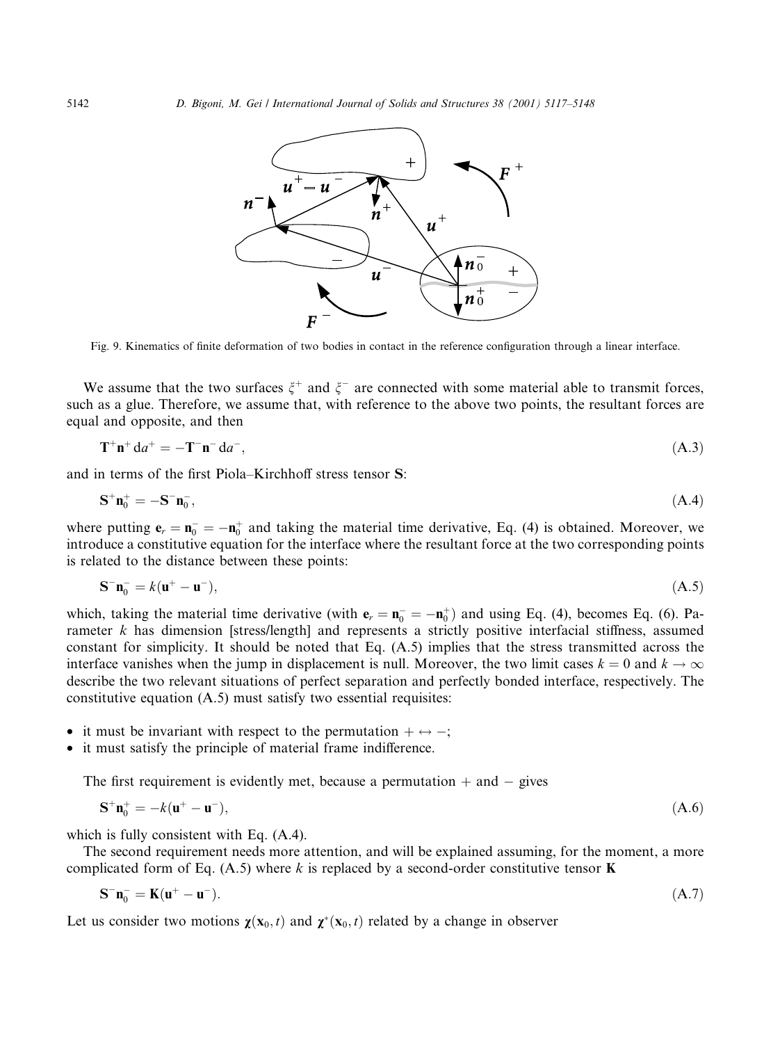Fig. 9. Kinematics of finite deformation of two bodies in contact in the reference configuration through a linear interface.

We assume that the two surfaces $\xi^+$ and $\xi^-$ are connected with some material able to transmit forces, such as a glue. Therefore, we assume that, with reference to the above two points, the resultant forces are equal and opposite, and then

$$\mathbf{T}^+\mathbf{n}^+\,\mathrm{d}a^+ = -\mathbf{T}^-\mathbf{n}^-\,\mathrm{d}a^-, \tag{A.3}$$

and in terms of the first Piola–Kirchhoff stress tensor $\mathbf{S}$:

$$\mathbf{S}^+\mathbf{n}_0^+ = -\mathbf{S}^-\mathbf{n}_0^-, \tag{A.4}$$

where putting $\mathbf{e}_r = \mathbf{n}_0^- = -\mathbf{n}_0^+$ and taking the material time derivative, Eq. (4) is obtained. Moreover, we introduce a constitutive equation for the interface where the resultant force at the two corresponding points is related to the distance between these points:

$$\mathbf{S}^-\mathbf{n}_0^- = k(\mathbf{u}^+ - \mathbf{u}^-), \tag{A.5}$$

which, taking the material time derivative (with $\mathbf{e}_r = \mathbf{n}_0^- = -\mathbf{n}_0^+$) and using Eq. (4), becomes Eq. (6). Parameter $k$ has dimension [stress/length] and represents a strictly positive interfacial stiffness, assumed constant for simplicity. It should be noted that Eq. (A.5) implies that the stress transmitted across the interface vanishes when the jump in displacement is null. Moreover, the two limit cases $k = 0$ and $k \to \infty$ describe the two relevant situations of perfect separation and perfectly bonded interface, respectively. The constitutive equation (A.5) must satisfy two essential requisites:

- it must be invariant with respect to the permutation $+ \leftrightarrow -$;
- it must satisfy the principle of material frame indifference.

The first requirement is evidently met, because a permutation $+$ and $-$ gives

$$\mathbf{S}^+\mathbf{n}_0^+ = -k(\mathbf{u}^+ - \mathbf{u}^-), \tag{A.6}$$

which is fully consistent with Eq. (A.4).

The second requirement needs more attention, and will be explained assuming, for the moment, a more complicated form of Eq. (A.5) where $k$ is replaced by a second-order constitutive tensor $\mathbf{K}$

$$\mathbf{S}^-\mathbf{n}_0^- = \mathbf{K}(\mathbf{u}^+ - \mathbf{u}^-). \tag{A.7}$$

Let us consider two motions $\boldsymbol{\chi}(\mathbf{x}_0, t)$ and $\boldsymbol{\chi}^*(\mathbf{x}_0, t)$ related by a change in observer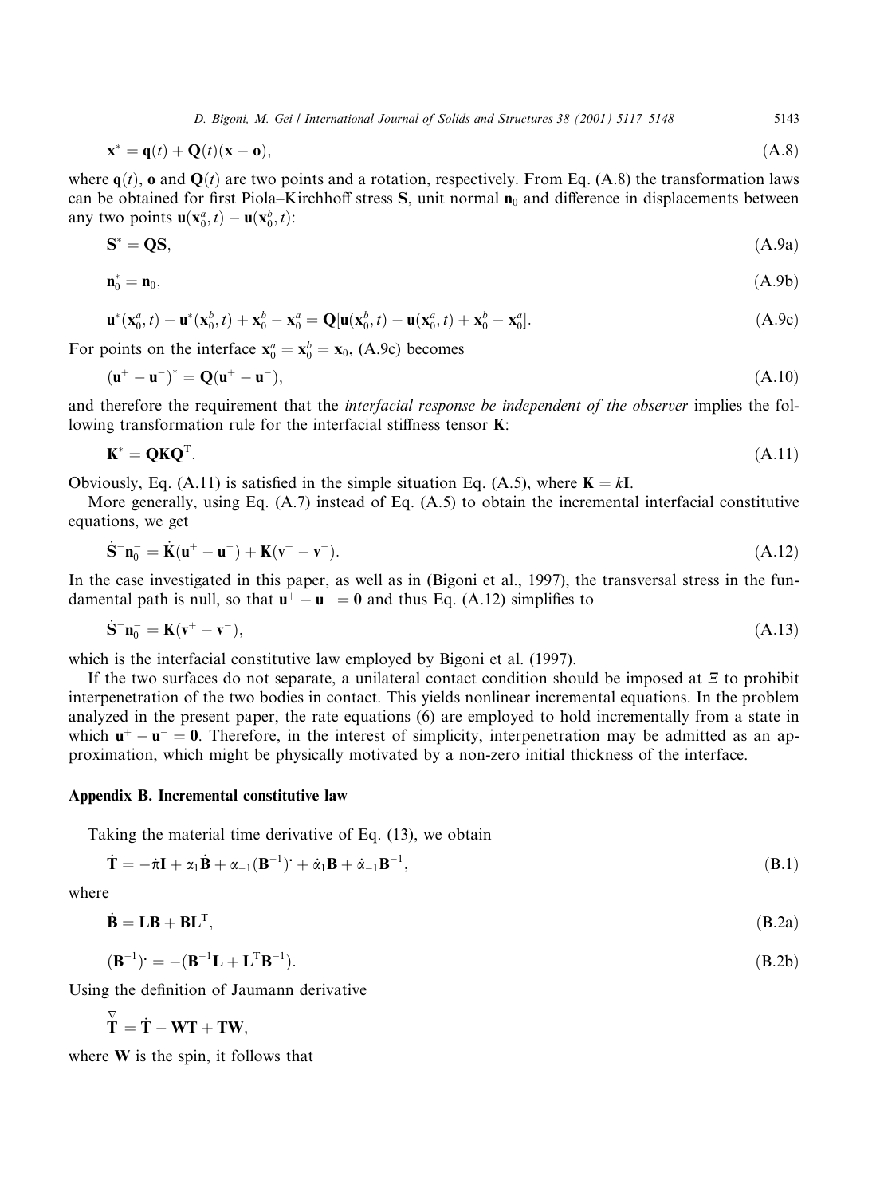$$\mathbf{x}^* = \mathbf{q}(t) + \mathbf{Q}(t)(\mathbf{x} - \mathbf{o}), \tag{A.8}$$

where $\mathbf{q}(t)$, $\mathbf{o}$ and $\mathbf{Q}(t)$ are two points and a rotation, respectively. From Eq. (A.8) the transformation laws can be obtained for first Piola–Kirchhoff stress $\mathbf{S}$, unit normal $\mathbf{n}_0$ and difference in displacements between any two points $\mathbf{u}(\mathbf{x}_0^a, t) - \mathbf{u}(\mathbf{x}_0^b, t)$:

$$\mathbf{S}^* = \mathbf{QS}, \tag{A.9a}$$

$$\mathbf{n}_0^* = \mathbf{n}_0, \tag{A.9b}$$

$$\mathbf{u}^*(\mathbf{x}_0^a, t) - \mathbf{u}^*(\mathbf{x}_0^b, t) + \mathbf{x}_0^b - \mathbf{x}_0^a = \mathbf{Q}[\mathbf{u}(\mathbf{x}_0^b, t) - \mathbf{u}(\mathbf{x}_0^a, t) + \mathbf{x}_0^b - \mathbf{x}_0^a]. \tag{A.9c}$$

For points on the interface $\mathbf{x}_0^a = \mathbf{x}_0^b = \mathbf{x}_0$, (A.9c) becomes

$$(\mathbf{u}^+ - \mathbf{u}^-)^* = \mathbf{Q}(\mathbf{u}^+ - \mathbf{u}^-), \tag{A.10}$$

and therefore the requirement that the *interfacial response be independent of the observer* implies the following transformation rule for the interfacial stiffness tensor $\mathbf{K}$:

$$\mathbf{K}^* = \mathbf{QKQ}^{\mathrm{T}}. \tag{A.11}$$

Obviously, Eq. (A.11) is satisfied in the simple situation Eq. (A.5), where $\mathbf{K} = k\mathbf{I}$.

More generally, using Eq. (A.7) instead of Eq. (A.5) to obtain the incremental interfacial constitutive equations, we get

$$\dot{\mathbf{S}}^- \mathbf{n}_0^- = \dot{\mathbf{K}}(\mathbf{u}^+ - \mathbf{u}^-) + \mathbf{K}(\mathbf{v}^+ - \mathbf{v}^-). \tag{A.12}$$

In the case investigated in this paper, as well as in (Bigoni et al., 1997), the transversal stress in the fundamental path is null, so that $\mathbf{u}^+ - \mathbf{u}^- = \mathbf{0}$ and thus Eq. (A.12) simplifies to

$$\dot{\mathbf{S}}^- \mathbf{n}_0^- = \mathbf{K}(\mathbf{v}^+ - \mathbf{v}^-), \tag{A.13}$$

which is the interfacial constitutive law employed by Bigoni et al. (1997).

If the two surfaces do not separate, a unilateral contact condition should be imposed at $\Xi$ to prohibit interpenetration of the two bodies in contact. This yields nonlinear incremental equations. In the problem analyzed in the present paper, the rate equations (6) are employed to hold incrementally from a state in which $\mathbf{u}^+ - \mathbf{u}^- = \mathbf{0}$. Therefore, in the interest of simplicity, interpenetration may be admitted as an approximation, which might be physically motivated by a non-zero initial thickness of the interface.

## Appendix B. Incremental constitutive law

Taking the material time derivative of Eq. (13), we obtain

$$\dot{\mathbf{T}} = -\dot{\pi}\mathbf{I} + \alpha_1\dot{\mathbf{B}} + \alpha_{-1}(\mathbf{B}^{-1})^{\cdot} + \dot{\alpha}_1\mathbf{B} + \dot{\alpha}_{-1}\mathbf{B}^{-1}, \tag{B.1}$$

where

$$\dot{\mathbf{B}} = \mathbf{LB} + \mathbf{BL}^{\mathrm{T}}, \tag{B.2a}$$

$$(\mathbf{B}^{-1})^{\cdot} = -(\mathbf{B}^{-1}\mathbf{L} + \mathbf{L}^{\mathrm{T}}\mathbf{B}^{-1}). \tag{B.2b}$$

Using the definition of Jaumann derivative

$$\overset{\nabla}{\mathbf{T}} = \dot{\mathbf{T}} - \mathbf{WT} + \mathbf{TW},$$

where $\mathbf{W}$ is the spin, it follows that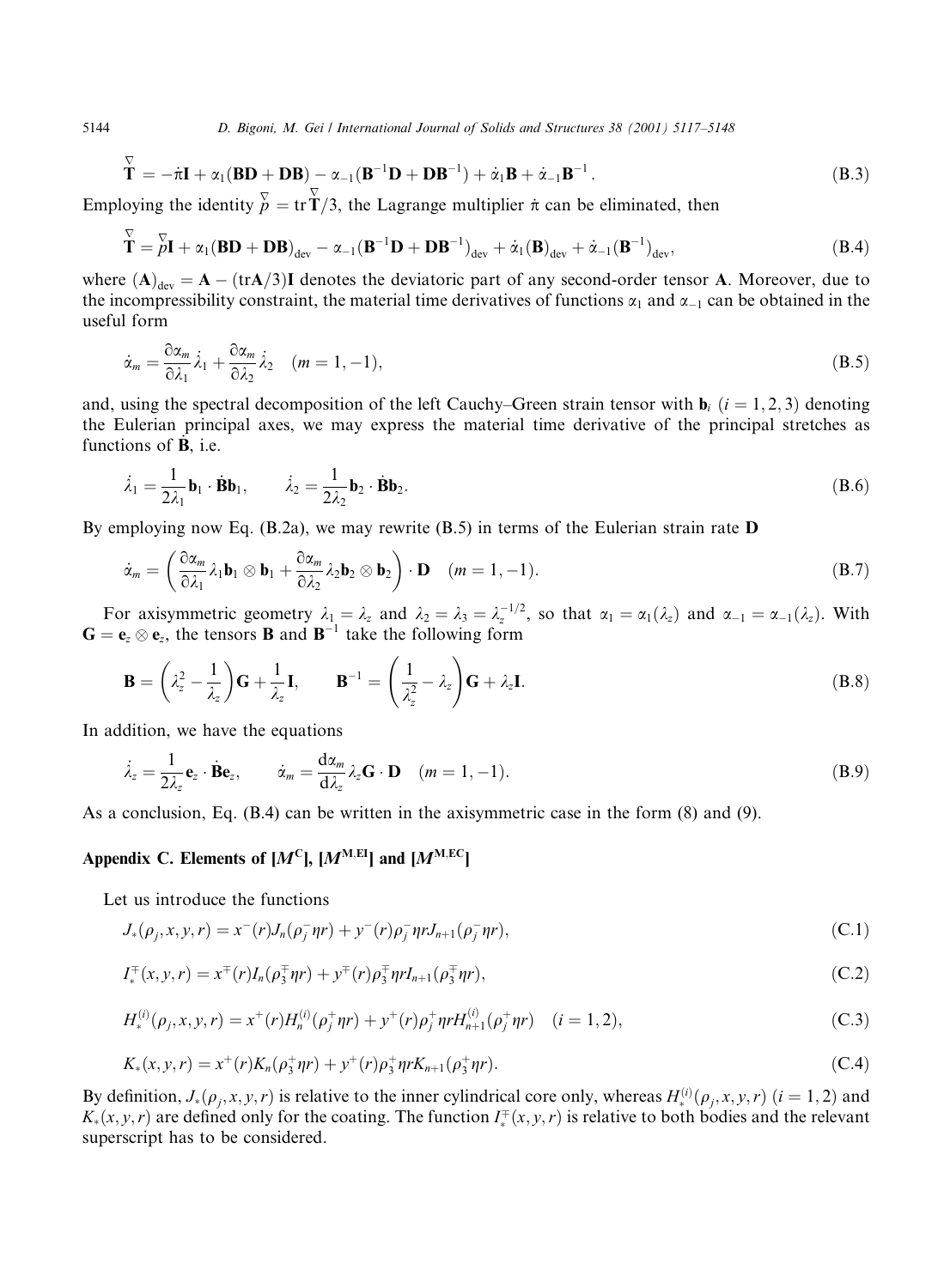$$\overset{\nabla}{\mathbf{T}} = -\dot{\pi}\mathbf{I} + \alpha_1(\mathbf{BD} + \mathbf{DB}) - \alpha_{-1}(\mathbf{B}^{-1}\mathbf{D} + \mathbf{DB}^{-1}) + \dot{\alpha}_1\mathbf{B} + \dot{\alpha}_{-1}\mathbf{B}^{-1}. \tag{B.3}$$

Employing the identity $\overset{\nabla}{p} = \operatorname{tr}\overset{\nabla}{\mathbf{T}}/3$, the Lagrange multiplier $\dot{\pi}$ can be eliminated, then

$$\overset{\nabla}{\mathbf{T}} = \overset{\nabla}{p}\mathbf{I} + \alpha_1(\mathbf{BD} + \mathbf{DB})_{\text{dev}} - \alpha_{-1}(\mathbf{B}^{-1}\mathbf{D} + \mathbf{DB}^{-1})_{\text{dev}} + \dot{\alpha}_1(\mathbf{B})_{\text{dev}} + \dot{\alpha}_{-1}(\mathbf{B}^{-1})_{\text{dev}}, \tag{B.4}$$

where $(\mathbf{A})_{\text{dev}} = \mathbf{A} - (\operatorname{tr}\mathbf{A}/3)\mathbf{I}$ denotes the deviatoric part of any second-order tensor $\mathbf{A}$. Moreover, due to the incompressibility constraint, the material time derivatives of functions $\alpha_1$ and $\alpha_{-1}$ can be obtained in the useful form

$$\dot{\alpha}_m = \frac{\partial \alpha_m}{\partial \lambda_1}\dot{\lambda}_1 + \frac{\partial \alpha_m}{\partial \lambda_2}\dot{\lambda}_2 \quad (m = 1, -1), \tag{B.5}$$

and, using the spectral decomposition of the left Cauchy–Green strain tensor with $\mathbf{b}_i$ $(i = 1, 2, 3)$ denoting the Eulerian principal axes, we may express the material time derivative of the principal stretches as functions of $\dot{\mathbf{B}}$, i.e.

$$\dot{\lambda}_1 = \frac{1}{2\lambda_1}\mathbf{b}_1 \cdot \dot{\mathbf{B}}\mathbf{b}_1, \qquad \dot{\lambda}_2 = \frac{1}{2\lambda_2}\mathbf{b}_2 \cdot \dot{\mathbf{B}}\mathbf{b}_2. \tag{B.6}$$

By employing now Eq. (B.2a), we may rewrite (B.5) in terms of the Eulerian strain rate $\mathbf{D}$

$$\dot{\alpha}_m = \left( \frac{\partial \alpha_m}{\partial \lambda_1}\lambda_1 \mathbf{b}_1 \otimes \mathbf{b}_1 + \frac{\partial \alpha_m}{\partial \lambda_2}\lambda_2 \mathbf{b}_2 \otimes \mathbf{b}_2 \right) \cdot \mathbf{D} \quad (m = 1, -1). \tag{B.7}$$

For axisymmetric geometry $\lambda_1 = \lambda_z$ and $\lambda_2 = \lambda_3 = \lambda_z^{-1/2}$, so that $\alpha_1 = \alpha_1(\lambda_z)$ and $\alpha_{-1} = \alpha_{-1}(\lambda_z)$. With $\mathbf{G} = \mathbf{e}_z \otimes \mathbf{e}_z$, the tensors $\mathbf{B}$ and $\mathbf{B}^{-1}$ take the following form

$$\mathbf{B} = \left( \lambda_z^2 - \frac{1}{\lambda_z} \right)\mathbf{G} + \frac{1}{\lambda_z}\mathbf{I}, \qquad \mathbf{B}^{-1} = \left( \frac{1}{\lambda_z^2} - \lambda_z \right)\mathbf{G} + \lambda_z\mathbf{I}. \tag{B.8}$$

In addition, we have the equations

$$\dot{\lambda}_z = \frac{1}{2\lambda_z}\mathbf{e}_z \cdot \dot{\mathbf{B}}\mathbf{e}_z, \qquad \dot{\alpha}_m = \frac{\mathrm{d}\alpha_m}{\mathrm{d}\lambda_z}\lambda_z \mathbf{G} \cdot \mathbf{D} \quad (m = 1, -1). \tag{B.9}$$

As a conclusion, Eq. (B.4) can be written in the axisymmetric case in the form (8) and (9).

## Appendix C. Elements of $[M^{\mathrm{C}}]$, $[M^{\mathrm{M,EI}}]$ and $[M^{\mathrm{M,EC}}]$

Let us introduce the functions

$$J_*(\rho_j, x, y, r) = x^-(r)J_n(\rho_j^- \eta r) + y^-(r)\rho_j^- \eta r J_{n+1}(\rho_j^- \eta r), \tag{C.1}$$

$$I_*^{\mp}(x, y, r) = x^{\mp}(r)I_n(\rho_3^{\mp}\eta r) + y^{\mp}(r)\rho_3^{\mp}\eta r I_{n+1}(\rho_3^{\mp}\eta r), \tag{C.2}$$

$$H_*^{(i)}(\rho_j, x, y, r) = x^+(r)H_n^{(i)}(\rho_j^+ \eta r) + y^+(r)\rho_j^+ \eta r H_{n+1}^{(i)}(\rho_j^+ \eta r) \quad (i = 1, 2), \tag{C.3}$$

$$K_*(x, y, r) = x^+(r)K_n(\rho_3^+ \eta r) + y^+(r)\rho_3^+ \eta r K_{n+1}(\rho_3^+ \eta r). \tag{C.4}$$

By definition, $J_*(\rho_j, x, y, r)$ is relative to the inner cylindrical core only, whereas $H_*^{(i)}(\rho_j, x, y, r)$ $(i = 1, 2)$ and $K_*(x, y, r)$ are defined only for the coating. The function $I_*^{\mp}(x, y, r)$ is relative to both bodies and the relevant superscript has to be considered.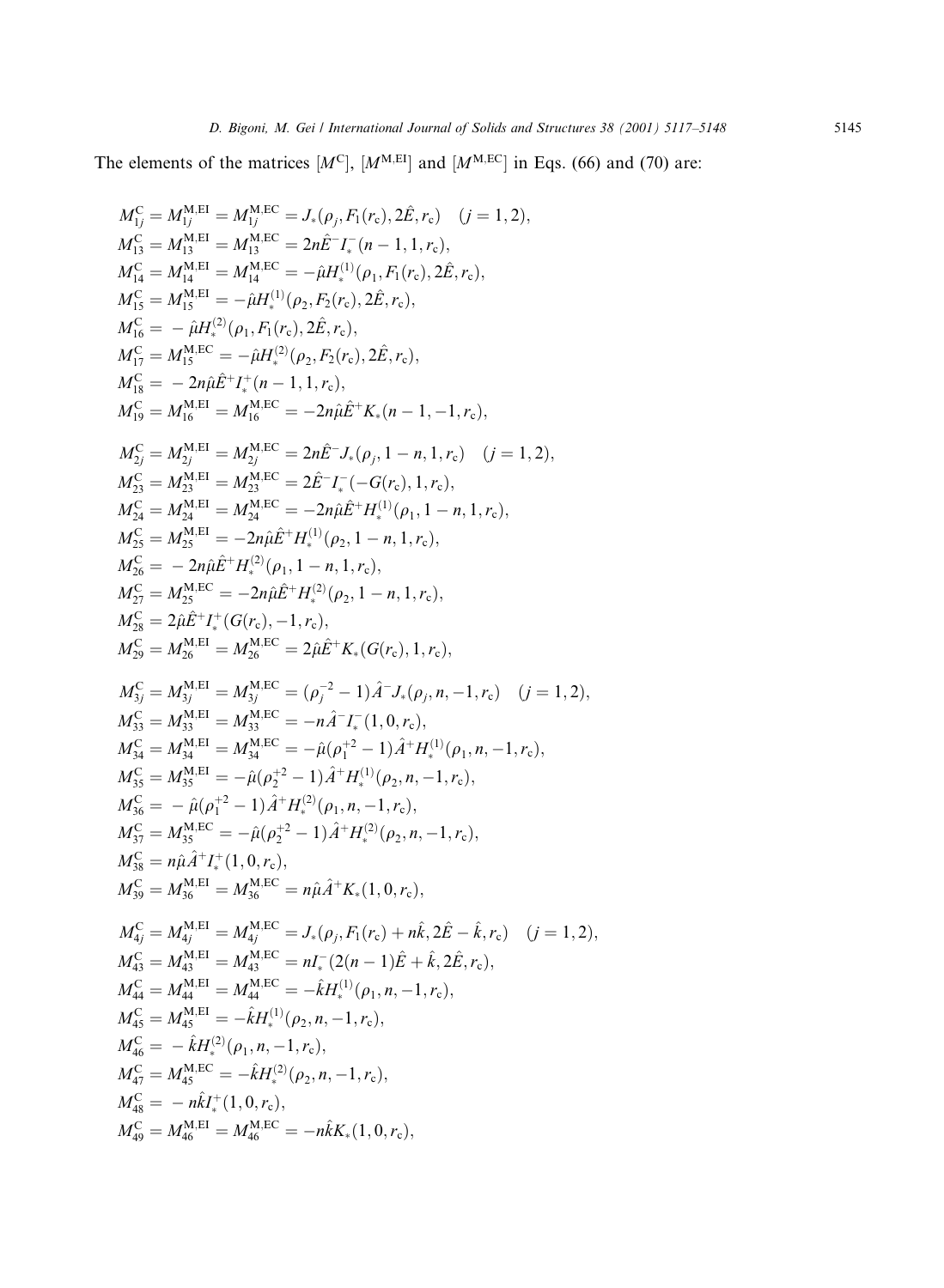The elements of the matrices $[M^{\mathrm{C}}]$, $[M^{\mathrm{M,EI}}]$ and $[M^{\mathrm{M,EC}}]$ in Eqs. (66) and (70) are:

$$
\begin{aligned}
&M^{\mathrm{C}}_{1j} = M^{\mathrm{M,EI}}_{1j} = M^{\mathrm{M,EC}}_{1j} = J_*(\rho_j, F_1(r_c), 2\hat{E}, r_c) \quad (j = 1, 2),\\
&M^{\mathrm{C}}_{13} = M^{\mathrm{M,EI}}_{13} = M^{\mathrm{M,EC}}_{13} = 2n\hat{E}^- I^-_*(n-1, 1, r_c),\\
&M^{\mathrm{C}}_{14} = M^{\mathrm{M,EI}}_{14} = M^{\mathrm{M,EC}}_{14} = -\hat{\mu} H^{(1)}_*(\rho_1, F_1(r_c), 2\hat{E}, r_c),\\
&M^{\mathrm{C}}_{15} = M^{\mathrm{M,EI}}_{15} = -\hat{\mu} H^{(1)}_*(\rho_2, F_2(r_c), 2\hat{E}, r_c),\\
&M^{\mathrm{C}}_{16} = -\hat{\mu} H^{(2)}_*(\rho_1, F_1(r_c), 2\hat{E}, r_c),\\
&M^{\mathrm{C}}_{17} = M^{\mathrm{M,EC}}_{15} = -\hat{\mu} H^{(2)}_*(\rho_2, F_2(r_c), 2\hat{E}, r_c),\\
&M^{\mathrm{C}}_{18} = -2n\hat{\mu}\hat{E}^+ I^+_*(n-1, 1, r_c),\\
&M^{\mathrm{C}}_{19} = M^{\mathrm{M,EI}}_{16} = M^{\mathrm{M,EC}}_{16} = -2n\hat{\mu}\hat{E}^+ K_*(n-1, -1, r_c),
\end{aligned}
$$

$$
\begin{aligned}
&M^{\mathrm{C}}_{2j} = M^{\mathrm{M,EI}}_{2j} = M^{\mathrm{M,EC}}_{2j} = 2n\hat{E}^- J_*(\rho_j, 1-n, 1, r_c) \quad (j = 1, 2),\\
&M^{\mathrm{C}}_{23} = M^{\mathrm{M,EI}}_{23} = M^{\mathrm{M,EC}}_{23} = 2\hat{E}^- I^-_*(-G(r_c), 1, r_c),\\
&M^{\mathrm{C}}_{24} = M^{\mathrm{M,EI}}_{24} = M^{\mathrm{M,EC}}_{24} = -2n\hat{\mu}\hat{E}^+ H^{(1)}_*(\rho_1, 1-n, 1, r_c),\\
&M^{\mathrm{C}}_{25} = M^{\mathrm{M,EI}}_{25} = -2n\hat{\mu}\hat{E}^+ H^{(1)}_*(\rho_2, 1-n, 1, r_c),\\
&M^{\mathrm{C}}_{26} = -2n\hat{\mu}\hat{E}^+ H^{(2)}_*(\rho_1, 1-n, 1, r_c),\\
&M^{\mathrm{C}}_{27} = M^{\mathrm{M,EC}}_{25} = -2n\hat{\mu}\hat{E}^+ H^{(2)}_*(\rho_2, 1-n, 1, r_c),\\
&M^{\mathrm{C}}_{28} = 2\hat{\mu}\hat{E}^+ I^+_*(G(r_c), -1, r_c),\\
&M^{\mathrm{C}}_{29} = M^{\mathrm{M,EI}}_{26} = M^{\mathrm{M,EC}}_{26} = 2\hat{\mu}\hat{E}^+ K_*(G(r_c), 1, r_c),
\end{aligned}
$$

$$
\begin{aligned}
&M^{\mathrm{C}}_{3j} = M^{\mathrm{M,EI}}_{3j} = M^{\mathrm{M,EC}}_{3j} = (\rho_j^{-2} - 1)\hat{A}^- J_*(\rho_j, n, -1, r_c) \quad (j = 1, 2),\\
&M^{\mathrm{C}}_{33} = M^{\mathrm{M,EI}}_{33} = M^{\mathrm{M,EC}}_{33} = -n\hat{A}^- I^-_*(1, 0, r_c),\\
&M^{\mathrm{C}}_{34} = M^{\mathrm{M,EI}}_{34} = M^{\mathrm{M,EC}}_{34} = -\hat{\mu}(\rho_1^{+2} - 1)\hat{A}^+ H^{(1)}_*(\rho_1, n, -1, r_c),\\
&M^{\mathrm{C}}_{35} = M^{\mathrm{M,EI}}_{35} = -\hat{\mu}(\rho_2^{+2} - 1)\hat{A}^+ H^{(1)}_*(\rho_2, n, -1, r_c),\\
&M^{\mathrm{C}}_{36} = -\hat{\mu}(\rho_1^{+2} - 1)\hat{A}^+ H^{(2)}_*(\rho_1, n, -1, r_c),\\
&M^{\mathrm{C}}_{37} = M^{\mathrm{M,EC}}_{35} = -\hat{\mu}(\rho_2^{+2} - 1)\hat{A}^+ H^{(2)}_*(\rho_2, n, -1, r_c),\\
&M^{\mathrm{C}}_{38} = n\hat{\mu}\hat{A}^+ I^+_*(1, 0, r_c),\\
&M^{\mathrm{C}}_{39} = M^{\mathrm{M,EI}}_{36} = M^{\mathrm{M,EC}}_{36} = n\hat{\mu}\hat{A}^+ K_*(1, 0, r_c),
\end{aligned}
$$

$$
\begin{aligned}
&M^{\mathrm{C}}_{4j} = M^{\mathrm{M,EI}}_{4j} = M^{\mathrm{M,EC}}_{4j} = J_*(\rho_j, F_1(r_c) + n\hat{k}, 2\hat{E} - \hat{k}, r_c) \quad (j = 1, 2),\\
&M^{\mathrm{C}}_{43} = M^{\mathrm{M,EI}}_{43} = M^{\mathrm{M,EC}}_{43} = nI^-_*(2(n-1)\hat{E} + \hat{k}, 2\hat{E}, r_c),\\
&M^{\mathrm{C}}_{44} = M^{\mathrm{M,EI}}_{44} = M^{\mathrm{M,EC}}_{44} = -\hat{k} H^{(1)}_*(\rho_1, n, -1, r_c),\\
&M^{\mathrm{C}}_{45} = M^{\mathrm{M,EI}}_{45} = -\hat{k} H^{(1)}_*(\rho_2, n, -1, r_c),\\
&M^{\mathrm{C}}_{46} = -\hat{k} H^{(2)}_*(\rho_1, n, -1, r_c),\\
&M^{\mathrm{C}}_{47} = M^{\mathrm{M,EC}}_{45} = -\hat{k} H^{(2)}_*(\rho_2, n, -1, r_c),\\
&M^{\mathrm{C}}_{48} = -n\hat{k} I^+_*(1, 0, r_c),\\
&M^{\mathrm{C}}_{49} = M^{\mathrm{M,EI}}_{46} = M^{\mathrm{M,EC}}_{46} = -n\hat{k} K_*(1, 0, r_c),
\end{aligned}
$$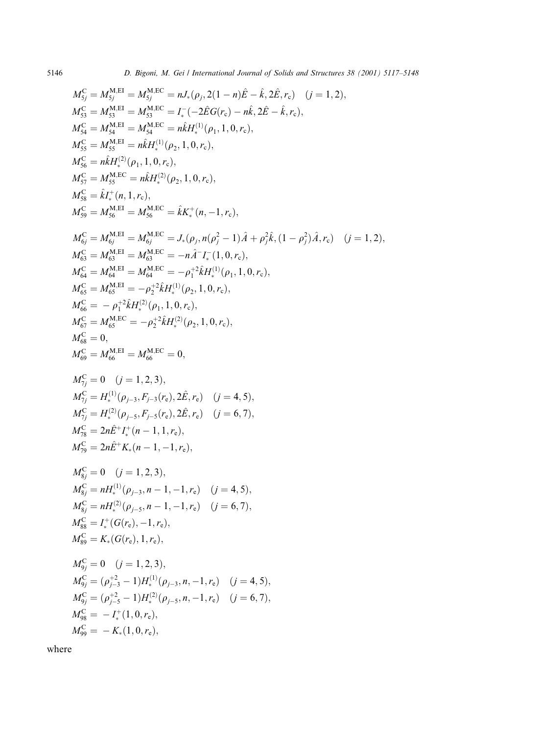$$M_{5j}^{\mathrm{C}} = M_{5j}^{\mathrm{M,EI}} = M_{5j}^{\mathrm{M,EC}} = nJ_*(\rho_j, 2(1-n)\hat{E} - \hat{k}, 2\hat{E}, r_\mathrm{c}) \quad (j = 1, 2),$$
$$M_{53}^{\mathrm{C}} = M_{53}^{\mathrm{M,EI}} = M_{53}^{\mathrm{M,EC}} = I_*^-(-2\hat{E}G(r_\mathrm{c}) - n\hat{k}, 2\hat{E} - \hat{k}, r_\mathrm{c}),$$
$$M_{54}^{\mathrm{C}} = M_{54}^{\mathrm{M,EI}} = M_{54}^{\mathrm{M,EC}} = n\hat{k}H_*^{(1)}(\rho_1, 1, 0, r_\mathrm{c}),$$
$$M_{55}^{\mathrm{C}} = M_{55}^{\mathrm{M,EI}} = n\hat{k}H_*^{(1)}(\rho_2, 1, 0, r_\mathrm{c}),$$
$$M_{56}^{\mathrm{C}} = n\hat{k}H_*^{(2)}(\rho_1, 1, 0, r_\mathrm{c}),$$
$$M_{57}^{\mathrm{C}} = M_{55}^{\mathrm{M,EC}} = n\hat{k}H_*^{(2)}(\rho_2, 1, 0, r_\mathrm{c}),$$
$$M_{58}^{\mathrm{C}} = \hat{k}I_*^+(n, 1, r_\mathrm{c}),$$
$$M_{59}^{\mathrm{C}} = M_{56}^{\mathrm{M,EI}} = M_{56}^{\mathrm{M,EC}} = \hat{k}K_*^+(n, -1, r_\mathrm{c}),$$

$$M_{6j}^{\mathrm{C}} = M_{6j}^{\mathrm{M,EI}} = M_{6j}^{\mathrm{M,EC}} = J_*(\rho_j, n(\rho_j^2 - 1)\hat{A} + \rho_j^2\hat{k}, (1-\rho_j^2)\hat{A}, r_\mathrm{c}) \quad (j = 1, 2),$$
$$M_{63}^{\mathrm{C}} = M_{63}^{\mathrm{M,EI}} = M_{63}^{\mathrm{M,EC}} = -n\hat{A}^- I_*^-(1, 0, r_\mathrm{c}),$$
$$M_{64}^{\mathrm{C}} = M_{64}^{\mathrm{M,EI}} = M_{64}^{\mathrm{M,EC}} = -\rho_1^{+2}\hat{k}H_*^{(1)}(\rho_1, 1, 0, r_\mathrm{c}),$$
$$M_{65}^{\mathrm{C}} = M_{65}^{\mathrm{M,EI}} = -\rho_2^{+2}\hat{k}H_*^{(1)}(\rho_2, 1, 0, r_\mathrm{c}),$$
$$M_{66}^{\mathrm{C}} = -\rho_1^{+2}\hat{k}H_*^{(2)}(\rho_1, 1, 0, r_\mathrm{c}),$$
$$M_{67}^{\mathrm{C}} = M_{65}^{\mathrm{M,EC}} = -\rho_2^{+2}\hat{k}H_*^{(2)}(\rho_2, 1, 0, r_\mathrm{c}),$$
$$M_{68}^{\mathrm{C}} = 0,$$
$$M_{69}^{\mathrm{C}} = M_{66}^{\mathrm{M,EI}} = M_{66}^{\mathrm{M,EC}} = 0,$$

$$M_{7j}^{\mathrm{C}} = 0 \quad (j = 1, 2, 3),$$
$$M_{7j}^{\mathrm{C}} = H_*^{(1)}(\rho_{j-3}, F_{j-3}(r_\mathrm{e}), 2\hat{E}, r_\mathrm{e}) \quad (j = 4, 5),$$
$$M_{7j}^{\mathrm{C}} = H_*^{(2)}(\rho_{j-5}, F_{j-5}(r_\mathrm{e}), 2\hat{E}, r_\mathrm{e}) \quad (j = 6, 7),$$
$$M_{78}^{\mathrm{C}} = 2n\hat{E}^+ I_*^+(n-1, 1, r_\mathrm{e}),$$
$$M_{79}^{\mathrm{C}} = 2n\hat{E}^+ K_*(n-1, -1, r_\mathrm{e}),$$

$$M_{8j}^{\mathrm{C}} = 0 \quad (j = 1, 2, 3),$$
$$M_{8j}^{\mathrm{C}} = nH_*^{(1)}(\rho_{j-3}, n-1, -1, r_\mathrm{e}) \quad (j = 4, 5),$$
$$M_{8j}^{\mathrm{C}} = nH_*^{(2)}(\rho_{j-5}, n-1, -1, r_\mathrm{e}) \quad (j = 6, 7),$$
$$M_{88}^{\mathrm{C}} = I_*^+(G(r_\mathrm{e}), -1, r_\mathrm{e}),$$
$$M_{89}^{\mathrm{C}} = K_*(G(r_\mathrm{e}), 1, r_\mathrm{e}),$$

$$M_{9j}^{\mathrm{C}} = 0 \quad (j = 1, 2, 3),$$
$$M_{9j}^{\mathrm{C}} = (\rho_{j-3}^{+2} - 1)H_*^{(1)}(\rho_{j-3}, n, -1, r_\mathrm{e}) \quad (j = 4, 5),$$
$$M_{9j}^{\mathrm{C}} = (\rho_{j-5}^{+2} - 1)H_*^{(2)}(\rho_{j-5}, n, -1, r_\mathrm{e}) \quad (j = 6, 7),$$
$$M_{98}^{\mathrm{C}} = -I_*^+(1, 0, r_\mathrm{e}),$$
$$M_{99}^{\mathrm{C}} = -K_*(1, 0, r_\mathrm{e}),$$

where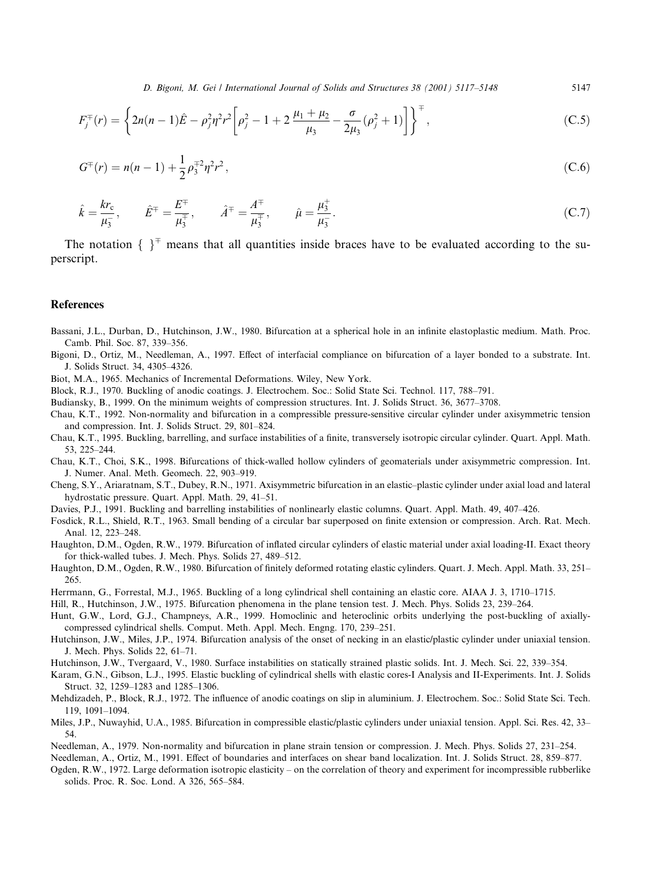$$F_j^{\mp}(r) = \left\{ 2n(n-1)\hat{E} - \rho_j^2 \eta^2 r^2 \left[ \rho_j^2 - 1 + 2\,\frac{\mu_1 + \mu_2}{\mu_3} - \frac{\sigma}{2\mu_3}(\rho_j^2 + 1) \right] \right\}^{\mp}, \tag{C.5}$$

$$G^{\mp}(r) = n(n-1) + \frac{1}{2}\rho_3^{\mp 2}\eta^2 r^2, \tag{C.6}$$

$$\hat{k} = \frac{k r_c}{\mu_3^-}, \qquad \hat{E}^{\mp} = \frac{E^{\mp}}{\mu_3^{\mp}}, \qquad \hat{A}^{\mp} = \frac{A^{\mp}}{\mu_3^{\mp}}, \qquad \hat{\mu} = \frac{\mu_3^+}{\mu_3^-}. \tag{C.7}$$

The notation $\{\ \}^{\mp}$ means that all quantities inside braces have to be evaluated according to the superscript.

## References

Bassani, J.L., Durban, D., Hutchinson, J.W., 1980. Bifurcation at a spherical hole in an infinite elastoplastic medium. Math. Proc. Camb. Phil. Soc. 87, 339–356.

Bigoni, D., Ortiz, M., Needleman, A., 1997. Effect of interfacial compliance on bifurcation of a layer bonded to a substrate. Int. J. Solids Struct. 34, 4305–4326.

Biot, M.A., 1965. Mechanics of Incremental Deformations. Wiley, New York.

Block, R.J., 1970. Buckling of anodic coatings. J. Electrochem. Soc.: Solid State Sci. Technol. 117, 788–791.

Budiansky, B., 1999. On the minimum weights of compression structures. Int. J. Solids Struct. 36, 3677–3708.

Chau, K.T., 1992. Non-normality and bifurcation in a compressible pressure-sensitive circular cylinder under axisymmetric tension and compression. Int. J. Solids Struct. 29, 801–824.

Chau, K.T., 1995. Buckling, barrelling, and surface instabilities of a finite, transversely isotropic circular cylinder. Quart. Appl. Math. 53, 225–244.

Chau, K.T., Choi, S.K., 1998. Bifurcations of thick-walled hollow cylinders of geomaterials under axisymmetric compression. Int. J. Numer. Anal. Meth. Geomech. 22, 903–919.

Cheng, S.Y., Ariaratnam, S.T., Dubey, R.N., 1971. Axisymmetric bifurcation in an elastic–plastic cylinder under axial load and lateral hydrostatic pressure. Quart. Appl. Math. 29, 41–51.

Davies, P.J., 1991. Buckling and barrelling instabilities of nonlinearly elastic columns. Quart. Appl. Math. 49, 407–426.

Fosdick, R.L., Shield, R.T., 1963. Small bending of a circular bar superposed on finite extension or compression. Arch. Rat. Mech. Anal. 12, 223–248.

Haughton, D.M., Ogden, R.W., 1979. Bifurcation of inflated circular cylinders of elastic material under axial loading-II. Exact theory for thick-walled tubes. J. Mech. Phys. Solids 27, 489–512.

Haughton, D.M., Ogden, R.W., 1980. Bifurcation of finitely deformed rotating elastic cylinders. Quart. J. Mech. Appl. Math. 33, 251–265.

Herrmann, G., Forrestal, M.J., 1965. Buckling of a long cylindrical shell containing an elastic core. AIAA J. 3, 1710–1715.

Hill, R., Hutchinson, J.W., 1975. Bifurcation phenomena in the plane tension test. J. Mech. Phys. Solids 23, 239–264.

Hunt, G.W., Lord, G.J., Champneys, A.R., 1999. Homoclinic and heteroclinic orbits underlying the post-buckling of axially-compressed cylindrical shells. Comput. Meth. Appl. Mech. Engng. 170, 239–251.

Hutchinson, J.W., Miles, J.P., 1974. Bifurcation analysis of the onset of necking in an elastic/plastic cylinder under uniaxial tension. J. Mech. Phys. Solids 22, 61–71.

Hutchinson, J.W., Tvergaard, V., 1980. Surface instabilities on statically strained plastic solids. Int. J. Mech. Sci. 22, 339–354.

Karam, G.N., Gibson, L.J., 1995. Elastic buckling of cylindrical shells with elastic cores-I Analysis and II-Experiments. Int. J. Solids Struct. 32, 1259–1283 and 1285–1306.

Mehdizadeh, P., Block, R.J., 1972. The influence of anodic coatings on slip in aluminium. J. Electrochem. Soc.: Solid State Sci. Tech. 119, 1091–1094.

Miles, J.P., Nuwayhid, U.A., 1985. Bifurcation in compressible elastic/plastic cylinders under uniaxial tension. Appl. Sci. Res. 42, 33–54.

Needleman, A., 1979. Non-normality and bifurcation in plane strain tension or compression. J. Mech. Phys. Solids 27, 231–254.

Needleman, A., Ortiz, M., 1991. Effect of boundaries and interfaces on shear band localization. Int. J. Solids Struct. 28, 859–877.

Ogden, R.W., 1972. Large deformation isotropic elasticity – on the correlation of theory and experiment for incompressible rubberlike solids. Proc. R. Soc. Lond. A 326, 565–584.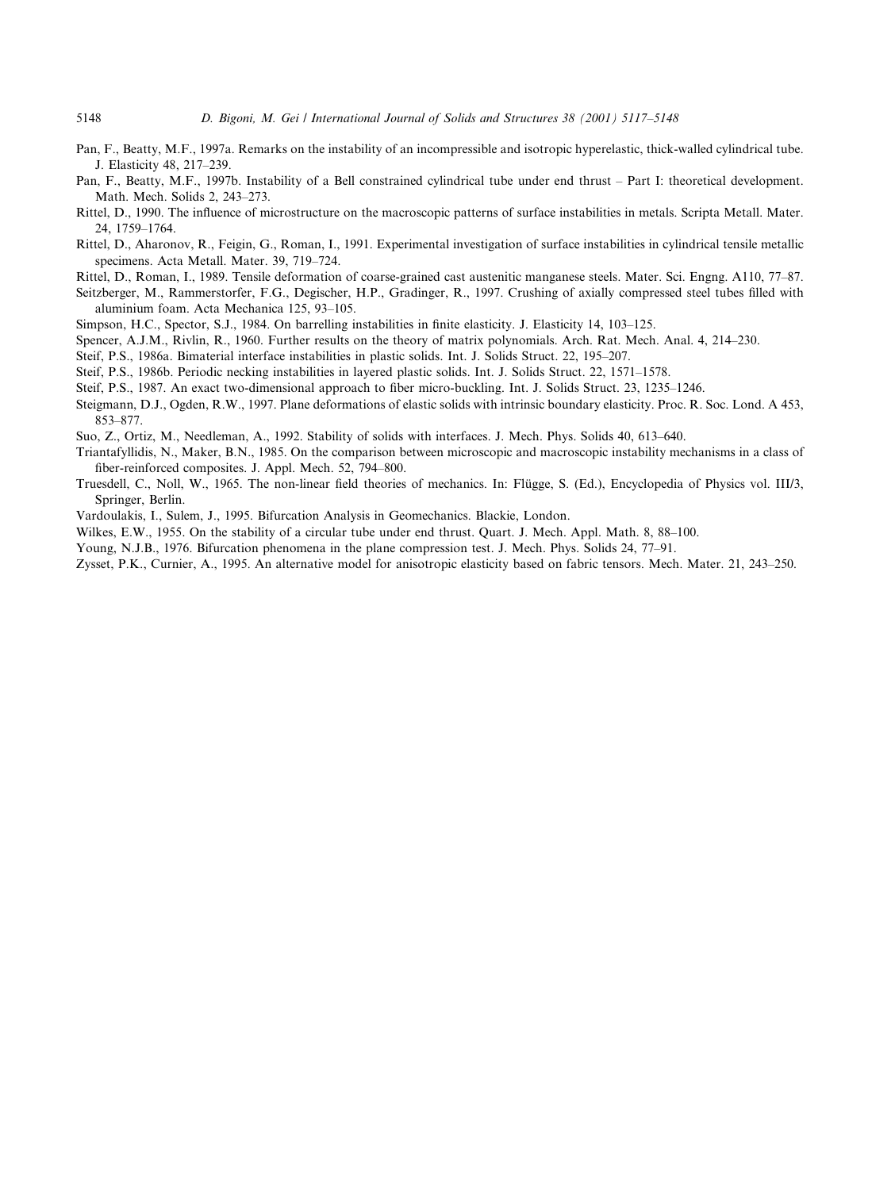Pan, F., Beatty, M.F., 1997a. Remarks on the instability of an incompressible and isotropic hyperelastic, thick-walled cylindrical tube. J. Elasticity 48, 217–239.

Pan, F., Beatty, M.F., 1997b. Instability of a Bell constrained cylindrical tube under end thrust – Part I: theoretical development. Math. Mech. Solids 2, 243–273.

Rittel, D., 1990. The influence of microstructure on the macroscopic patterns of surface instabilities in metals. Scripta Metall. Mater. 24, 1759–1764.

Rittel, D., Aharonov, R., Feigin, G., Roman, I., 1991. Experimental investigation of surface instabilities in cylindrical tensile metallic specimens. Acta Metall. Mater. 39, 719–724.

Rittel, D., Roman, I., 1989. Tensile deformation of coarse-grained cast austenitic manganese steels. Mater. Sci. Engng. A110, 77–87.

Seitzberger, M., Rammerstorfer, F.G., Degischer, H.P., Gradinger, R., 1997. Crushing of axially compressed steel tubes filled with aluminium foam. Acta Mechanica 125, 93–105.

Simpson, H.C., Spector, S.J., 1984. On barrelling instabilities in finite elasticity. J. Elasticity 14, 103–125.

Spencer, A.J.M., Rivlin, R., 1960. Further results on the theory of matrix polynomials. Arch. Rat. Mech. Anal. 4, 214–230.

Steif, P.S., 1986a. Bimaterial interface instabilities in plastic solids. Int. J. Solids Struct. 22, 195–207.

Steif, P.S., 1986b. Periodic necking instabilities in layered plastic solids. Int. J. Solids Struct. 22, 1571–1578.

Steif, P.S., 1987. An exact two-dimensional approach to fiber micro-buckling. Int. J. Solids Struct. 23, 1235–1246.

Steigmann, D.J., Ogden, R.W., 1997. Plane deformations of elastic solids with intrinsic boundary elasticity. Proc. R. Soc. Lond. A 453, 853–877.

Suo, Z., Ortiz, M., Needleman, A., 1992. Stability of solids with interfaces. J. Mech. Phys. Solids 40, 613–640.

Triantafyllidis, N., Maker, B.N., 1985. On the comparison between microscopic and macroscopic instability mechanisms in a class of fiber-reinforced composites. J. Appl. Mech. 52, 794–800.

Truesdell, C., Noll, W., 1965. The non-linear field theories of mechanics. In: Flügge, S. (Ed.), Encyclopedia of Physics vol. III/3, Springer, Berlin.

Vardoulakis, I., Sulem, J., 1995. Bifurcation Analysis in Geomechanics. Blackie, London.

Wilkes, E.W., 1955. On the stability of a circular tube under end thrust. Quart. J. Mech. Appl. Math. 8, 88–100.

Young, N.J.B., 1976. Bifurcation phenomena in the plane compression test. J. Mech. Phys. Solids 24, 77–91.

Zysset, P.K., Curnier, A., 1995. An alternative model for anisotropic elasticity based on fabric tensors. Mech. Mater. 21, 243–250.